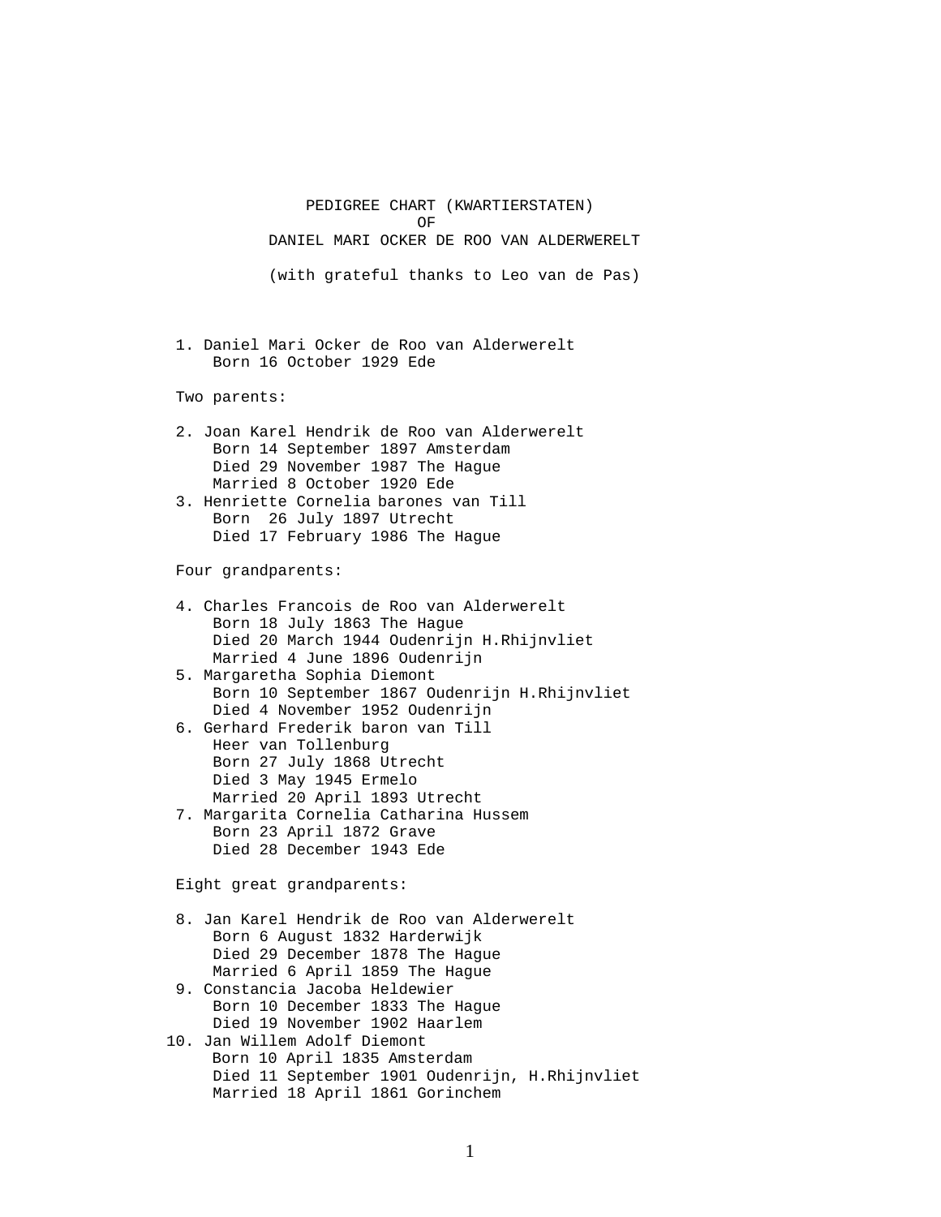# PEDIGREE CHART (KWARTIERSTATEN)
## OF
## DANIEL MARI OCKER DE ROO VAN ALDERWERELT

(with grateful thanks to Leo van de Pas)

1. Daniel Mari Ocker de Roo van Alderwerelt
   Born 16 October 1929 Ede

Two parents:

2. Joan Karel Hendrik de Roo van Alderwerelt
   Born 14 September 1897 Amsterdam
   Died 29 November 1987 The Hague
   Married 8 October 1920 Ede
3. Henriette Cornelia barones van Till
   Born 26 July 1897 Utrecht
   Died 17 February 1986 The Hague

Four grandparents:

4. Charles Francois de Roo van Alderwerelt
   Born 18 July 1863 The Hague
   Died 20 March 1944 Oudenrijn H.Rhijnvliet
   Married 4 June 1896 Oudenrijn
5. Margaretha Sophia Diemont
   Born 10 September 1867 Oudenrijn H.Rhijnvliet
   Died 4 November 1952 Oudenrijn
6. Gerhard Frederik baron van Till
   Heer van Tollenburg
   Born 27 July 1868 Utrecht
   Died 3 May 1945 Ermelo
   Married 20 April 1893 Utrecht
7. Margarita Cornelia Catharina Hussem
   Born 23 April 1872 Grave
   Died 28 December 1943 Ede

Eight great grandparents:

8. Jan Karel Hendrik de Roo van Alderwerelt
   Born 6 August 1832 Harderwijk
   Died 29 December 1878 The Hague
   Married 6 April 1859 The Hague
9. Constancia Jacoba Heldewier
   Born 10 December 1833 The Hague
   Died 19 November 1902 Haarlem
10. Jan Willem Adolf Diemont
    Born 10 April 1835 Amsterdam
    Died 11 September 1901 Oudenrijn, H.Rhijnvliet
    Married 18 April 1861 Gorinchem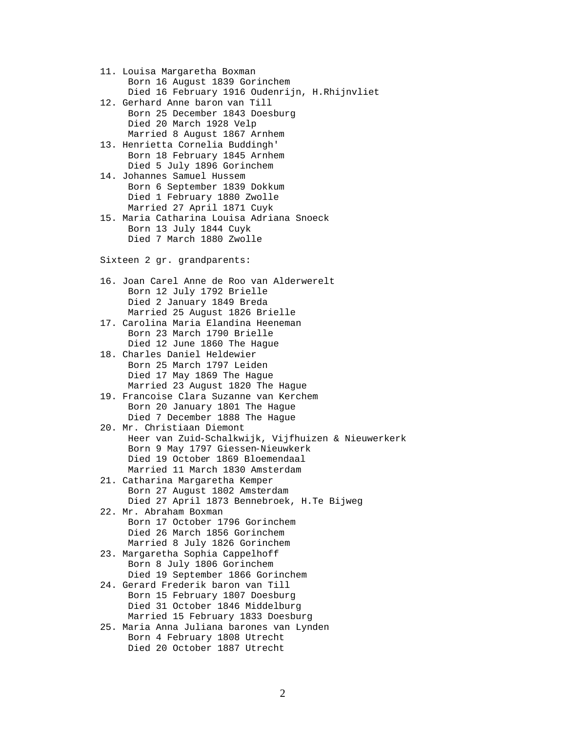11. Louisa Margaretha Boxman  
    Born 16 August 1839 Gorinchem  
    Died 16 February 1916 Oudenrijn, H.Rhijnvliet
12. Gerhard Anne baron van Till  
    Born 25 December 1843 Doesburg  
    Died 20 March 1928 Velp  
    Married 8 August 1867 Arnhem
13. Henrietta Cornelia Buddingh'  
    Born 18 February 1845 Arnhem  
    Died 5 July 1896 Gorinchem
14. Johannes Samuel Hussem  
    Born 6 September 1839 Dokkum  
    Died 1 February 1880 Zwolle  
    Married 27 April 1871 Cuyk
15. Maria Catharina Louisa Adriana Snoeck  
    Born 13 July 1844 Cuyk  
    Died 7 March 1880 Zwolle

Sixteen 2 gr. grandparents:

16. Joan Carel Anne de Roo van Alderwerelt  
    Born 12 July 1792 Brielle  
    Died 2 January 1849 Breda  
    Married 25 August 1826 Brielle
17. Carolina Maria Elandina Heeneman  
    Born 23 March 1790 Brielle  
    Died 12 June 1860 The Hague
18. Charles Daniel Heldewier  
    Born 25 March 1797 Leiden  
    Died 17 May 1869 The Hague  
    Married 23 August 1820 The Hague
19. Francoise Clara Suzanne van Kerchem  
    Born 20 January 1801 The Hague  
    Died 7 December 1888 The Hague
20. Mr. Christiaan Diemont  
    Heer van Zuid-Schalkwijk, Vijfhuizen & Nieuwerkerk  
    Born 9 May 1797 Giessen-Nieuwkerk  
    Died 19 October 1869 Bloemendaal  
    Married 11 March 1830 Amsterdam
21. Catharina Margaretha Kemper  
    Born 27 August 1802 Amsterdam  
    Died 27 April 1873 Bennebroek, H.Te Bijweg
22. Mr. Abraham Boxman  
    Born 17 October 1796 Gorinchem  
    Died 26 March 1856 Gorinchem  
    Married 8 July 1826 Gorinchem
23. Margaretha Sophia Cappelhoff  
    Born 8 July 1806 Gorinchem  
    Died 19 September 1866 Gorinchem
24. Gerard Frederik baron van Till  
    Born 15 February 1807 Doesburg  
    Died 31 October 1846 Middelburg  
    Married 15 February 1833 Doesburg
25. Maria Anna Juliana barones van Lynden  
    Born 4 February 1808 Utrecht  
    Died 20 October 1887 Utrecht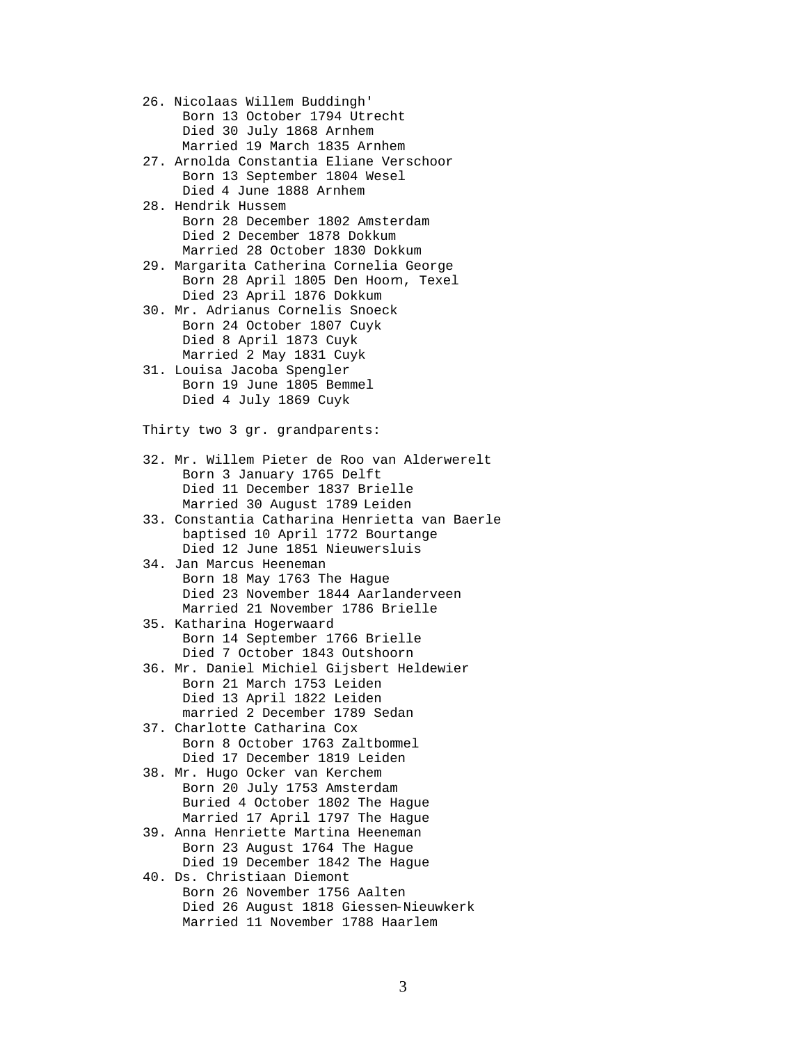26. Nicolaas Willem Buddingh'
    Born 13 October 1794 Utrecht
    Died 30 July 1868 Arnhem
    Married 19 March 1835 Arnhem
27. Arnolda Constantia Eliane Verschoor
    Born 13 September 1804 Wesel
    Died 4 June 1888 Arnhem
28. Hendrik Hussem
    Born 28 December 1802 Amsterdam
    Died 2 December 1878 Dokkum
    Married 28 October 1830 Dokkum
29. Margarita Catherina Cornelia George
    Born 28 April 1805 Den Hoorn, Texel
    Died 23 April 1876 Dokkum
30. Mr. Adrianus Cornelis Snoeck
    Born 24 October 1807 Cuyk
    Died 8 April 1873 Cuyk
    Married 2 May 1831 Cuyk
31. Louisa Jacoba Spengler
    Born 19 June 1805 Bemmel
    Died 4 July 1869 Cuyk

Thirty two 3 gr. grandparents:

32. Mr. Willem Pieter de Roo van Alderwerelt
    Born 3 January 1765 Delft
    Died 11 December 1837 Brielle
    Married 30 August 1789 Leiden
33. Constantia Catharina Henrietta van Baerle
    baptised 10 April 1772 Bourtange
    Died 12 June 1851 Nieuwersluis
34. Jan Marcus Heeneman
    Born 18 May 1763 The Hague
    Died 23 November 1844 Aarlanderveen
    Married 21 November 1786 Brielle
35. Katharina Hogerwaard
    Born 14 September 1766 Brielle
    Died 7 October 1843 Outshoorn
36. Mr. Daniel Michiel Gijsbert Heldewier
    Born 21 March 1753 Leiden
    Died 13 April 1822 Leiden
    married 2 December 1789 Sedan
37. Charlotte Catharina Cox
    Born 8 October 1763 Zaltbommel
    Died 17 December 1819 Leiden
38. Mr. Hugo Ocker van Kerchem
    Born 20 July 1753 Amsterdam
    Buried 4 October 1802 The Hague
    Married 17 April 1797 The Hague
39. Anna Henriette Martina Heeneman
    Born 23 August 1764 The Hague
    Died 19 December 1842 The Hague
40. Ds. Christiaan Diemont
    Born 26 November 1756 Aalten
    Died 26 August 1818 Giessen-Nieuwkerk
    Married 11 November 1788 Haarlem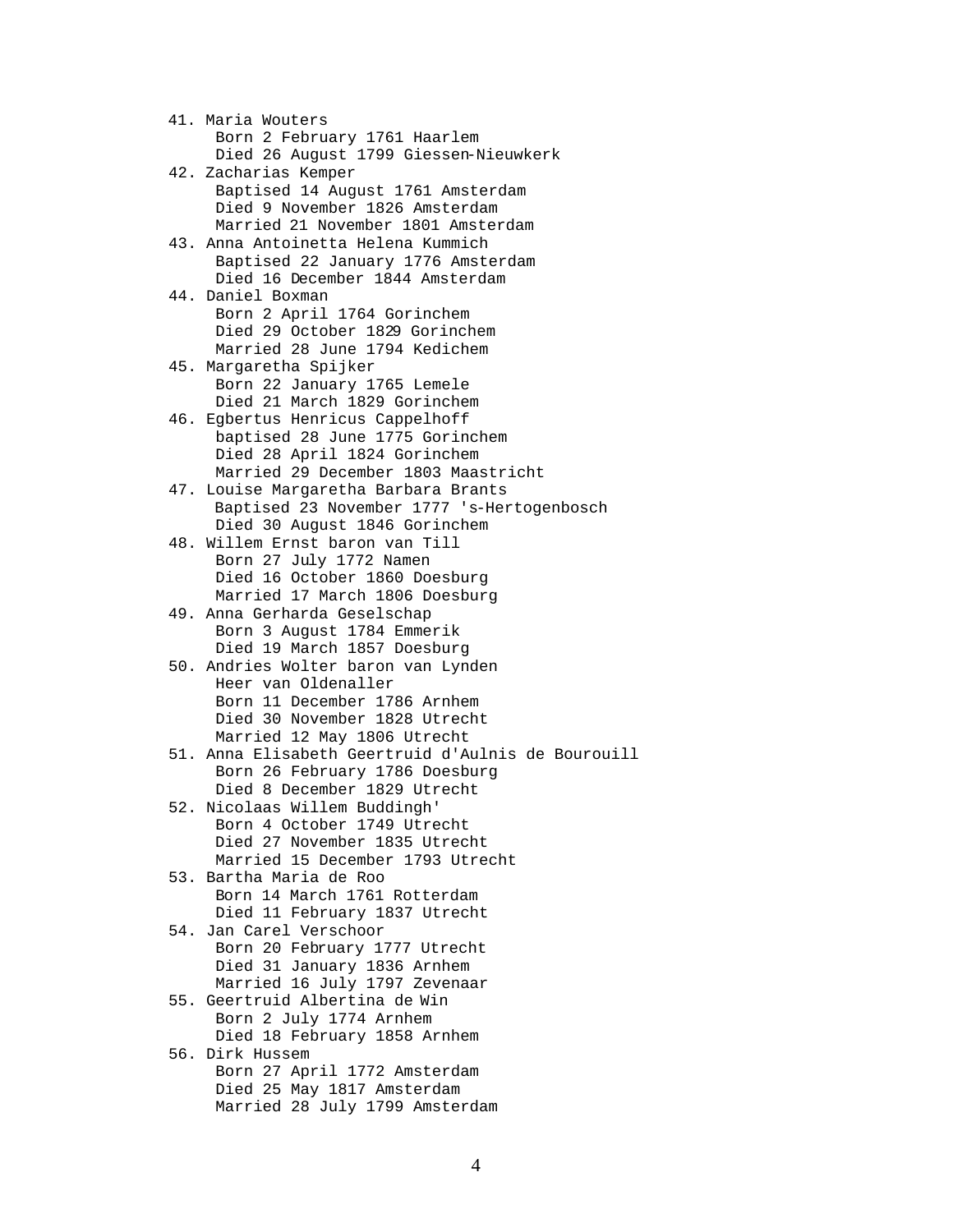41. Maria Wouters
   Born 2 February 1761 Haarlem
   Died 26 August 1799 Giessen-Nieuwkerk
42. Zacharias Kemper
   Baptised 14 August 1761 Amsterdam
   Died 9 November 1826 Amsterdam
   Married 21 November 1801 Amsterdam
43. Anna Antoinetta Helena Kummich
   Baptised 22 January 1776 Amsterdam
   Died 16 December 1844 Amsterdam
44. Daniel Boxman
   Born 2 April 1764 Gorinchem
   Died 29 October 1829 Gorinchem
   Married 28 June 1794 Kedichem
45. Margaretha Spijker
   Born 22 January 1765 Lemele
   Died 21 March 1829 Gorinchem
46. Egbertus Henricus Cappelhoff
   baptised 28 June 1775 Gorinchem
   Died 28 April 1824 Gorinchem
   Married 29 December 1803 Maastricht
47. Louise Margaretha Barbara Brants
   Baptised 23 November 1777 's-Hertogenbosch
   Died 30 August 1846 Gorinchem
48. Willem Ernst baron van Till
   Born 27 July 1772 Namen
   Died 16 October 1860 Doesburg
   Married 17 March 1806 Doesburg
49. Anna Gerharda Geselschap
   Born 3 August 1784 Emmerik
   Died 19 March 1857 Doesburg
50. Andries Wolter baron van Lynden
   Heer van Oldenaller
   Born 11 December 1786 Arnhem
   Died 30 November 1828 Utrecht
   Married 12 May 1806 Utrecht
51. Anna Elisabeth Geertruid d'Aulnis de Bourouill
   Born 26 February 1786 Doesburg
   Died 8 December 1829 Utrecht
52. Nicolaas Willem Buddingh'
   Born 4 October 1749 Utrecht
   Died 27 November 1835 Utrecht
   Married 15 December 1793 Utrecht
53. Bartha Maria de Roo
   Born 14 March 1761 Rotterdam
   Died 11 February 1837 Utrecht
54. Jan Carel Verschoor
   Born 20 February 1777 Utrecht
   Died 31 January 1836 Arnhem
   Married 16 July 1797 Zevenaar
55. Geertruid Albertina de Win
   Born 2 July 1774 Arnhem
   Died 18 February 1858 Arnhem
56. Dirk Hussem
   Born 27 April 1772 Amsterdam
   Died 25 May 1817 Amsterdam
   Married 28 July 1799 Amsterdam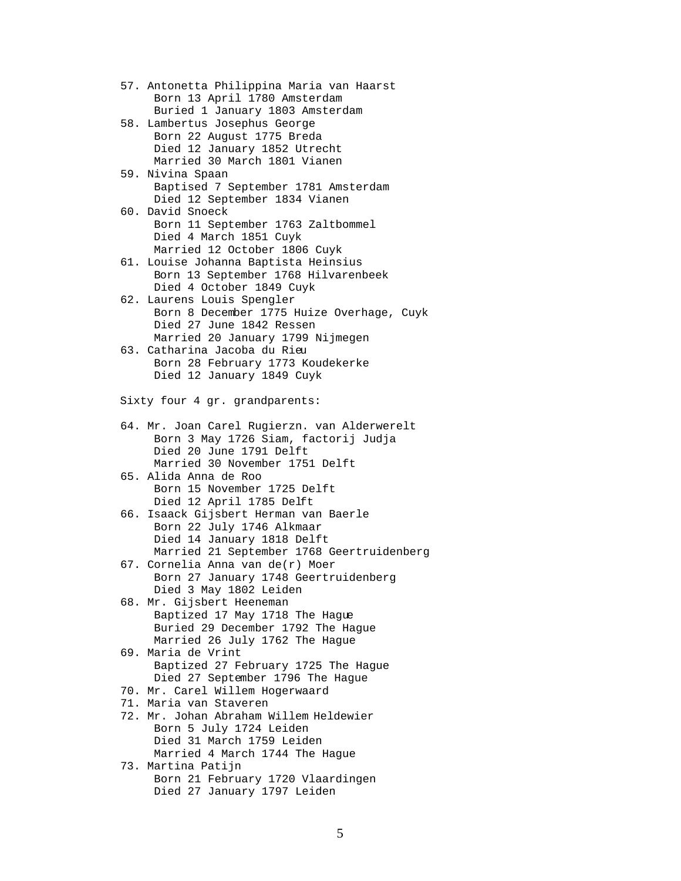57. Antonetta Philippina Maria van Haarst
    Born 13 April 1780 Amsterdam
    Buried 1 January 1803 Amsterdam
58. Lambertus Josephus George
    Born 22 August 1775 Breda
    Died 12 January 1852 Utrecht
    Married 30 March 1801 Vianen
59. Nivina Spaan
    Baptised 7 September 1781 Amsterdam
    Died 12 September 1834 Vianen
60. David Snoeck
    Born 11 September 1763 Zaltbommel
    Died 4 March 1851 Cuyk
    Married 12 October 1806 Cuyk
61. Louise Johanna Baptista Heinsius
    Born 13 September 1768 Hilvarenbeek
    Died 4 October 1849 Cuyk
62. Laurens Louis Spengler
    Born 8 December 1775 Huize Overhage, Cuyk
    Died 27 June 1842 Ressen
    Married 20 January 1799 Nijmegen
63. Catharina Jacoba du Rieu
    Born 28 February 1773 Koudekerke
    Died 12 January 1849 Cuyk

Sixty four 4 gr. grandparents:

64. Mr. Joan Carel Rugierzn. van Alderwerelt
    Born 3 May 1726 Siam, factorij Judja
    Died 20 June 1791 Delft
    Married 30 November 1751 Delft
65. Alida Anna de Roo
    Born 15 November 1725 Delft
    Died 12 April 1785 Delft
66. Isaack Gijsbert Herman van Baerle
    Born 22 July 1746 Alkmaar
    Died 14 January 1818 Delft
    Married 21 September 1768 Geertruidenberg
67. Cornelia Anna van de(r) Moer
    Born 27 January 1748 Geertruidenberg
    Died 3 May 1802 Leiden
68. Mr. Gijsbert Heeneman
    Baptized 17 May 1718 The Hague
    Buried 29 December 1792 The Hague
    Married 26 July 1762 The Hague
69. Maria de Vrint
    Baptized 27 February 1725 The Hague
    Died 27 September 1796 The Hague
70. Mr. Carel Willem Hogerwaard
71. Maria van Staveren
72. Mr. Johan Abraham Willem Heldewier
    Born 5 July 1724 Leiden
    Died 31 March 1759 Leiden
    Married 4 March 1744 The Hague
73. Martina Patijn
    Born 21 February 1720 Vlaardingen
    Died 27 January 1797 Leiden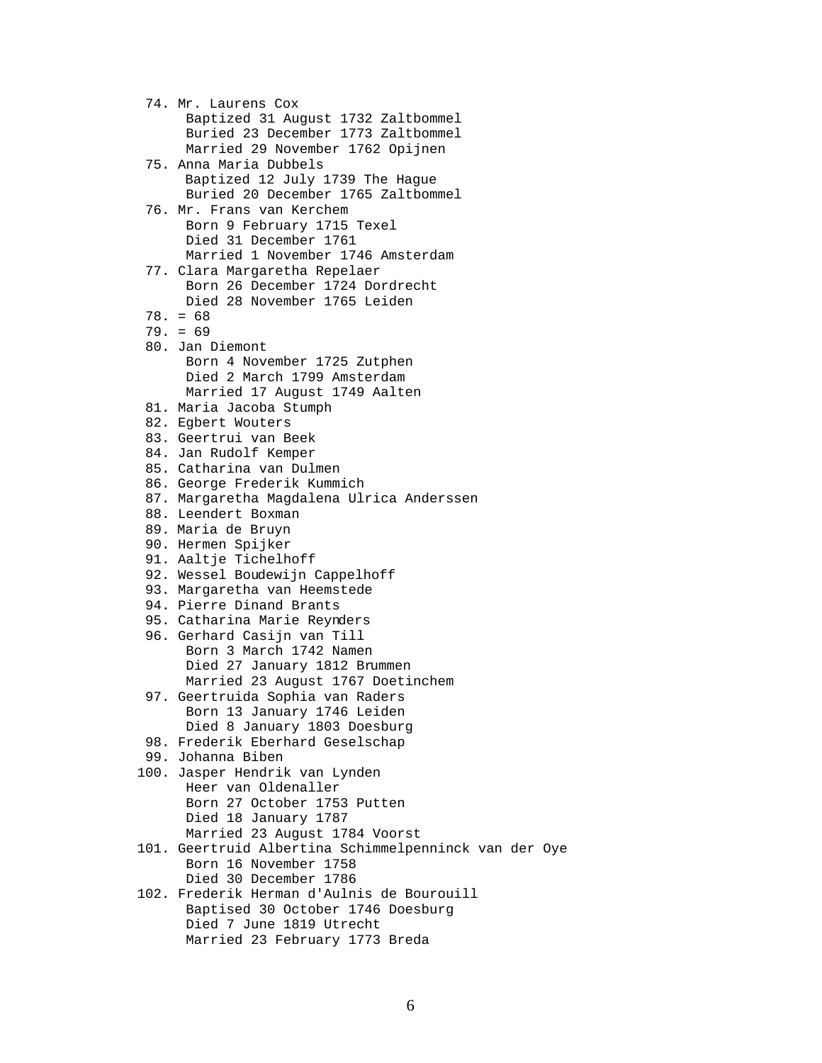```
 74. Mr. Laurens Cox
      Baptized 31 August 1732 Zaltbommel
      Buried 23 December 1773 Zaltbommel
      Married 29 November 1762 Opijnen
 75. Anna Maria Dubbels
      Baptized 12 July 1739 The Hague
      Buried 20 December 1765 Zaltbommel
 76. Mr. Frans van Kerchem
      Born 9 February 1715 Texel
      Died 31 December 1761
      Married 1 November 1746 Amsterdam
 77. Clara Margaretha Repelaer
      Born 26 December 1724 Dordrecht
      Died 28 November 1765 Leiden
 78. = 68
 79. = 69
 80. Jan Diemont
      Born 4 November 1725 Zutphen
      Died 2 March 1799 Amsterdam
      Married 17 August 1749 Aalten
 81. Maria Jacoba Stumph
 82. Egbert Wouters
 83. Geertrui van Beek
 84. Jan Rudolf Kemper
 85. Catharina van Dulmen
 86. George Frederik Kummich
 87. Margaretha Magdalena Ulrica Anderssen
 88. Leendert Boxman
 89. Maria de Bruyn
 90. Hermen Spijker
 91. Aaltje Tichelhoff
 92. Wessel Boudewijn Cappelhoff
 93. Margaretha van Heemstede
 94. Pierre Dinand Brants
 95. Catharina Marie Reynders
 96. Gerhard Casijn van Till
      Born 3 March 1742 Namen
      Died 27 January 1812 Brummen
      Married 23 August 1767 Doetinchem
 97. Geertruida Sophia van Raders
      Born 13 January 1746 Leiden
      Died 8 January 1803 Doesburg
 98. Frederik Eberhard Geselschap
 99. Johanna Biben
100. Jasper Hendrik van Lynden
      Heer van Oldenaller
      Born 27 October 1753 Putten
      Died 18 January 1787
      Married 23 August 1784 Voorst
101. Geertruid Albertina Schimmelpenninck van der Oye
      Born 16 November 1758
      Died 30 December 1786
102. Frederik Herman d'Aulnis de Bourouill
      Baptised 30 October 1746 Doesburg
      Died 7 June 1819 Utrecht
      Married 23 February 1773 Breda
```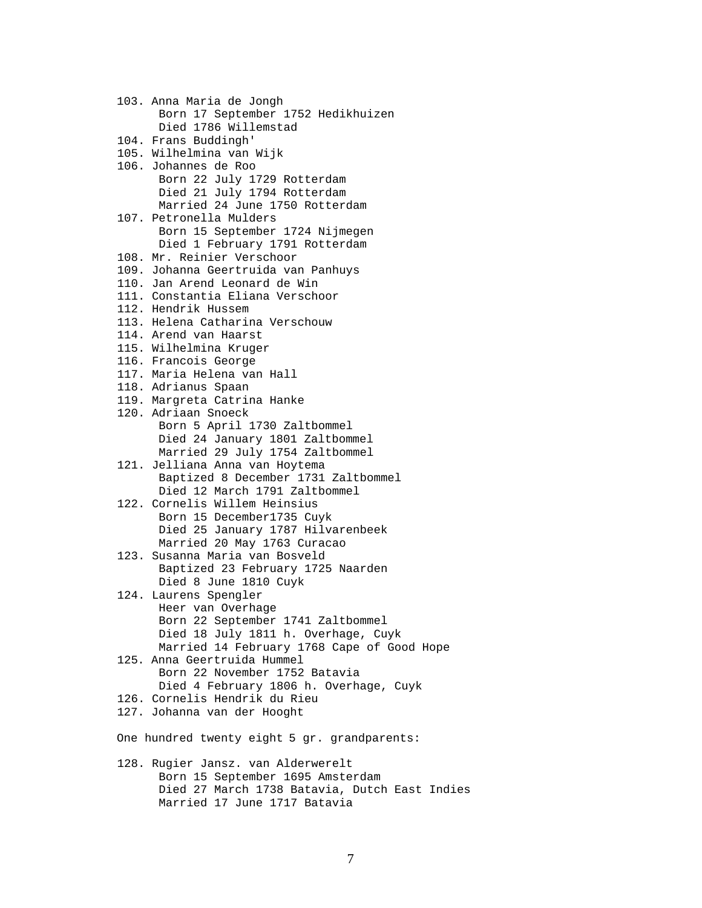103. Anna Maria de Jongh
   Born 17 September 1752 Hedikhuizen
   Died 1786 Willemstad

104. Frans Buddingh'

105. Wilhelmina van Wijk

106. Johannes de Roo
   Born 22 July 1729 Rotterdam
   Died 21 July 1794 Rotterdam
   Married 24 June 1750 Rotterdam

107. Petronella Mulders
   Born 15 September 1724 Nijmegen
   Died 1 February 1791 Rotterdam

108. Mr. Reinier Verschoor

109. Johanna Geertruida van Panhuys

110. Jan Arend Leonard de Win

111. Constantia Eliana Verschoor

112. Hendrik Hussem

113. Helena Catharina Verschouw

114. Arend van Haarst

115. Wilhelmina Kruger

116. Francois George

117. Maria Helena van Hall

118. Adrianus Spaan

119. Margreta Catrina Hanke

120. Adriaan Snoeck
   Born 5 April 1730 Zaltbommel
   Died 24 January 1801 Zaltbommel
   Married 29 July 1754 Zaltbommel

121. Jelliana Anna van Hoytema
   Baptized 8 December 1731 Zaltbommel
   Died 12 March 1791 Zaltbommel

122. Cornelis Willem Heinsius
   Born 15 December1735 Cuyk
   Died 25 January 1787 Hilvarenbeek
   Married 20 May 1763 Curacao

123. Susanna Maria van Bosveld
   Baptized 23 February 1725 Naarden
   Died 8 June 1810 Cuyk

124. Laurens Spengler
   Heer van Overhage
   Born 22 September 1741 Zaltbommel
   Died 18 July 1811 h. Overhage, Cuyk
   Married 14 February 1768 Cape of Good Hope

125. Anna Geertruida Hummel
   Born 22 November 1752 Batavia
   Died 4 February 1806 h. Overhage, Cuyk

126. Cornelis Hendrik du Rieu

127. Johanna van der Hooght

One hundred twenty eight 5 gr. grandparents:

128. Rugier Jansz. van Alderwerelt
   Born 15 September 1695 Amsterdam
   Died 27 March 1738 Batavia, Dutch East Indies
   Married 17 June 1717 Batavia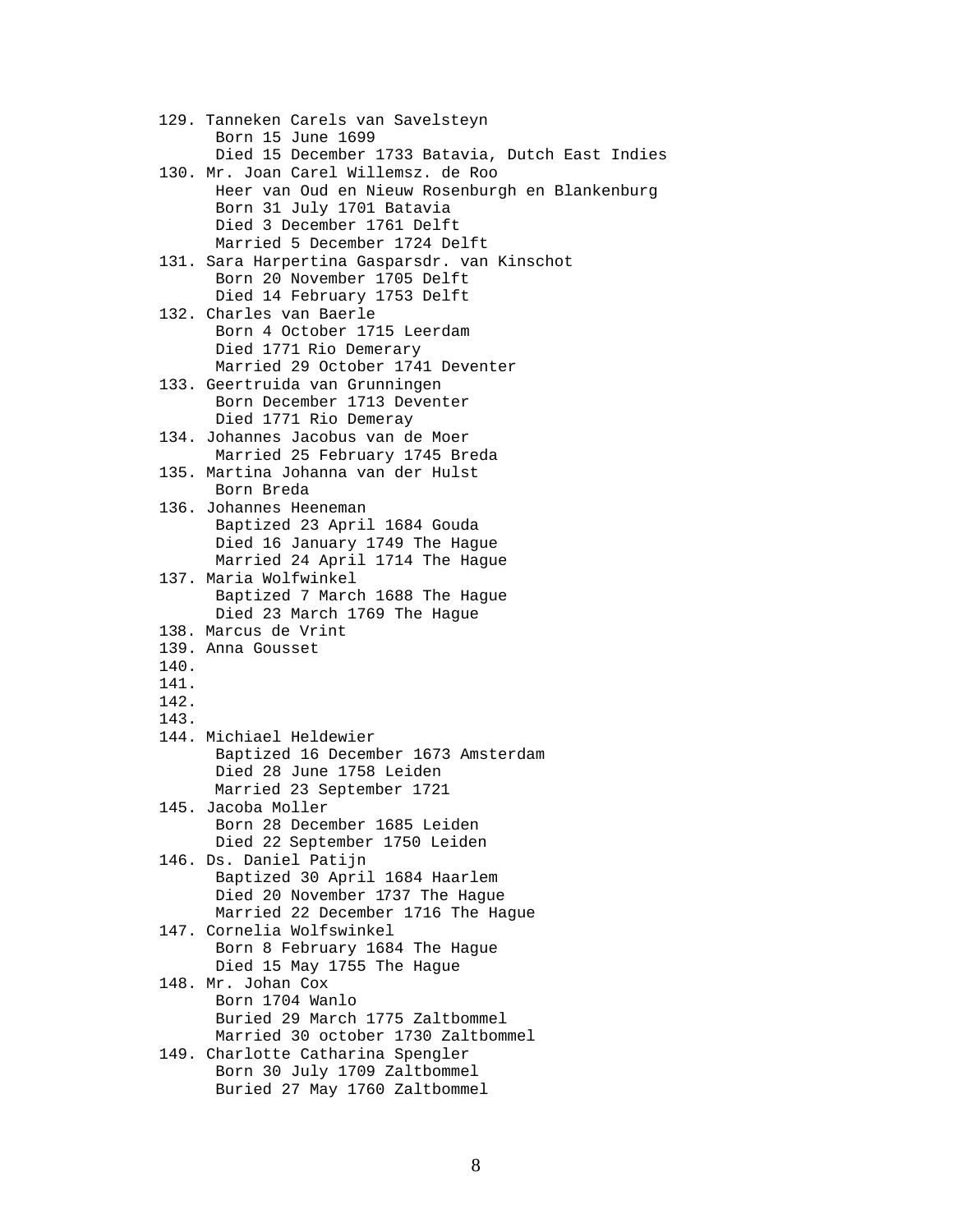129. Tanneken Carels van Savelsteyn
  Born 15 June 1699
  Died 15 December 1733 Batavia, Dutch East Indies

130. Mr. Joan Carel Willemsz. de Roo
  Heer van Oud en Nieuw Rosenburgh en Blankenburg
  Born 31 July 1701 Batavia
  Died 3 December 1761 Delft
  Married 5 December 1724 Delft

131. Sara Harpertina Gasparsdr. van Kinschot
  Born 20 November 1705 Delft
  Died 14 February 1753 Delft

132. Charles van Baerle
  Born 4 October 1715 Leerdam
  Died 1771 Rio Demerary
  Married 29 October 1741 Deventer

133. Geertruida van Grunningen
  Born December 1713 Deventer
  Died 1771 Rio Demeray

134. Johannes Jacobus van de Moer
  Married 25 February 1745 Breda

135. Martina Johanna van der Hulst
  Born Breda

136. Johannes Heeneman
  Baptized 23 April 1684 Gouda
  Died 16 January 1749 The Hague
  Married 24 April 1714 The Hague

137. Maria Wolfwinkel
  Baptized 7 March 1688 The Hague
  Died 23 March 1769 The Hague

138. Marcus de Vrint

139. Anna Gousset

140.

141.

142.

143.

144. Michiael Heldewier
  Baptized 16 December 1673 Amsterdam
  Died 28 June 1758 Leiden
  Married 23 September 1721

145. Jacoba Moller
  Born 28 December 1685 Leiden
  Died 22 September 1750 Leiden

146. Ds. Daniel Patijn
  Baptized 30 April 1684 Haarlem
  Died 20 November 1737 The Hague
  Married 22 December 1716 The Hague

147. Cornelia Wolfswinkel
  Born 8 February 1684 The Hague
  Died 15 May 1755 The Hague

148. Mr. Johan Cox
  Born 1704 Wanlo
  Buried 29 March 1775 Zaltbommel
  Married 30 october 1730 Zaltbommel

149. Charlotte Catharina Spengler
  Born 30 July 1709 Zaltbommel
  Buried 27 May 1760 Zaltbommel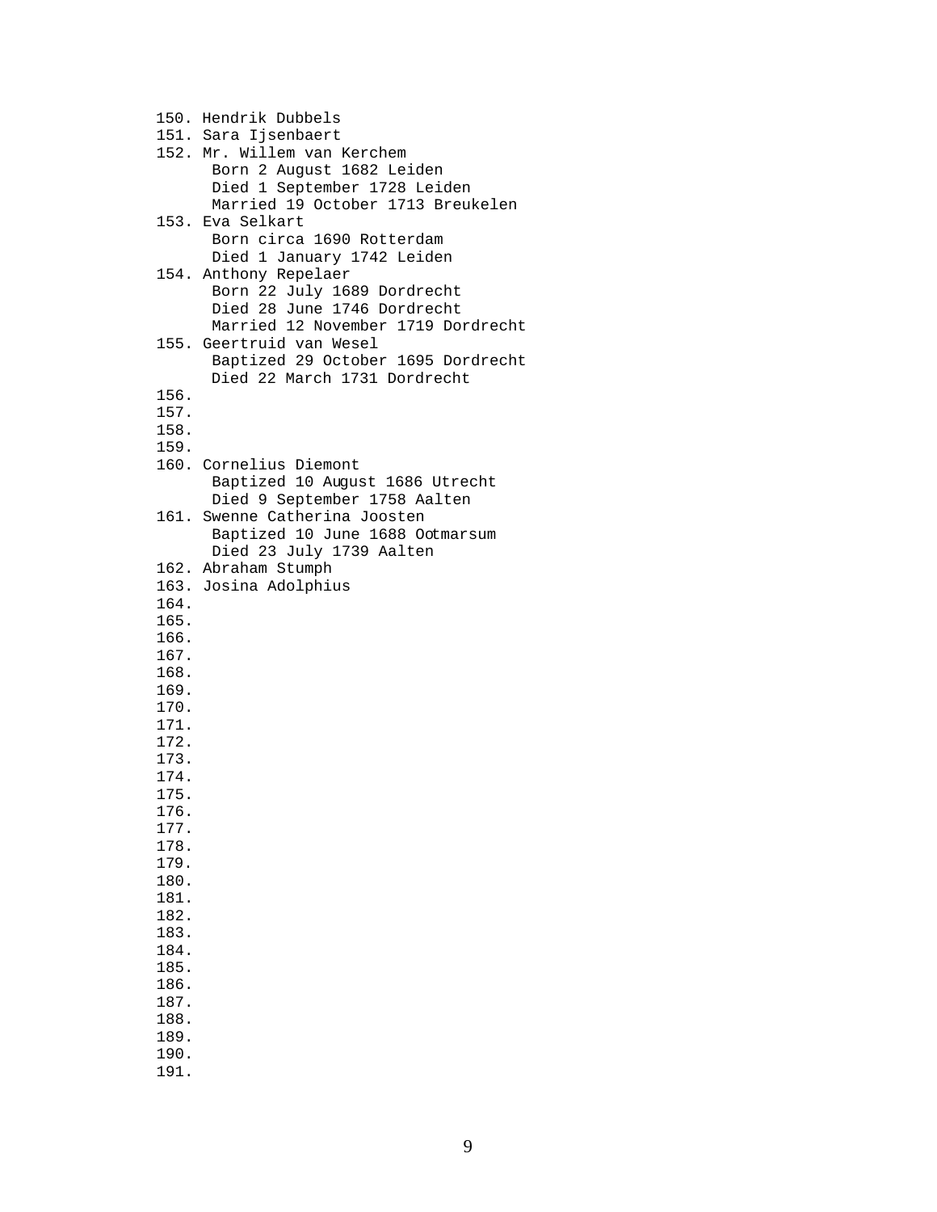150. Hendrik Dubbels
151. Sara Ijsenbaert
152. Mr. Willem van Kerchem
 Born 2 August 1682 Leiden
 Died 1 September 1728 Leiden
 Married 19 October 1713 Breukelen
153. Eva Selkart
 Born circa 1690 Rotterdam
 Died 1 January 1742 Leiden
154. Anthony Repelaer
 Born 22 July 1689 Dordrecht
 Died 28 June 1746 Dordrecht
 Married 12 November 1719 Dordrecht
155. Geertruid van Wesel
 Baptized 29 October 1695 Dordrecht
 Died 22 March 1731 Dordrecht
156.
157.
158.
159.
160. Cornelius Diemont
 Baptized 10 August 1686 Utrecht
 Died 9 September 1758 Aalten
161. Swenne Catherina Joosten
 Baptized 10 June 1688 Ootmarsum
 Died 23 July 1739 Aalten
162. Abraham Stumph
163. Josina Adolphius
164.
165.
166.
167.
168.
169.
170.
171.
172.
173.
174.
175.
176.
177.
178.
179.
180.
181.
182.
183.
184.
185.
186.
187.
188.
189.
190.
191.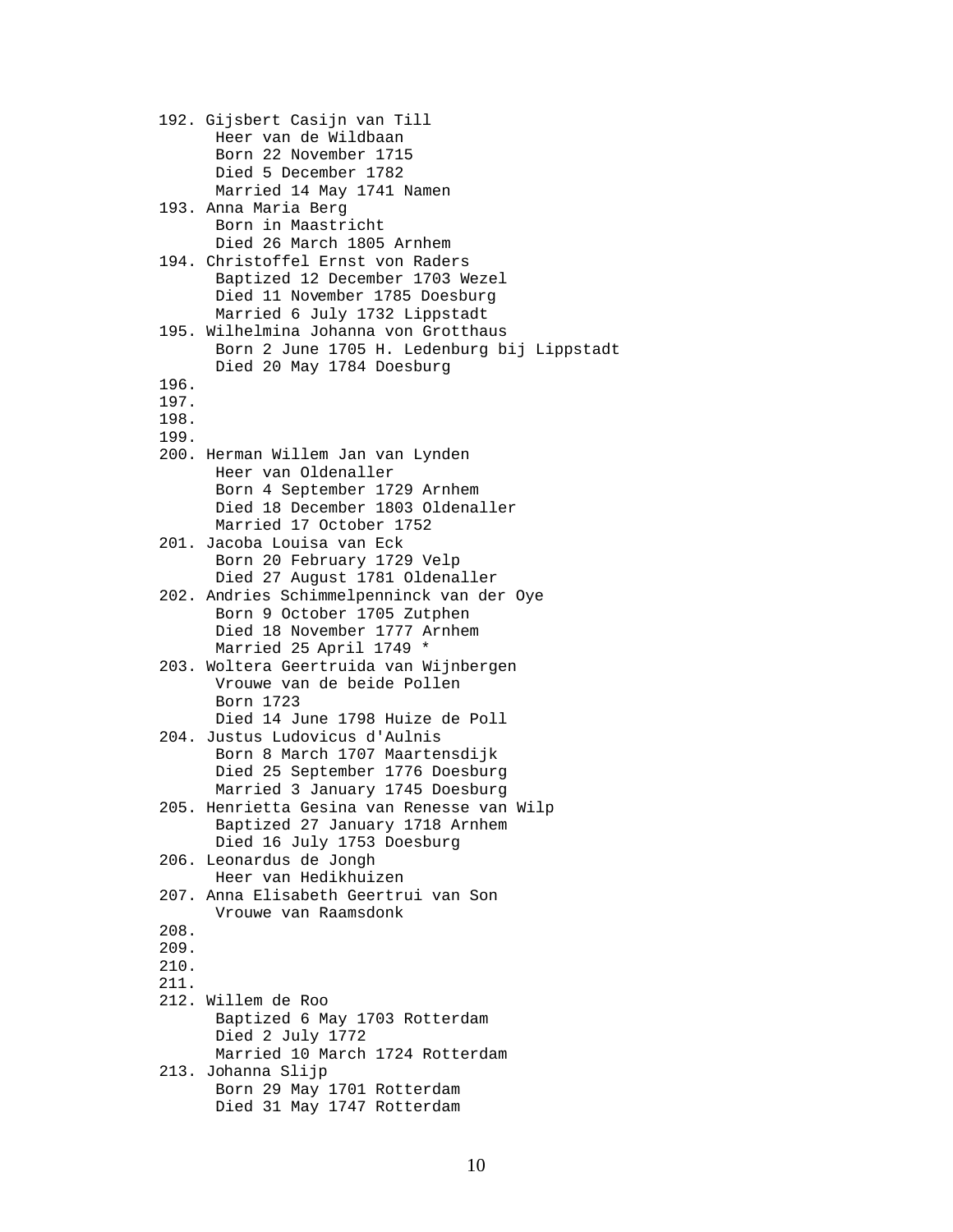```
192. Gijsbert Casijn van Till
      Heer van de Wildbaan
      Born 22 November 1715
      Died 5 December 1782
      Married 14 May 1741 Namen
193. Anna Maria Berg
      Born in Maastricht
      Died 26 March 1805 Arnhem
194. Christoffel Ernst von Raders
      Baptized 12 December 1703 Wezel
      Died 11 November 1785 Doesburg
      Married 6 July 1732 Lippstadt
195. Wilhelmina Johanna von Grotthaus
      Born 2 June 1705 H. Ledenburg bij Lippstadt
      Died 20 May 1784 Doesburg
196.
197.
198.
199.
200. Herman Willem Jan van Lynden
      Heer van Oldenaller
      Born 4 September 1729 Arnhem
      Died 18 December 1803 Oldenaller
      Married 17 October 1752
201. Jacoba Louisa van Eck
      Born 20 February 1729 Velp
      Died 27 August 1781 Oldenaller
202. Andries Schimmelpenninck van der Oye
      Born 9 October 1705 Zutphen
      Died 18 November 1777 Arnhem
      Married 25 April 1749 *
203. Woltera Geertruida van Wijnbergen
      Vrouwe van de beide Pollen
      Born 1723
      Died 14 June 1798 Huize de Poll
204. Justus Ludovicus d'Aulnis
      Born 8 March 1707 Maartensdijk
      Died 25 September 1776 Doesburg
      Married 3 January 1745 Doesburg
205. Henrietta Gesina van Renesse van Wilp
      Baptized 27 January 1718 Arnhem
      Died 16 July 1753 Doesburg
206. Leonardus de Jongh
      Heer van Hedikhuizen
207. Anna Elisabeth Geertrui van Son
      Vrouwe van Raamsdonk
208.
209.
210.
211.
212. Willem de Roo
      Baptized 6 May 1703 Rotterdam
      Died 2 July 1772
      Married 10 March 1724 Rotterdam
213. Johanna Slijp
      Born 29 May 1701 Rotterdam
      Died 31 May 1747 Rotterdam
```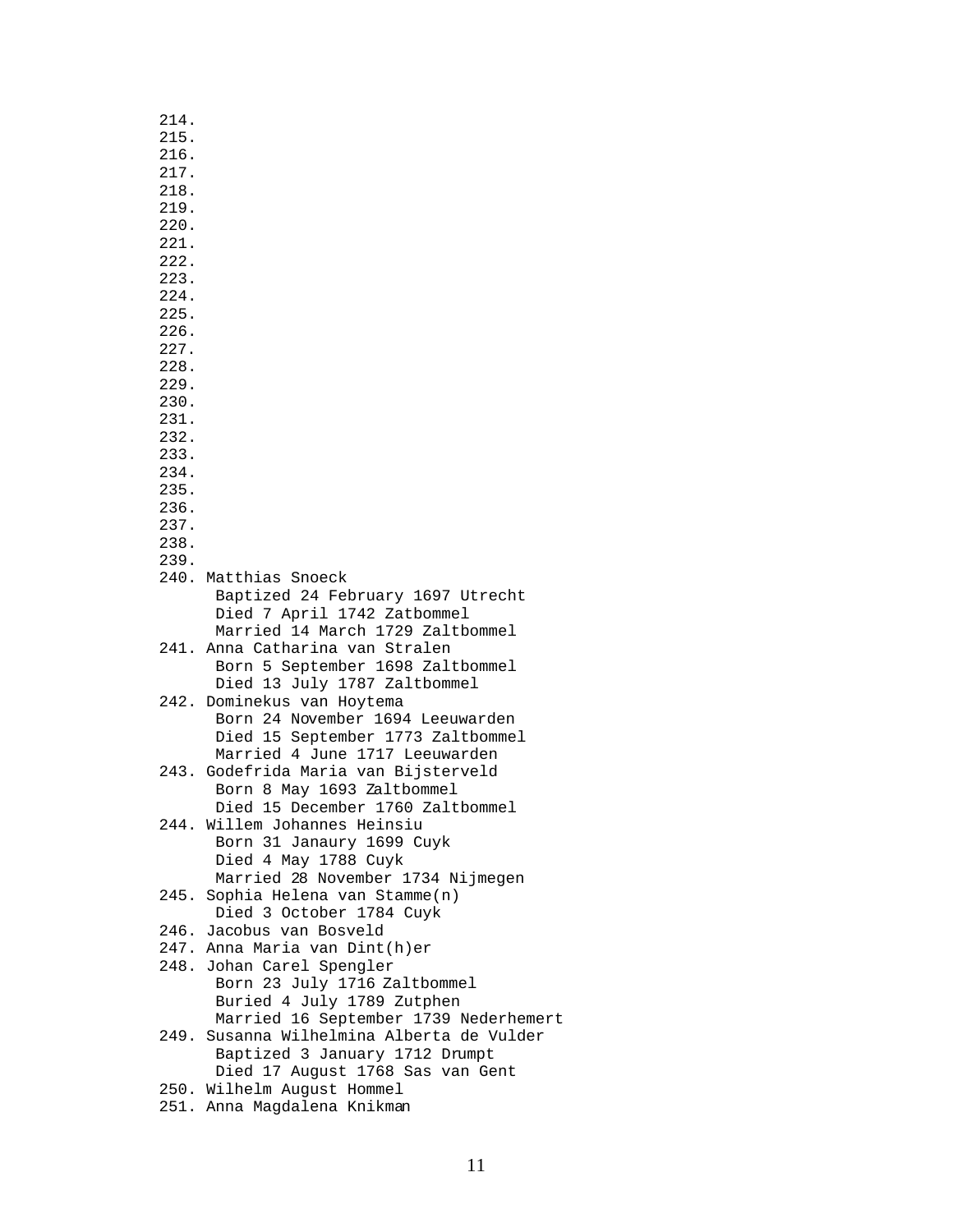214.
215.
216.
217.
218.
219.
220.
221.
222.
223.
224.
225.
226.
227.
228.
229.
230.
231.
232.
233.
234.
235.
236.
237.
238.
239.
240. Matthias Snoeck
 Baptized 24 February 1697 Utrecht
 Died 7 April 1742 Zatbommel
 Married 14 March 1729 Zaltbommel
241. Anna Catharina van Stralen
 Born 5 September 1698 Zaltbommel
 Died 13 July 1787 Zaltbommel
242. Dominekus van Hoytema
 Born 24 November 1694 Leeuwarden
 Died 15 September 1773 Zaltbommel
 Married 4 June 1717 Leeuwarden
243. Godefrida Maria van Bijsterveld
 Born 8 May 1693 Zaltbommel
 Died 15 December 1760 Zaltbommel
244. Willem Johannes Heinsiu
 Born 31 Janaury 1699 Cuyk
 Died 4 May 1788 Cuyk
 Married 28 November 1734 Nijmegen
245. Sophia Helena van Stamme(n)
 Died 3 October 1784 Cuyk
246. Jacobus van Bosveld
247. Anna Maria van Dint(h)er
248. Johan Carel Spengler
 Born 23 July 1716 Zaltbommel
 Buried 4 July 1789 Zutphen
 Married 16 September 1739 Nederhemert
249. Susanna Wilhelmina Alberta de Vulder
 Baptized 3 January 1712 Drumpt
 Died 17 August 1768 Sas van Gent
250. Wilhelm August Hommel
251. Anna Magdalena Knikman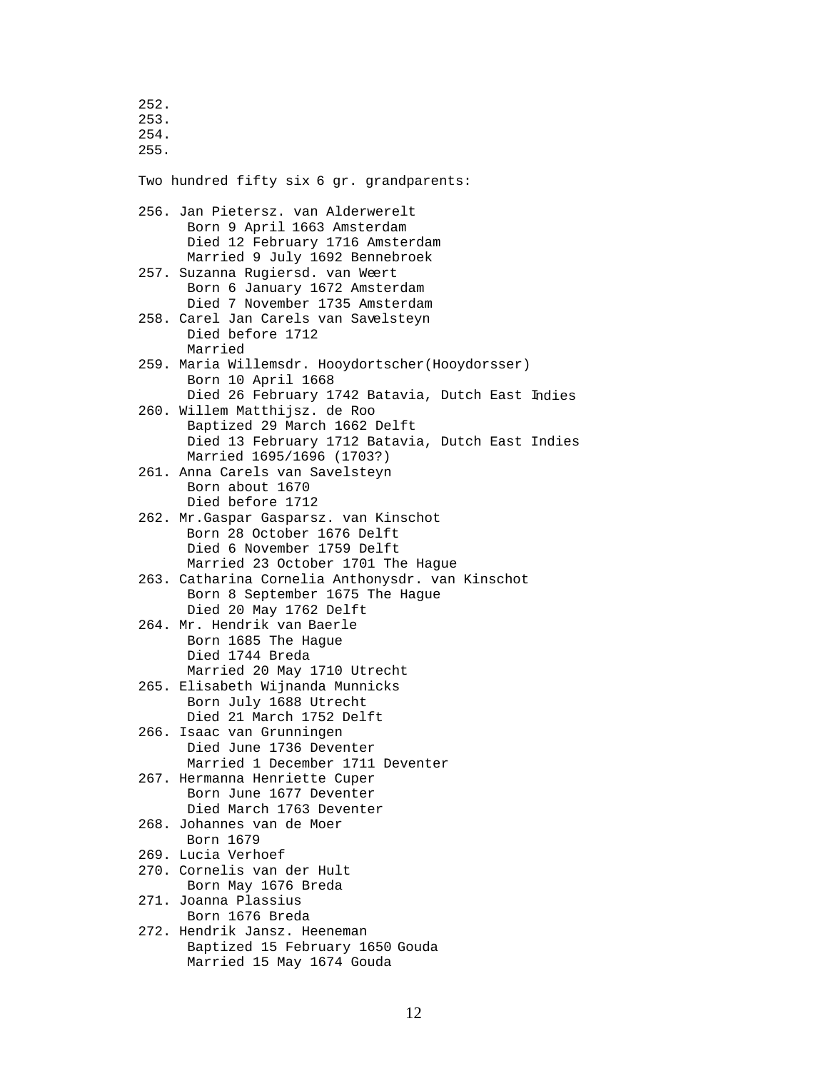252.
253.
254.
255.

Two hundred fifty six 6 gr. grandparents:

256. Jan Pietersz. van Alderwerelt
      Born 9 April 1663 Amsterdam
      Died 12 February 1716 Amsterdam
      Married 9 July 1692 Bennebroek
257. Suzanna Rugiersd. van Weert
      Born 6 January 1672 Amsterdam
      Died 7 November 1735 Amsterdam
258. Carel Jan Carels van Savelsteyn
      Died before 1712
      Married
259. Maria Willemsdr. Hooydortscher(Hooydorsser)
      Born 10 April 1668
      Died 26 February 1742 Batavia, Dutch East Indies
260. Willem Matthijsz. de Roo
      Baptized 29 March 1662 Delft
      Died 13 February 1712 Batavia, Dutch East Indies
      Married 1695/1696 (1703?)
261. Anna Carels van Savelsteyn
      Born about 1670
      Died before 1712
262. Mr.Gaspar Gasparsz. van Kinschot
      Born 28 October 1676 Delft
      Died 6 November 1759 Delft
      Married 23 October 1701 The Hague
263. Catharina Cornelia Anthonysdr. van Kinschot
      Born 8 September 1675 The Hague
      Died 20 May 1762 Delft
264. Mr. Hendrik van Baerle
      Born 1685 The Hague
      Died 1744 Breda
      Married 20 May 1710 Utrecht
265. Elisabeth Wijnanda Munnicks
      Born July 1688 Utrecht
      Died 21 March 1752 Delft
266. Isaac van Grunningen
      Died June 1736 Deventer
      Married 1 December 1711 Deventer
267. Hermanna Henriette Cuper
      Born June 1677 Deventer
      Died March 1763 Deventer
268. Johannes van de Moer
      Born 1679
269. Lucia Verhoef
270. Cornelis van der Hult
      Born May 1676 Breda
271. Joanna Plassius
      Born 1676 Breda
272. Hendrik Jansz. Heeneman
      Baptized 15 February 1650 Gouda
      Married 15 May 1674 Gouda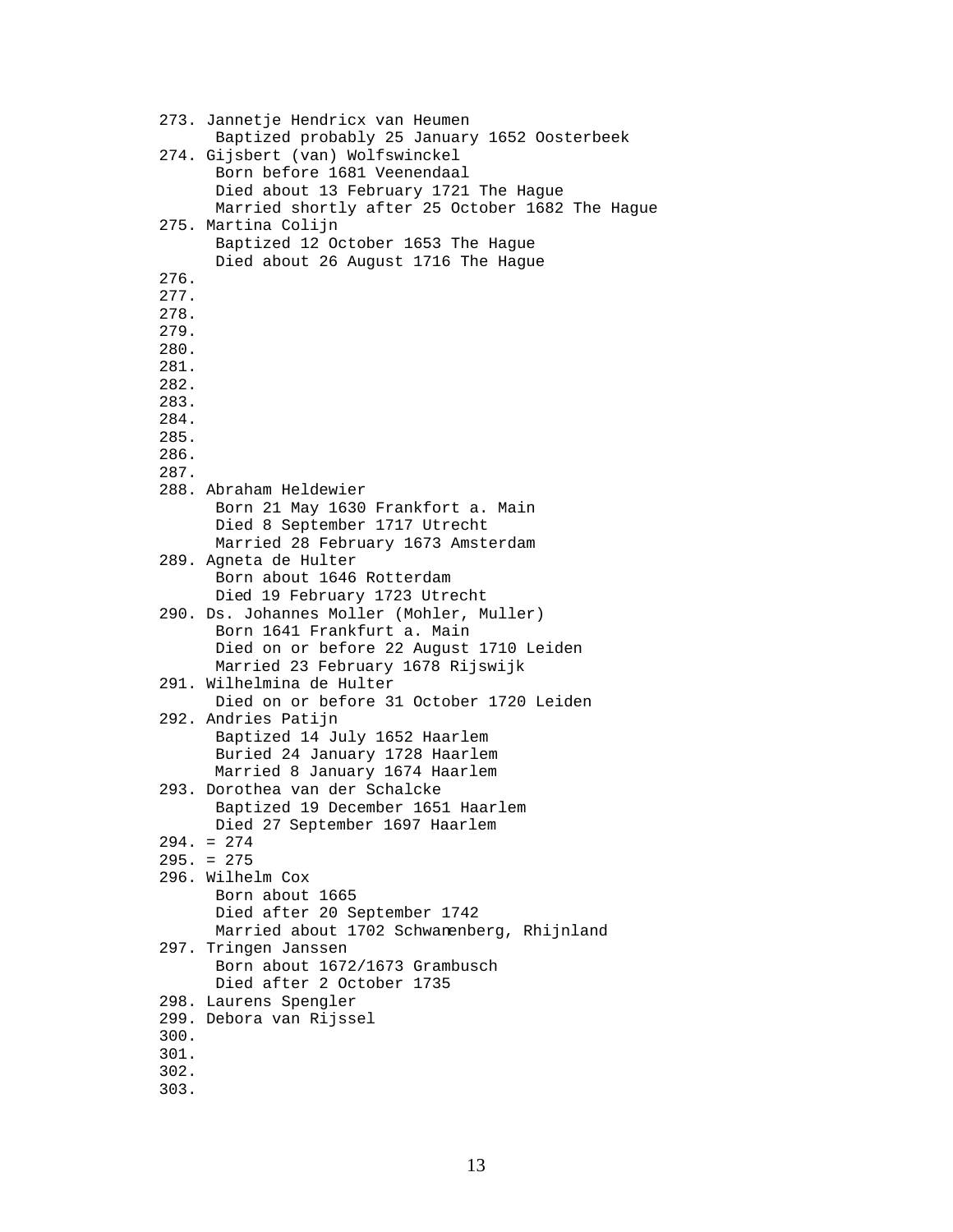273. Jannetje Hendricx van Heumen
      Baptized probably 25 January 1652 Oosterbeek
274. Gijsbert (van) Wolfswinckel
      Born before 1681 Veenendaal
      Died about 13 February 1721 The Hague
      Married shortly after 25 October 1682 The Hague
275. Martina Colijn
      Baptized 12 October 1653 The Hague
      Died about 26 August 1716 The Hague
276.
277.
278.
279.
280.
281.
282.
283.
284.
285.
286.
287.
288. Abraham Heldewier
      Born 21 May 1630 Frankfort a. Main
      Died 8 September 1717 Utrecht
      Married 28 February 1673 Amsterdam
289. Agneta de Hulter
      Born about 1646 Rotterdam
      Died 19 February 1723 Utrecht
290. Ds. Johannes Moller (Mohler, Muller)
      Born 1641 Frankfurt a. Main
      Died on or before 22 August 1710 Leiden
      Married 23 February 1678 Rijswijk
291. Wilhelmina de Hulter
      Died on or before 31 October 1720 Leiden
292. Andries Patijn
      Baptized 14 July 1652 Haarlem
      Buried 24 January 1728 Haarlem
      Married 8 January 1674 Haarlem
293. Dorothea van der Schalcke
      Baptized 19 December 1651 Haarlem
      Died 27 September 1697 Haarlem
294. = 274
295. = 275
296. Wilhelm Cox
      Born about 1665
      Died after 20 September 1742
      Married about 1702 Schwanenberg, Rhijnland
297. Tringen Janssen
      Born about 1672/1673 Grambusch
      Died after 2 October 1735
298. Laurens Spengler
299. Debora van Rijssel
300.
301.
302.
303.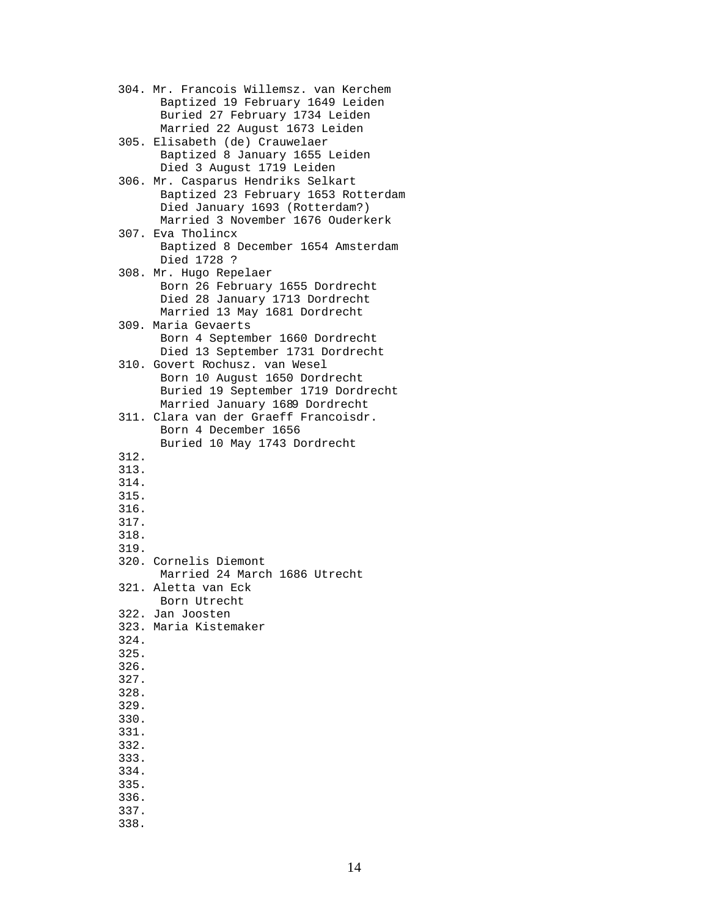304. Mr. Francois Willemsz. van Kerchem  
     Baptized 19 February 1649 Leiden  
     Buried 27 February 1734 Leiden  
     Married 22 August 1673 Leiden  
305. Elisabeth (de) Crauwelaer  
     Baptized 8 January 1655 Leiden  
     Died 3 August 1719 Leiden  
306. Mr. Casparus Hendriks Selkart  
     Baptized 23 February 1653 Rotterdam  
     Died January 1693 (Rotterdam?)  
     Married 3 November 1676 Ouderkerk  
307. Eva Tholincx  
     Baptized 8 December 1654 Amsterdam  
     Died 1728 ?  
308. Mr. Hugo Repelaer  
     Born 26 February 1655 Dordrecht  
     Died 28 January 1713 Dordrecht  
     Married 13 May 1681 Dordrecht  
309. Maria Gevaerts  
     Born 4 September 1660 Dordrecht  
     Died 13 September 1731 Dordrecht  
310. Govert Rochusz. van Wesel  
     Born 10 August 1650 Dordrecht  
     Buried 19 September 1719 Dordrecht  
     Married January 1689 Dordrecht  
311. Clara van der Graeff Francoisdr.  
     Born 4 December 1656  
     Buried 10 May 1743 Dordrecht  
312.  
313.  
314.  
315.  
316.  
317.  
318.  
319.  
320. Cornelis Diemont  
     Married 24 March 1686 Utrecht  
321. Aletta van Eck  
     Born Utrecht  
322. Jan Joosten  
323. Maria Kistemaker  
324.  
325.  
326.  
327.  
328.  
329.  
330.  
331.  
332.  
333.  
334.  
335.  
336.  
337.  
338.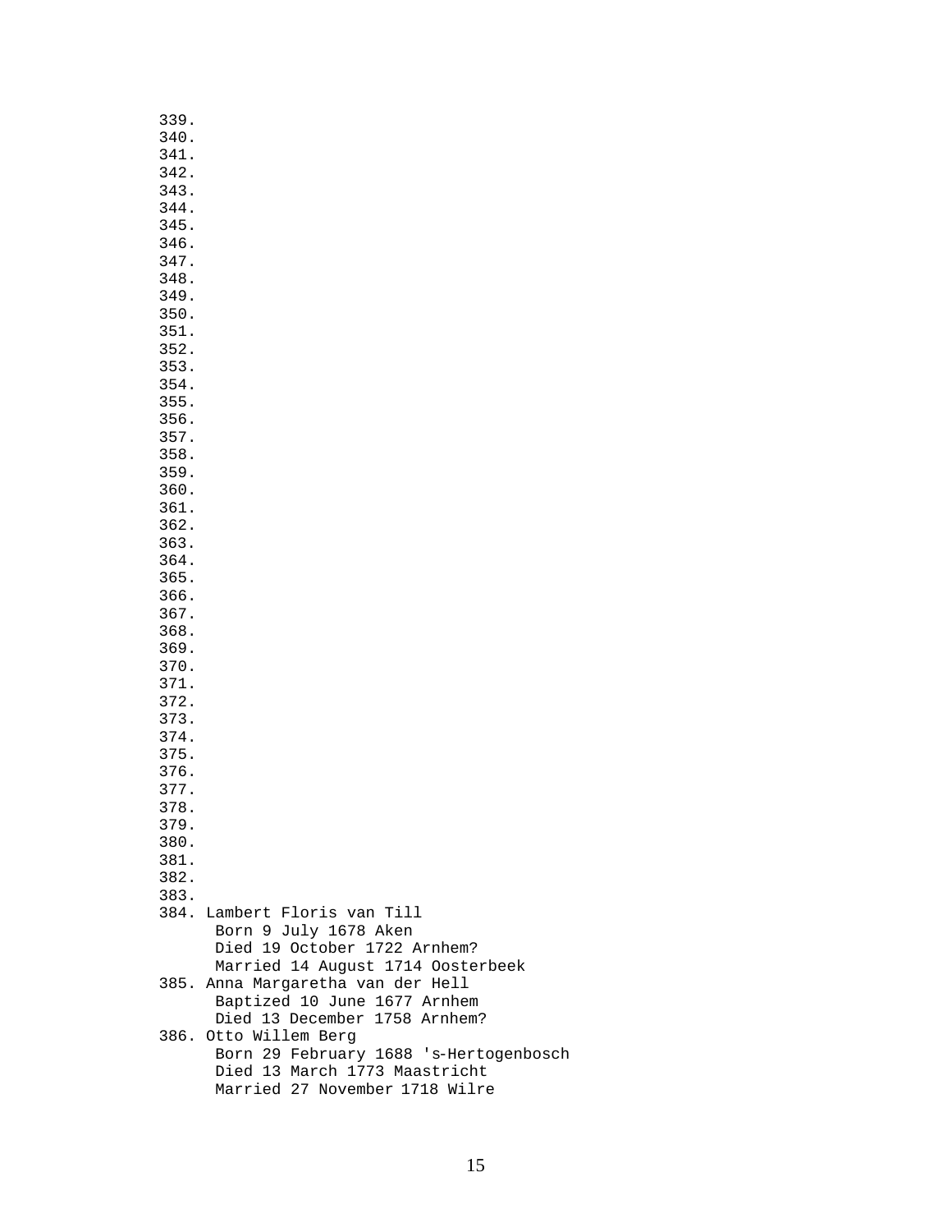```
339.
340.
341.
342.
343.
344.
345.
346.
347.
348.
349.
350.
351.
352.
353.
354.
355.
356.
357.
358.
359.
360.
361.
362.
363.
364.
365.
366.
367.
368.
369.
370.
371.
372.
373.
374.
375.
376.
377.
378.
379.
380.
381.
382.
383.
384. Lambert Floris van Till
      Born 9 July 1678 Aken
      Died 19 October 1722 Arnhem?
      Married 14 August 1714 Oosterbeek
385. Anna Margaretha van der Hell
      Baptized 10 June 1677 Arnhem
      Died 13 December 1758 Arnhem?
386. Otto Willem Berg
      Born 29 February 1688 's-Hertogenbosch
      Died 13 March 1773 Maastricht
      Married 27 November 1718 Wilre
```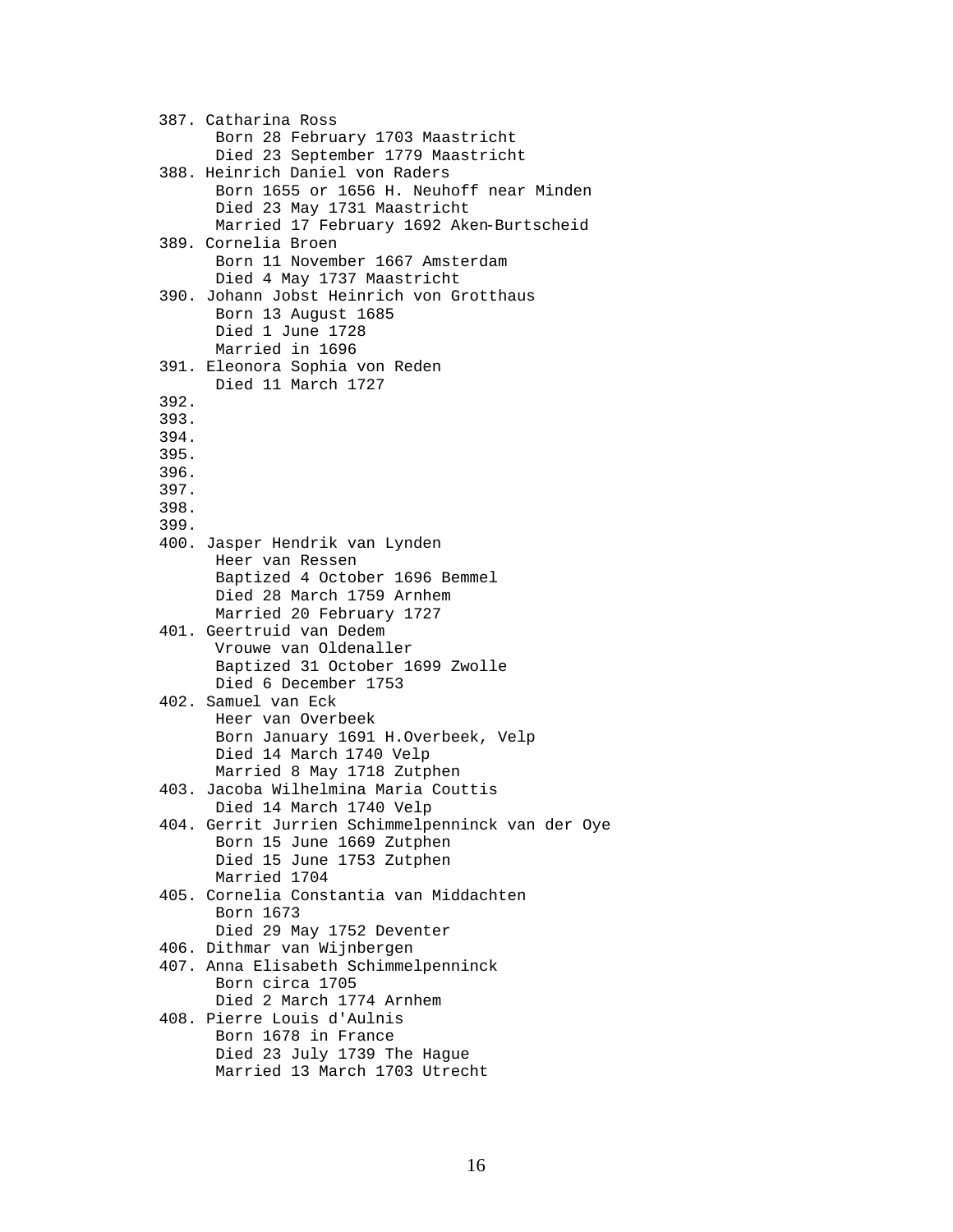387. Catharina Ross
     Born 28 February 1703 Maastricht
     Died 23 September 1779 Maastricht
388. Heinrich Daniel von Raders
     Born 1655 or 1656 H. Neuhoff near Minden
     Died 23 May 1731 Maastricht
     Married 17 February 1692 Aken-Burtscheid
389. Cornelia Broen
     Born 11 November 1667 Amsterdam
     Died 4 May 1737 Maastricht
390. Johann Jobst Heinrich von Grotthaus
     Born 13 August 1685
     Died 1 June 1728
     Married in 1696
391. Eleonora Sophia von Reden
     Died 11 March 1727
392.
393.
394.
395.
396.
397.
398.
399.
400. Jasper Hendrik van Lynden
     Heer van Ressen
     Baptized 4 October 1696 Bemmel
     Died 28 March 1759 Arnhem
     Married 20 February 1727
401. Geertruid van Dedem
     Vrouwe van Oldenaller
     Baptized 31 October 1699 Zwolle
     Died 6 December 1753
402. Samuel van Eck
     Heer van Overbeek
     Born January 1691 H.Overbeek, Velp
     Died 14 March 1740 Velp
     Married 8 May 1718 Zutphen
403. Jacoba Wilhelmina Maria Couttis
     Died 14 March 1740 Velp
404. Gerrit Jurrien Schimmelpenninck van der Oye
     Born 15 June 1669 Zutphen
     Died 15 June 1753 Zutphen
     Married 1704
405. Cornelia Constantia van Middachten
     Born 1673
     Died 29 May 1752 Deventer
406. Dithmar van Wijnbergen
407. Anna Elisabeth Schimmelpenninck
     Born circa 1705
     Died 2 March 1774 Arnhem
408. Pierre Louis d'Aulnis
     Born 1678 in France
     Died 23 July 1739 The Hague
     Married 13 March 1703 Utrecht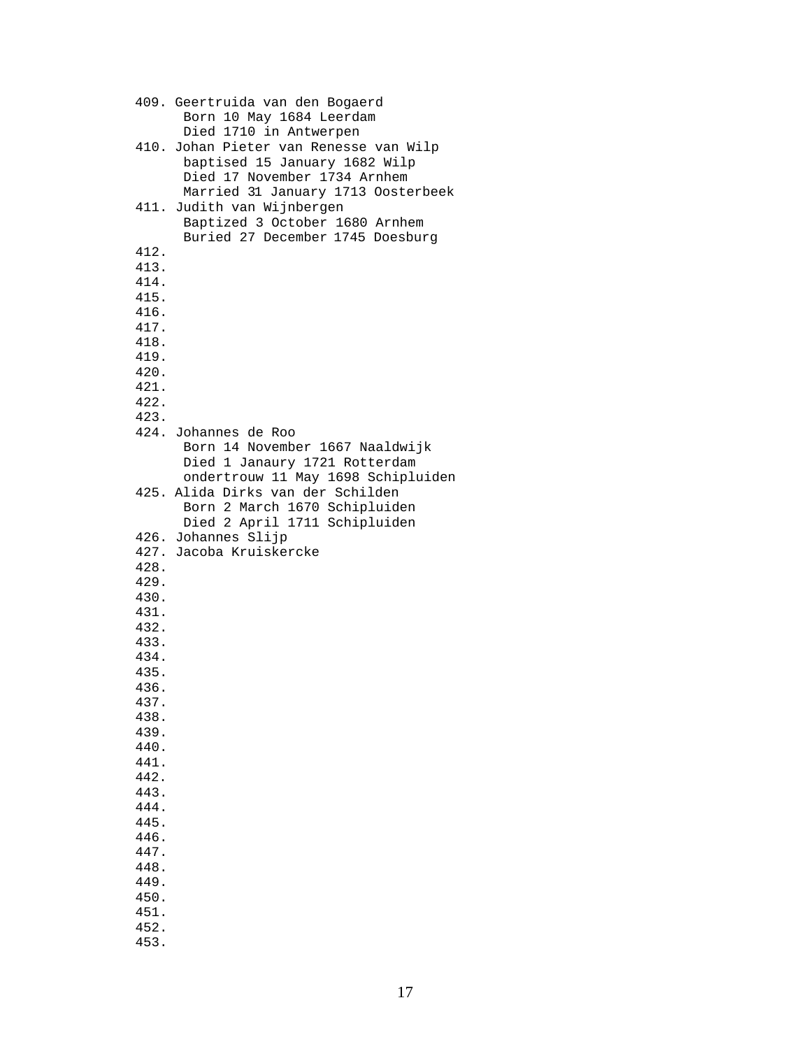```
409. Geertruida van den Bogaerd
      Born 10 May 1684 Leerdam
      Died 1710 in Antwerpen
410. Johan Pieter van Renesse van Wilp
      baptised 15 January 1682 Wilp
      Died 17 November 1734 Arnhem
      Married 31 January 1713 Oosterbeek
411. Judith van Wijnbergen
      Baptized 3 October 1680 Arnhem
      Buried 27 December 1745 Doesburg
412.
413.
414.
415.
416.
417.
418.
419.
420.
421.
422.
423.
424. Johannes de Roo
      Born 14 November 1667 Naaldwijk
      Died 1 Janaury 1721 Rotterdam
      ondertrouw 11 May 1698 Schipluiden
425. Alida Dirks van der Schilden
      Born 2 March 1670 Schipluiden
      Died 2 April 1711 Schipluiden
426. Johannes Slijp
427. Jacoba Kruiskercke
428.
429.
430.
431.
432.
433.
434.
435.
436.
437.
438.
439.
440.
441.
442.
443.
444.
445.
446.
447.
448.
449.
450.
451.
452.
453.
```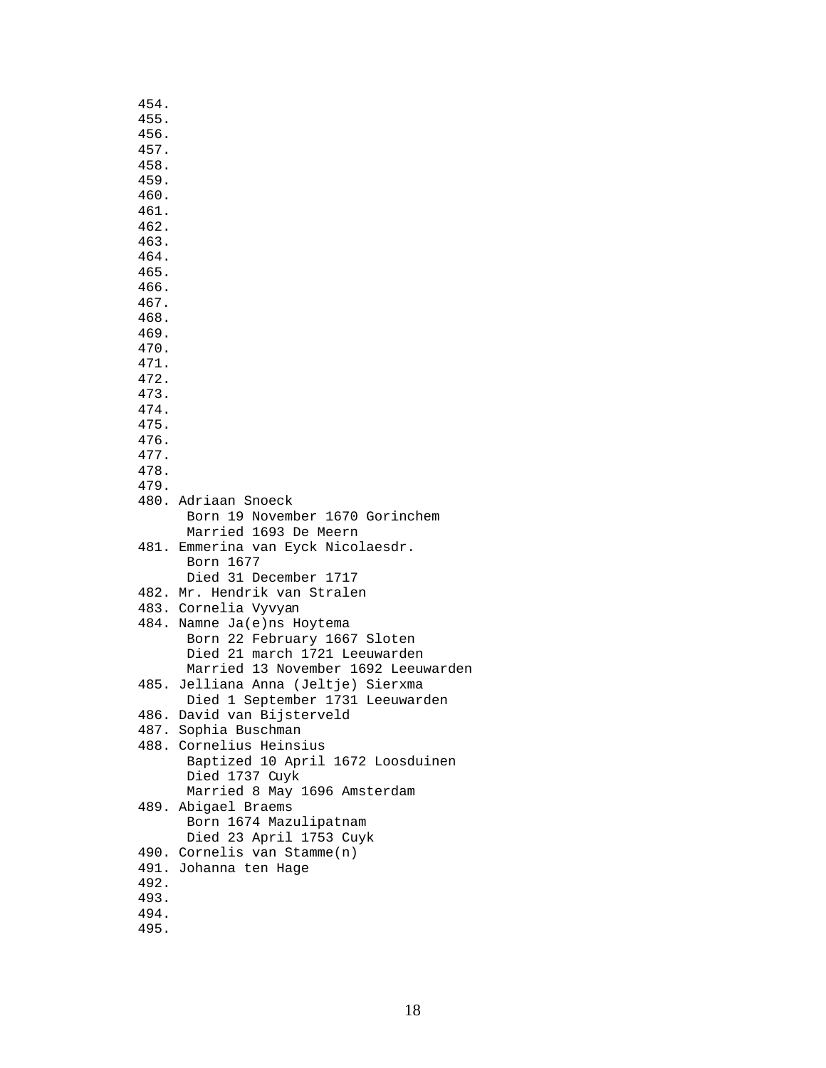454.
455.
456.
457.
458.
459.
460.
461.
462.
463.
464.
465.
466.
467.
468.
469.
470.
471.
472.
473.
474.
475.
476.
477.
478.
479.
480. Adriaan Snoeck
     Born 19 November 1670 Gorinchem
     Married 1693 De Meern
481. Emmerina van Eyck Nicolaesdr.
     Born 1677
     Died 31 December 1717
482. Mr. Hendrik van Stralen
483. Cornelia Vyvyan
484. Namne Ja(e)ns Hoytema
     Born 22 February 1667 Sloten
     Died 21 march 1721 Leeuwarden
     Married 13 November 1692 Leeuwarden
485. Jelliana Anna (Jeltje) Sierxma
     Died 1 September 1731 Leeuwarden
486. David van Bijsterveld
487. Sophia Buschman
488. Cornelius Heinsius
     Baptized 10 April 1672 Loosduinen
     Died 1737 Cuyk
     Married 8 May 1696 Amsterdam
489. Abigael Braems
     Born 1674 Mazulipatnam
     Died 23 April 1753 Cuyk
490. Cornelis van Stamme(n)
491. Johanna ten Hage
492.
493.
494.
495.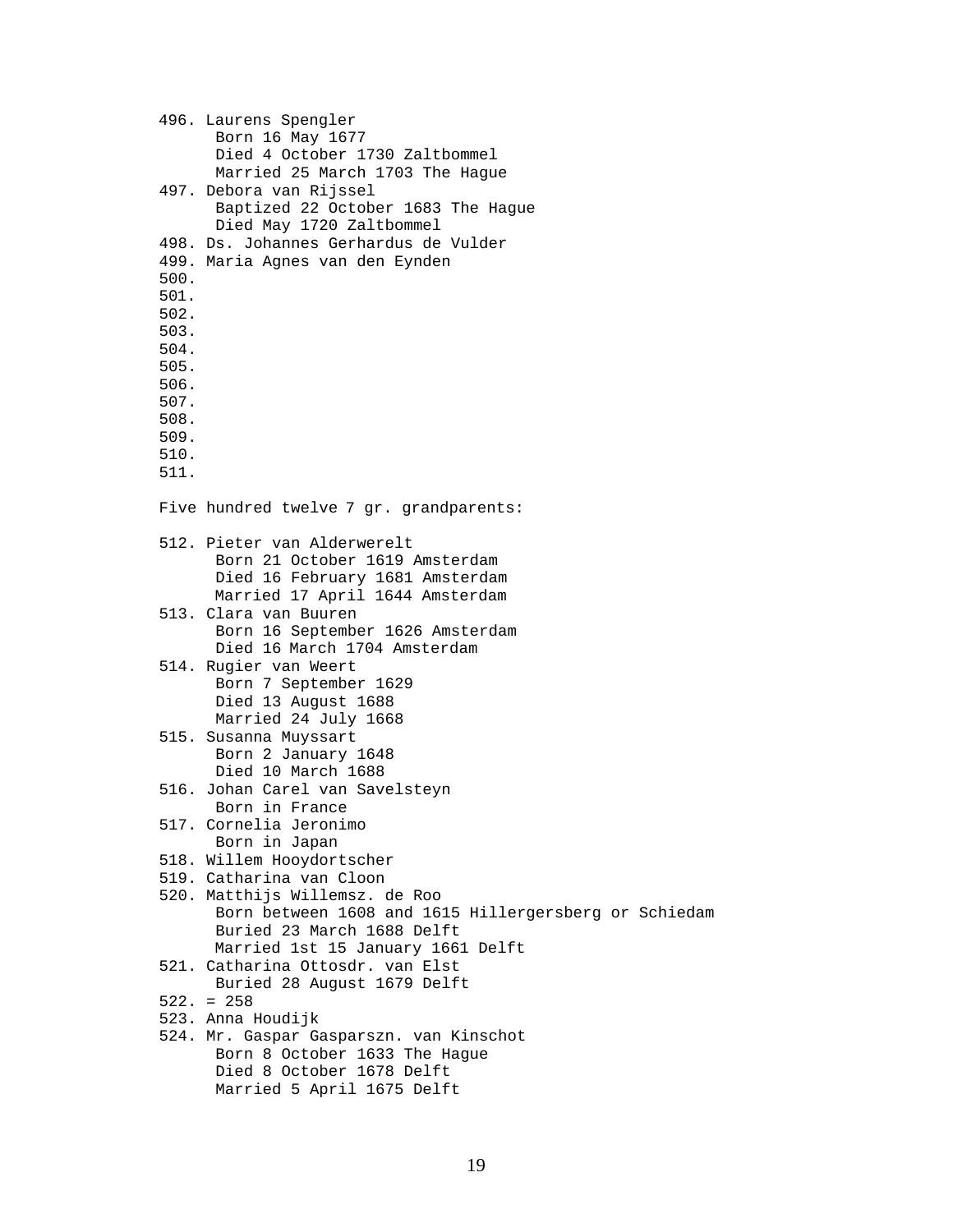496. Laurens Spengler
      Born 16 May 1677
      Died 4 October 1730 Zaltbommel
      Married 25 March 1703 The Hague
497. Debora van Rijssel
      Baptized 22 October 1683 The Hague
      Died May 1720 Zaltbommel
498. Ds. Johannes Gerhardus de Vulder
499. Maria Agnes van den Eynden
500.
501.
502.
503.
504.
505.
506.
507.
508.
509.
510.
511.

Five hundred twelve 7 gr. grandparents:

512. Pieter van Alderwerelt
      Born 21 October 1619 Amsterdam
      Died 16 February 1681 Amsterdam
      Married 17 April 1644 Amsterdam
513. Clara van Buuren
      Born 16 September 1626 Amsterdam
      Died 16 March 1704 Amsterdam
514. Rugier van Weert
      Born 7 September 1629
      Died 13 August 1688
      Married 24 July 1668
515. Susanna Muyssart
      Born 2 January 1648
      Died 10 March 1688
516. Johan Carel van Savelsteyn
      Born in France
517. Cornelia Jeronimo
      Born in Japan
518. Willem Hooydortscher
519. Catharina van Cloon
520. Matthijs Willemsz. de Roo
      Born between 1608 and 1615 Hillergersberg or Schiedam
      Buried 23 March 1688 Delft
      Married 1st 15 January 1661 Delft
521. Catharina Ottosdr. van Elst
      Buried 28 August 1679 Delft
522. = 258
523. Anna Houdijk
524. Mr. Gaspar Gasparszn. van Kinschot
      Born 8 October 1633 The Hague
      Died 8 October 1678 Delft
      Married 5 April 1675 Delft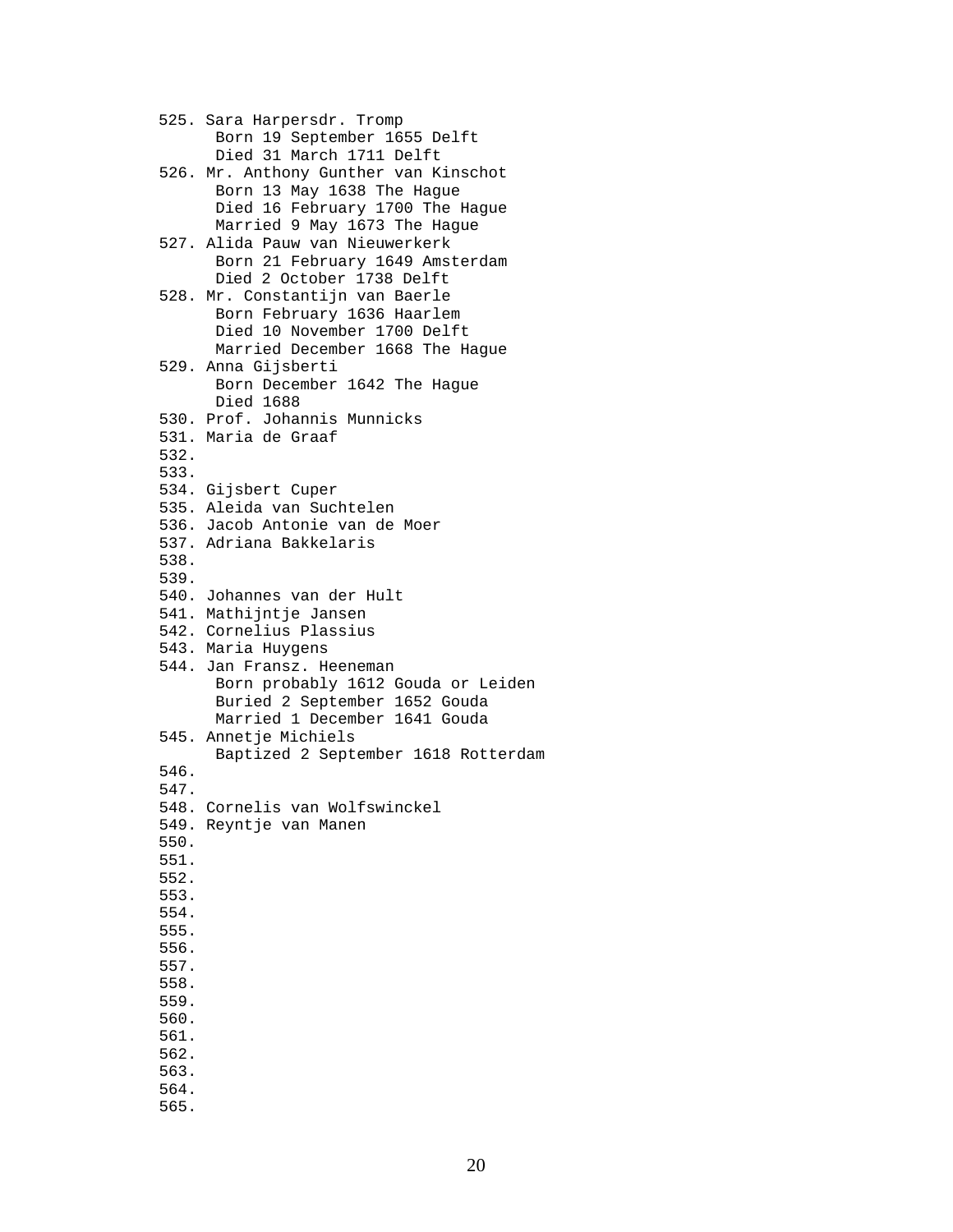```
525. Sara Harpersdr. Tromp
      Born 19 September 1655 Delft
      Died 31 March 1711 Delft
526. Mr. Anthony Gunther van Kinschot
      Born 13 May 1638 The Hague
      Died 16 February 1700 The Hague
      Married 9 May 1673 The Hague
527. Alida Pauw van Nieuwerkerk
      Born 21 February 1649 Amsterdam
      Died 2 October 1738 Delft
528. Mr. Constantijn van Baerle
      Born February 1636 Haarlem
      Died 10 November 1700 Delft
      Married December 1668 The Hague
529. Anna Gijsberti
      Born December 1642 The Hague
      Died 1688
530. Prof. Johannis Munnicks
531. Maria de Graaf
532.
533.
534. Gijsbert Cuper
535. Aleida van Suchtelen
536. Jacob Antonie van de Moer
537. Adriana Bakkelaris
538.
539.
540. Johannes van der Hult
541. Mathijntje Jansen
542. Cornelius Plassius
543. Maria Huygens
544. Jan Fransz. Heeneman
      Born probably 1612 Gouda or Leiden
      Buried 2 September 1652 Gouda
      Married 1 December 1641 Gouda
545. Annetje Michiels
      Baptized 2 September 1618 Rotterdam
546.
547.
548. Cornelis van Wolfswinckel
549. Reyntje van Manen
550.
551.
552.
553.
554.
555.
556.
557.
558.
559.
560.
561.
562.
563.
564.
565.
```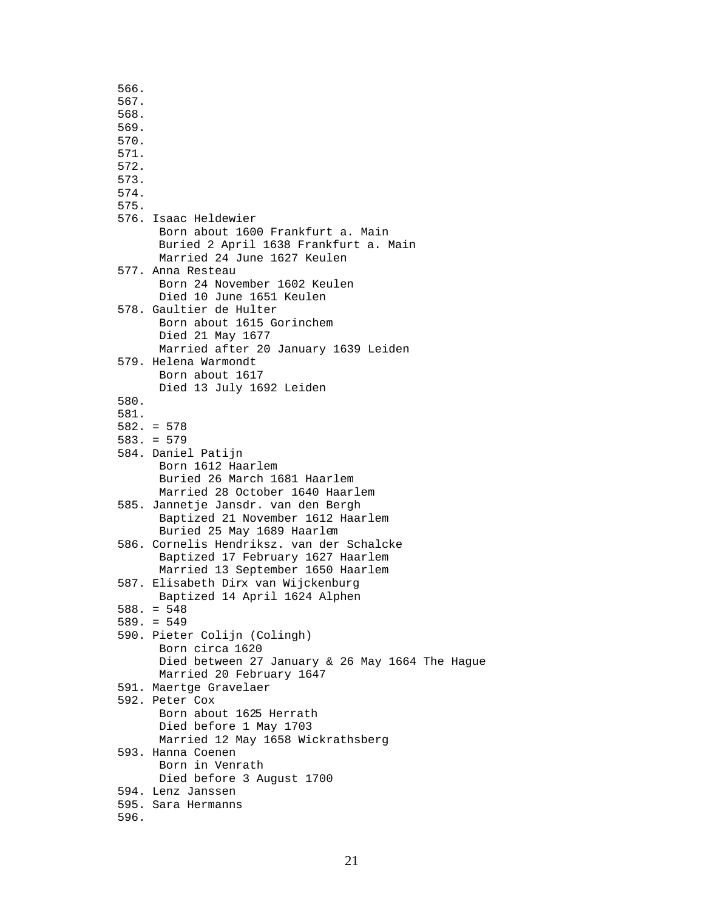566.
567.
568.
569.
570.
571.
572.
573.
574.
575.
576. Isaac Heldewier
      Born about 1600 Frankfurt a. Main
      Buried 2 April 1638 Frankfurt a. Main
      Married 24 June 1627 Keulen
577. Anna Resteau
      Born 24 November 1602 Keulen
      Died 10 June 1651 Keulen
578. Gaultier de Hulter
      Born about 1615 Gorinchem
      Died 21 May 1677
      Married after 20 January 1639 Leiden
579. Helena Warmondt
      Born about 1617
      Died 13 July 1692 Leiden
580.
581.
582. = 578
583. = 579
584. Daniel Patijn
      Born 1612 Haarlem
      Buried 26 March 1681 Haarlem
      Married 28 October 1640 Haarlem
585. Jannetje Jansdr. van den Bergh
      Baptized 21 November 1612 Haarlem
      Buried 25 May 1689 Haarlem
586. Cornelis Hendriksz. van der Schalcke
      Baptized 17 February 1627 Haarlem
      Married 13 September 1650 Haarlem
587. Elisabeth Dirx van Wijckenburg
      Baptized 14 April 1624 Alphen
588. = 548
589. = 549
590. Pieter Colijn (Colingh)
      Born circa 1620
      Died between 27 January & 26 May 1664 The Hague
      Married 20 February 1647
591. Maertge Gravelaer
592. Peter Cox
      Born about 1625 Herrath
      Died before 1 May 1703
      Married 12 May 1658 Wickrathsberg
593. Hanna Coenen
      Born in Venrath
      Died before 3 August 1700
594. Lenz Janssen
595. Sara Hermanns
596.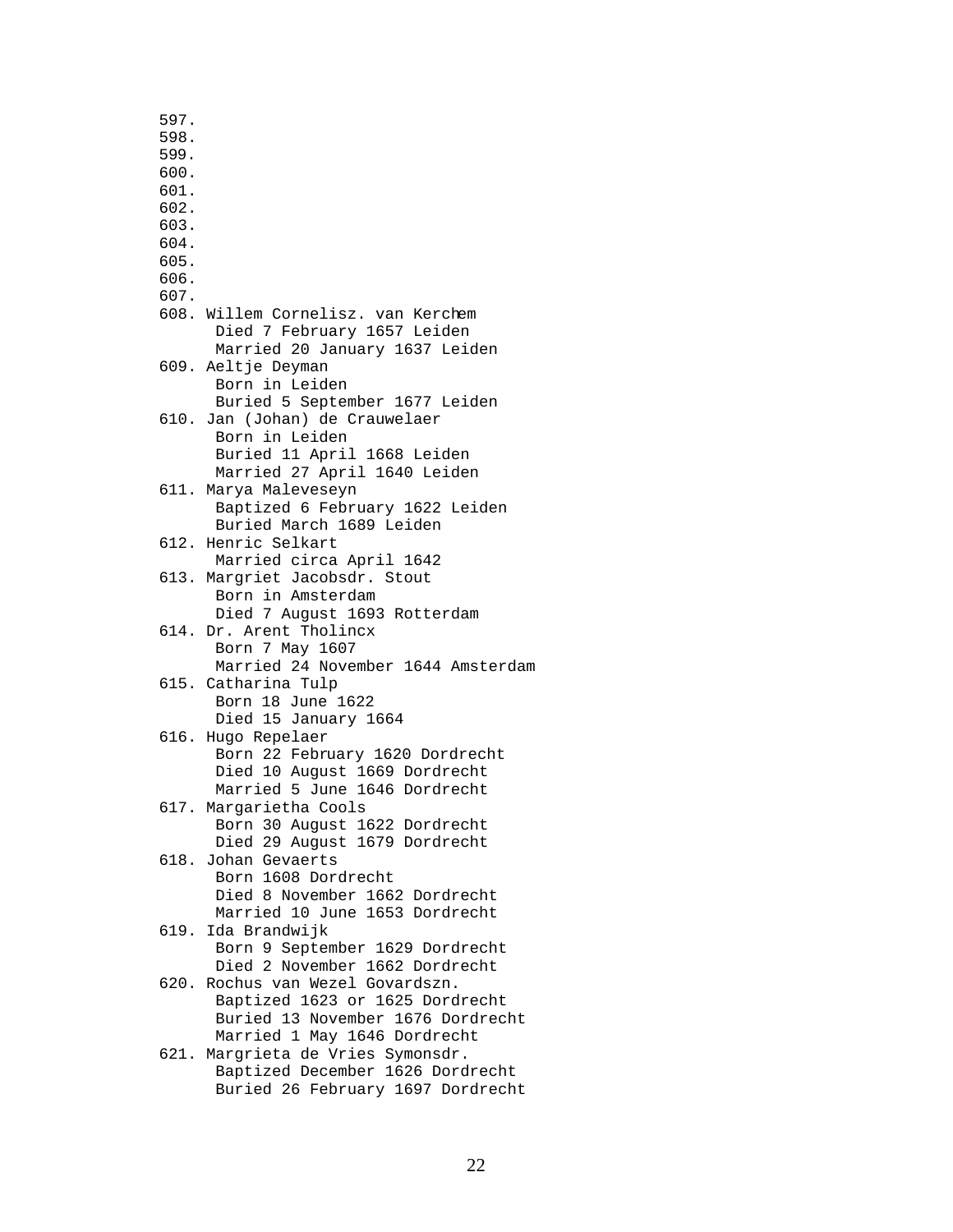597.
598.
599.
600.
601.
602.
603.
604.
605.
606.
607.
608. Willem Cornelisz. van Kerchem
Died 7 February 1657 Leiden
Married 20 January 1637 Leiden
609. Aeltje Deyman
Born in Leiden
Buried 5 September 1677 Leiden
610. Jan (Johan) de Crauwelaer
Born in Leiden
Buried 11 April 1668 Leiden
Married 27 April 1640 Leiden
611. Marya Maleveseyn
Baptized 6 February 1622 Leiden
Buried March 1689 Leiden
612. Henric Selkart
Married circa April 1642
613. Margriet Jacobsdr. Stout
Born in Amsterdam
Died 7 August 1693 Rotterdam
614. Dr. Arent Tholincx
Born 7 May 1607
Married 24 November 1644 Amsterdam
615. Catharina Tulp
Born 18 June 1622
Died 15 January 1664
616. Hugo Repelaer
Born 22 February 1620 Dordrecht
Died 10 August 1669 Dordrecht
Married 5 June 1646 Dordrecht
617. Margarietha Cools
Born 30 August 1622 Dordrecht
Died 29 August 1679 Dordrecht
618. Johan Gevaerts
Born 1608 Dordrecht
Died 8 November 1662 Dordrecht
Married 10 June 1653 Dordrecht
619. Ida Brandwijk
Born 9 September 1629 Dordrecht
Died 2 November 1662 Dordrecht
620. Rochus van Wezel Govardszn.
Baptized 1623 or 1625 Dordrecht
Buried 13 November 1676 Dordrecht
Married 1 May 1646 Dordrecht
621. Margrieta de Vries Symonsdr.
Baptized December 1626 Dordrecht
Buried 26 February 1697 Dordrecht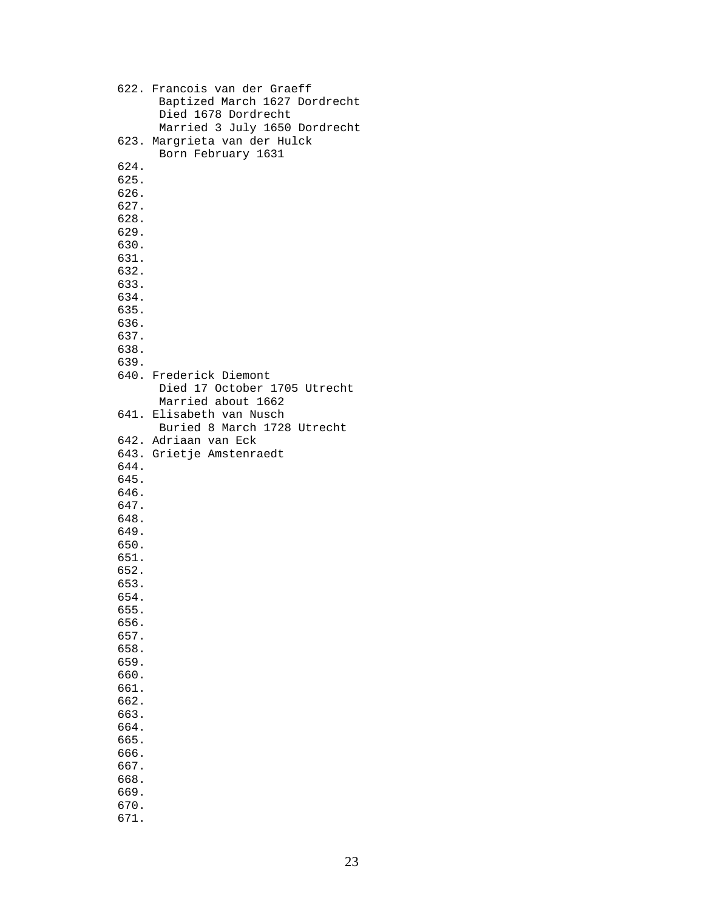622. Francois van der Graeff
      Baptized March 1627 Dordrecht
      Died 1678 Dordrecht
      Married 3 July 1650 Dordrecht
623. Margrieta van der Hulck
      Born February 1631
624.
625.
626.
627.
628.
629.
630.
631.
632.
633.
634.
635.
636.
637.
638.
639.
640. Frederick Diemont
      Died 17 October 1705 Utrecht
      Married about 1662
641. Elisabeth van Nusch
      Buried 8 March 1728 Utrecht
642. Adriaan van Eck
643. Grietje Amstenraedt
644.
645.
646.
647.
648.
649.
650.
651.
652.
653.
654.
655.
656.
657.
658.
659.
660.
661.
662.
663.
664.
665.
666.
667.
668.
669.
670.
671.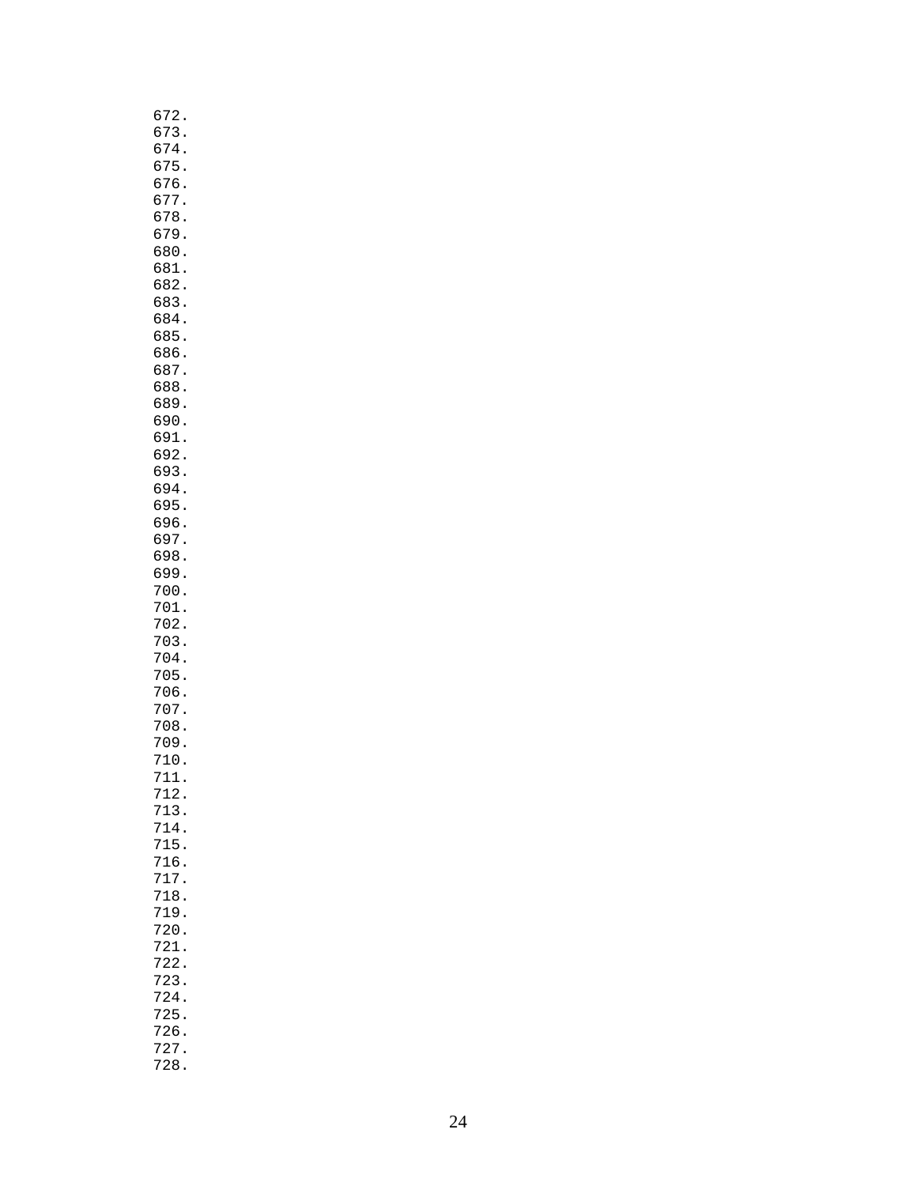672.
673.
674.
675.
676.
677.
678.
679.
680.
681.
682.
683.
684.
685.
686.
687.
688.
689.
690.
691.
692.
693.
694.
695.
696.
697.
698.
699.
700.
701.
702.
703.
704.
705.
706.
707.
708.
709.
710.
711.
712.
713.
714.
715.
716.
717.
718.
719.
720.
721.
722.
723.
724.
725.
726.
727.
728.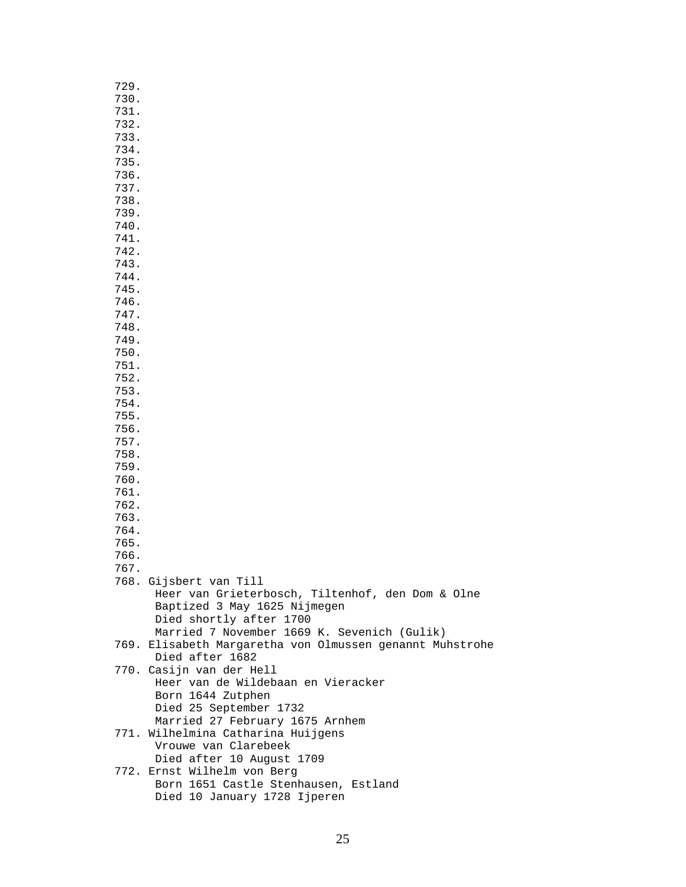729.
730.
731.
732.
733.
734.
735.
736.
737.
738.
739.
740.
741.
742.
743.
744.
745.
746.
747.
748.
749.
750.
751.
752.
753.
754.
755.
756.
757.
758.
759.
760.
761.
762.
763.
764.
765.
766.
767.
768. Gijsbert van Till
      Heer van Grieterbosch, Tiltenhof, den Dom & Olne
      Baptized 3 May 1625 Nijmegen
      Died shortly after 1700
      Married 7 November 1669 K. Sevenich (Gulik)
769. Elisabeth Margaretha von Olmussen genannt Muhstrohe
      Died after 1682
770. Casijn van der Hell
      Heer van de Wildebaan en Vieracker
      Born 1644 Zutphen
      Died 25 September 1732
      Married 27 February 1675 Arnhem
771. Wilhelmina Catharina Huijgens
      Vrouwe van Clarebeek
      Died after 10 August 1709
772. Ernst Wilhelm von Berg
      Born 1651 Castle Stenhausen, Estland
      Died 10 January 1728 Ijperen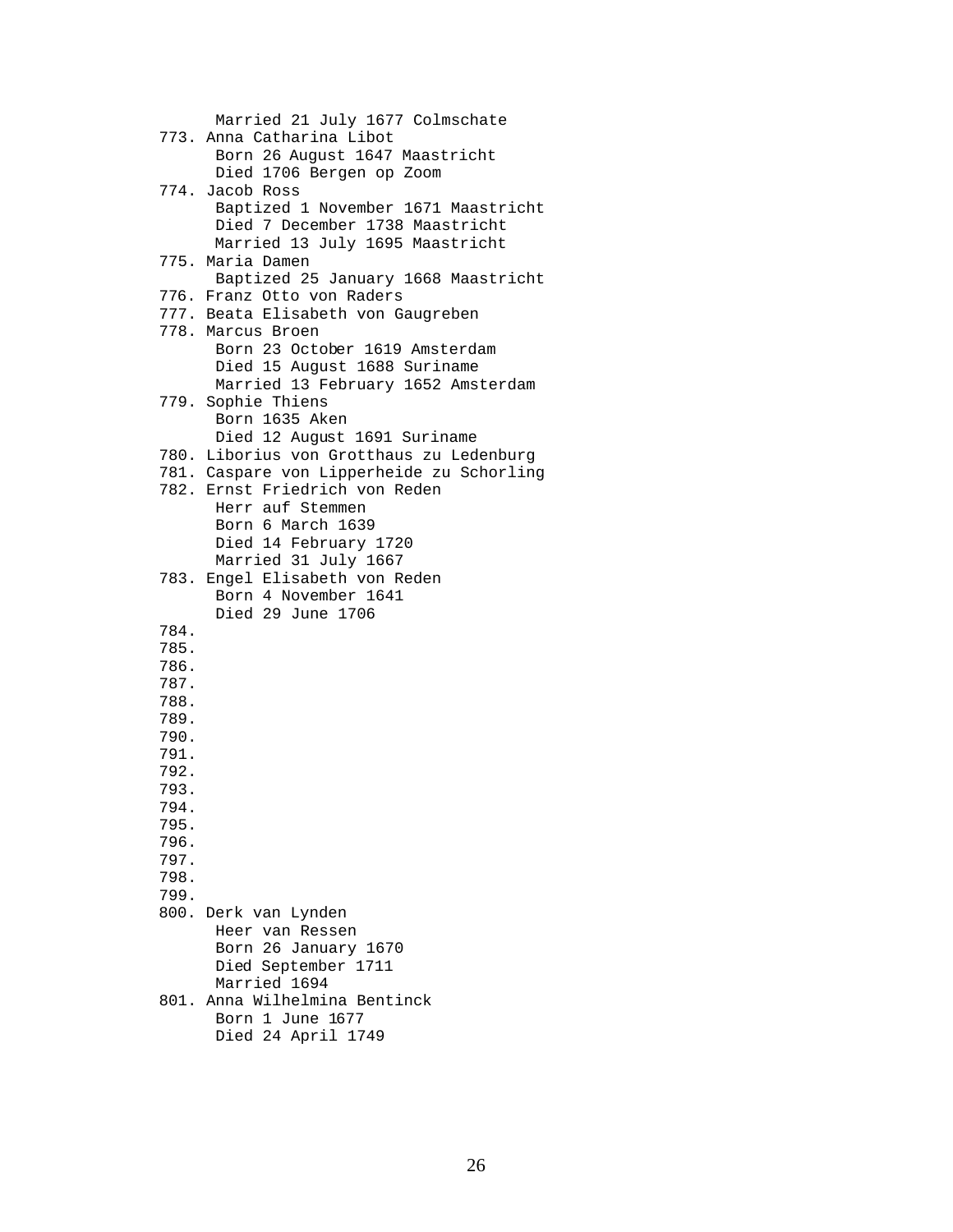```
      Married 21 July 1677 Colmschate
773. Anna Catharina Libot
      Born 26 August 1647 Maastricht
      Died 1706 Bergen op Zoom
774. Jacob Ross
      Baptized 1 November 1671 Maastricht
      Died 7 December 1738 Maastricht
      Married 13 July 1695 Maastricht
775. Maria Damen
      Baptized 25 January 1668 Maastricht
776. Franz Otto von Raders
777. Beata Elisabeth von Gaugreben
778. Marcus Broen
      Born 23 October 1619 Amsterdam
      Died 15 August 1688 Suriname
      Married 13 February 1652 Amsterdam
779. Sophie Thiens
      Born 1635 Aken
      Died 12 August 1691 Suriname
780. Liborius von Grotthaus zu Ledenburg
781. Caspare von Lipperheide zu Schorling
782. Ernst Friedrich von Reden
      Herr auf Stemmen
      Born 6 March 1639
      Died 14 February 1720
      Married 31 July 1667
783. Engel Elisabeth von Reden
      Born 4 November 1641
      Died 29 June 1706
784.
785.
786.
787.
788.
789.
790.
791.
792.
793.
794.
795.
796.
797.
798.
799.
800. Derk van Lynden
      Heer van Ressen
      Born 26 January 1670
      Died September 1711
      Married 1694
801. Anna Wilhelmina Bentinck
      Born 1 June 1677
      Died 24 April 1749
```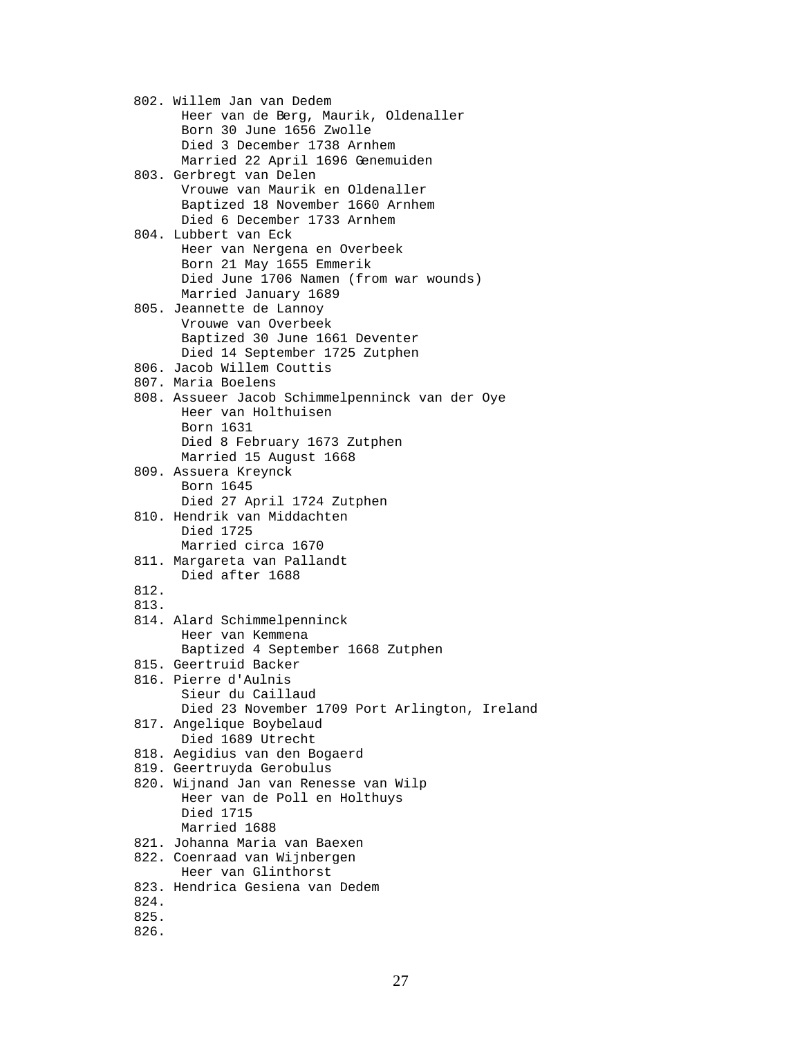```
802. Willem Jan van Dedem
      Heer van de Berg, Maurik, Oldenaller
      Born 30 June 1656 Zwolle
      Died 3 December 1738 Arnhem
      Married 22 April 1696 Genemuiden
803. Gerbregt van Delen
      Vrouwe van Maurik en Oldenaller
      Baptized 18 November 1660 Arnhem
      Died 6 December 1733 Arnhem
804. Lubbert van Eck
      Heer van Nergena en Overbeek
      Born 21 May 1655 Emmerik
      Died June 1706 Namen (from war wounds)
      Married January 1689
805. Jeannette de Lannoy
      Vrouwe van Overbeek
      Baptized 30 June 1661 Deventer
      Died 14 September 1725 Zutphen
806. Jacob Willem Couttis
807. Maria Boelens
808. Assueer Jacob Schimmelpenninck van der Oye
      Heer van Holthuisen
      Born 1631
      Died 8 February 1673 Zutphen
      Married 15 August 1668
809. Assuera Kreynck
      Born 1645
      Died 27 April 1724 Zutphen
810. Hendrik van Middachten
      Died 1725
      Married circa 1670
811. Margareta van Pallandt
      Died after 1688
812.
813.
814. Alard Schimmelpenninck
      Heer van Kemmena
      Baptized 4 September 1668 Zutphen
815. Geertruid Backer
816. Pierre d'Aulnis
      Sieur du Caillaud
      Died 23 November 1709 Port Arlington, Ireland
817. Angelique Boybelaud
      Died 1689 Utrecht
818. Aegidius van den Bogaerd
819. Geertruyda Gerobulus
820. Wijnand Jan van Renesse van Wilp
      Heer van de Poll en Holthuys
      Died 1715
      Married 1688
821. Johanna Maria van Baexen
822. Coenraad van Wijnbergen
      Heer van Glinthorst
823. Hendrica Gesiena van Dedem
824.
825.
826.
```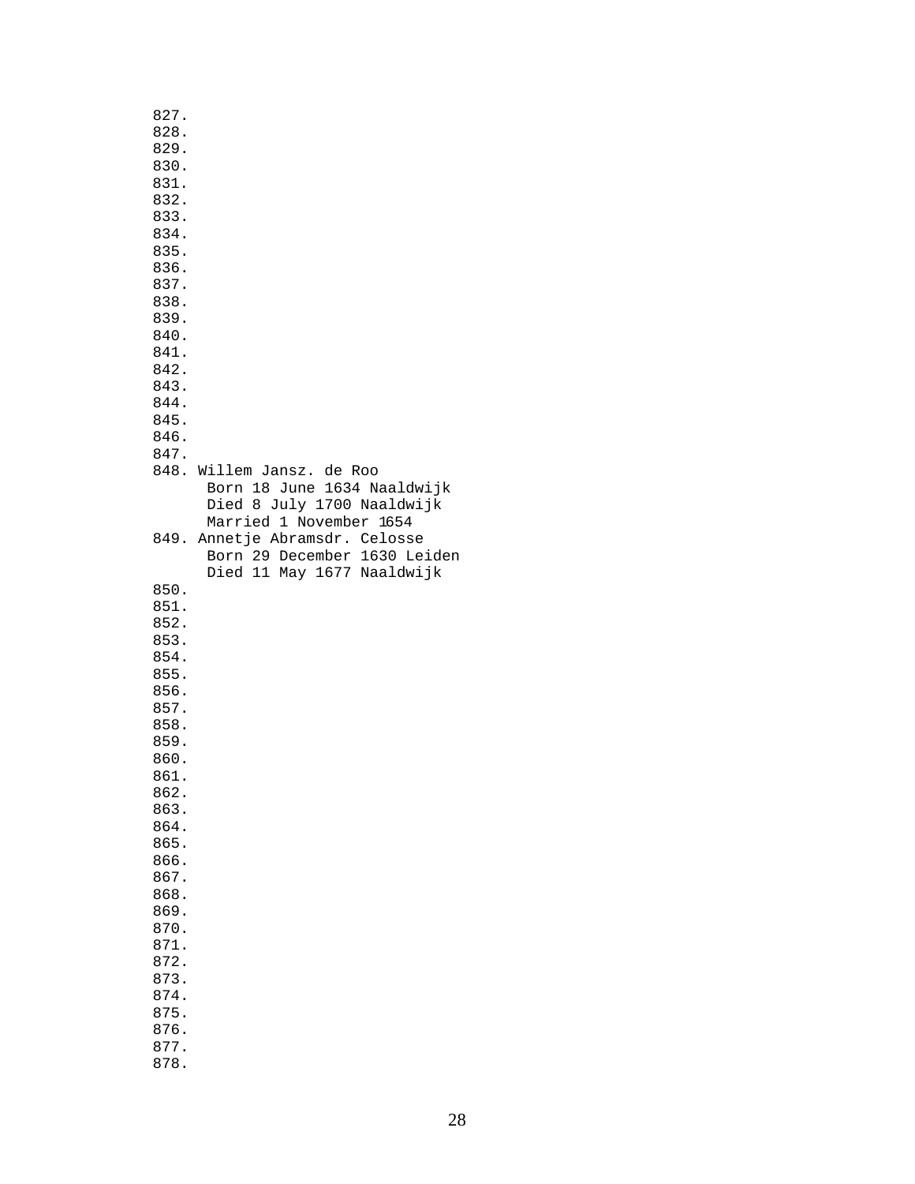```
827.
828.
829.
830.
831.
832.
833.
834.
835.
836.
837.
838.
839.
840.
841.
842.
843.
844.
845.
846.
847.
848. Willem Jansz. de Roo
      Born 18 June 1634 Naaldwijk
      Died 8 July 1700 Naaldwijk
      Married 1 November 1654
849. Annetje Abramsdr. Celosse
      Born 29 December 1630 Leiden
      Died 11 May 1677 Naaldwijk
850.
851.
852.
853.
854.
855.
856.
857.
858.
859.
860.
861.
862.
863.
864.
865.
866.
867.
868.
869.
870.
871.
872.
873.
874.
875.
876.
877.
878.
```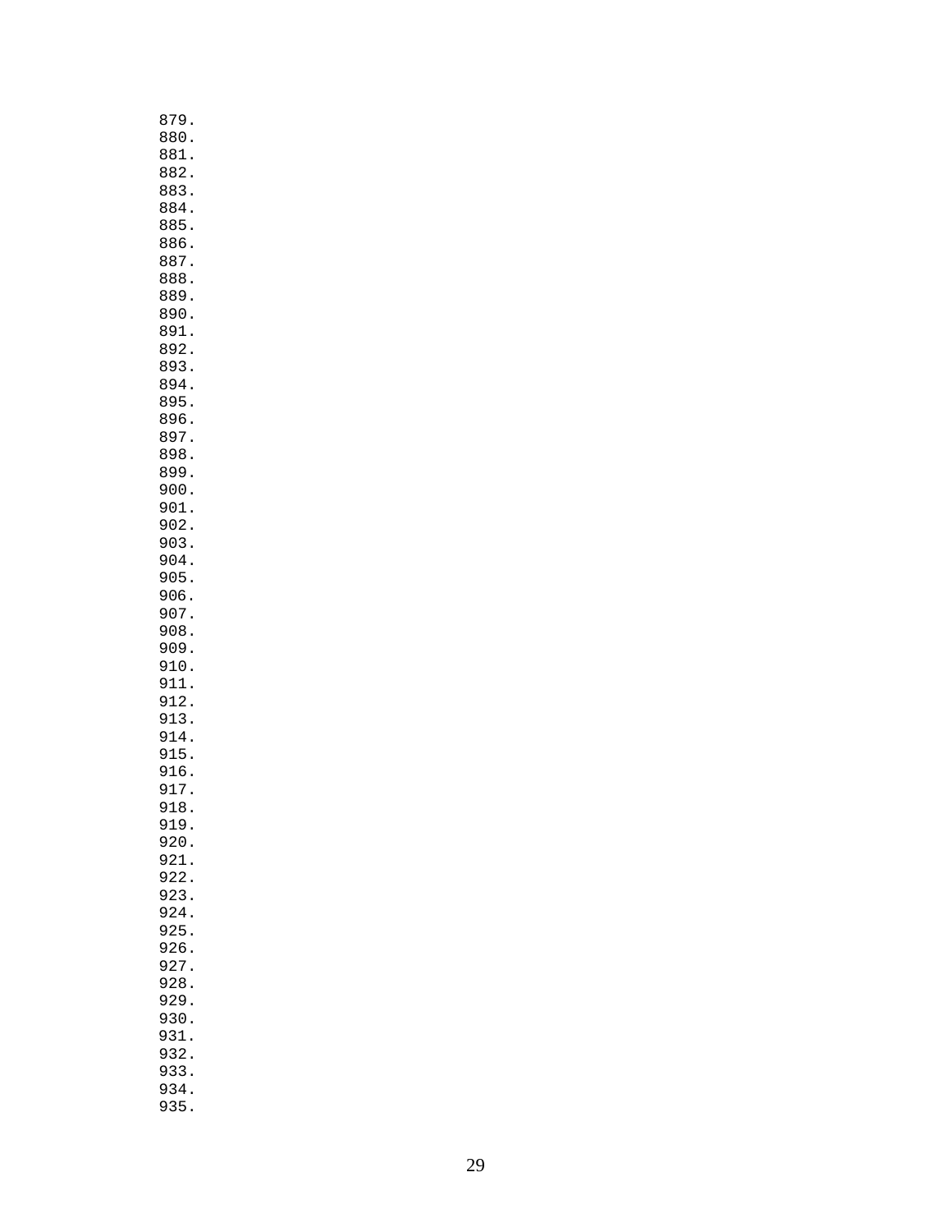```
879.
880.
881.
882.
883.
884.
885.
886.
887.
888.
889.
890.
891.
892.
893.
894.
895.
896.
897.
898.
899.
900.
901.
902.
903.
904.
905.
906.
907.
908.
909.
910.
911.
912.
913.
914.
915.
916.
917.
918.
919.
920.
921.
922.
923.
924.
925.
926.
927.
928.
929.
930.
931.
932.
933.
934.
935.
```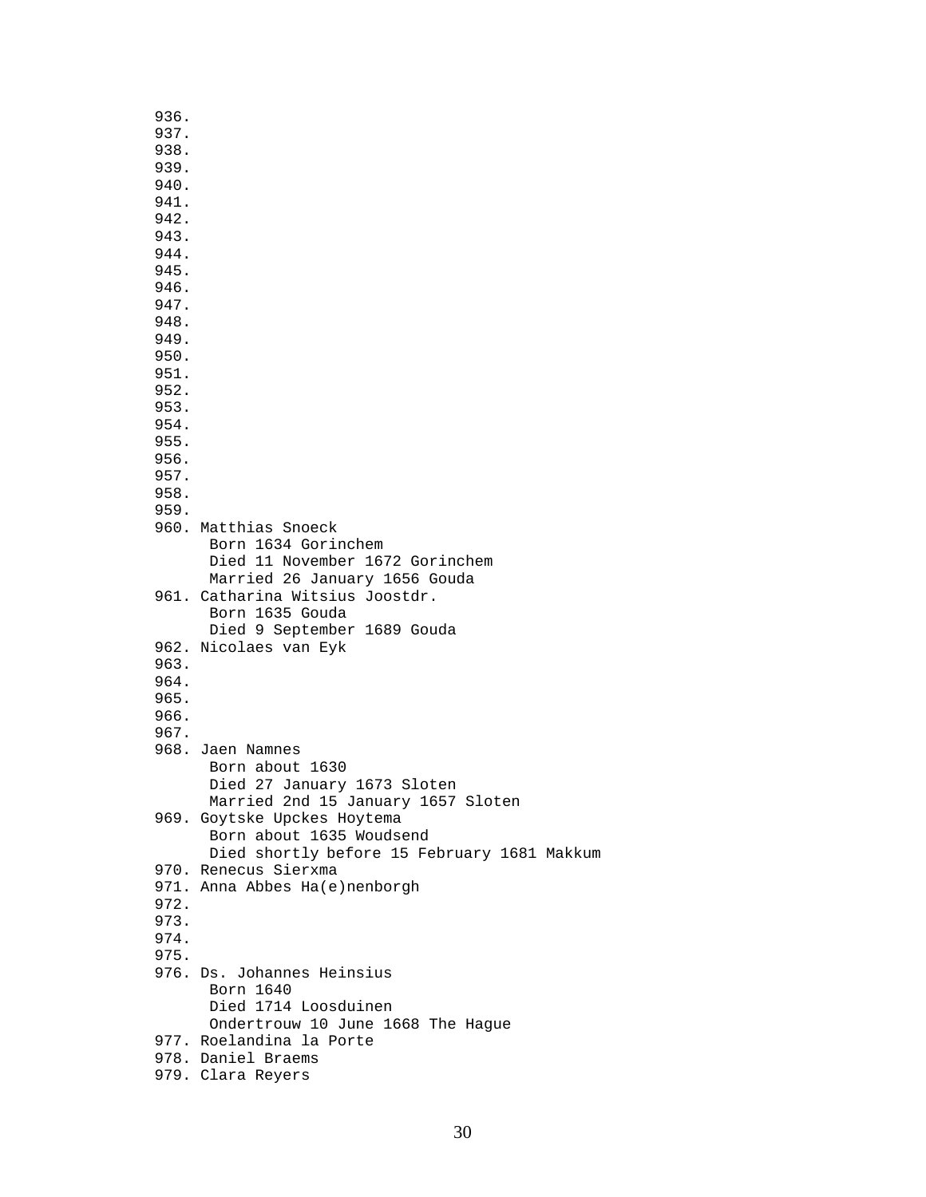936.
937.
938.
939.
940.
941.
942.
943.
944.
945.
946.
947.
948.
949.
950.
951.
952.
953.
954.
955.
956.
957.
958.
959.
960. Matthias Snoeck
      Born 1634 Gorinchem
      Died 11 November 1672 Gorinchem
      Married 26 January 1656 Gouda
961. Catharina Witsius Joostdr.
      Born 1635 Gouda
      Died 9 September 1689 Gouda
962. Nicolaes van Eyk
963.
964.
965.
966.
967.
968. Jaen Namnes
      Born about 1630
      Died 27 January 1673 Sloten
      Married 2nd 15 January 1657 Sloten
969. Goytske Upckes Hoytema
      Born about 1635 Woudsend
      Died shortly before 15 February 1681 Makkum
970. Renecus Sierxma
971. Anna Abbes Ha(e)nenborgh
972.
973.
974.
975.
976. Ds. Johannes Heinsius
      Born 1640
      Died 1714 Loosduinen
      Ondertrouw 10 June 1668 The Hague
977. Roelandina la Porte
978. Daniel Braems
979. Clara Reyers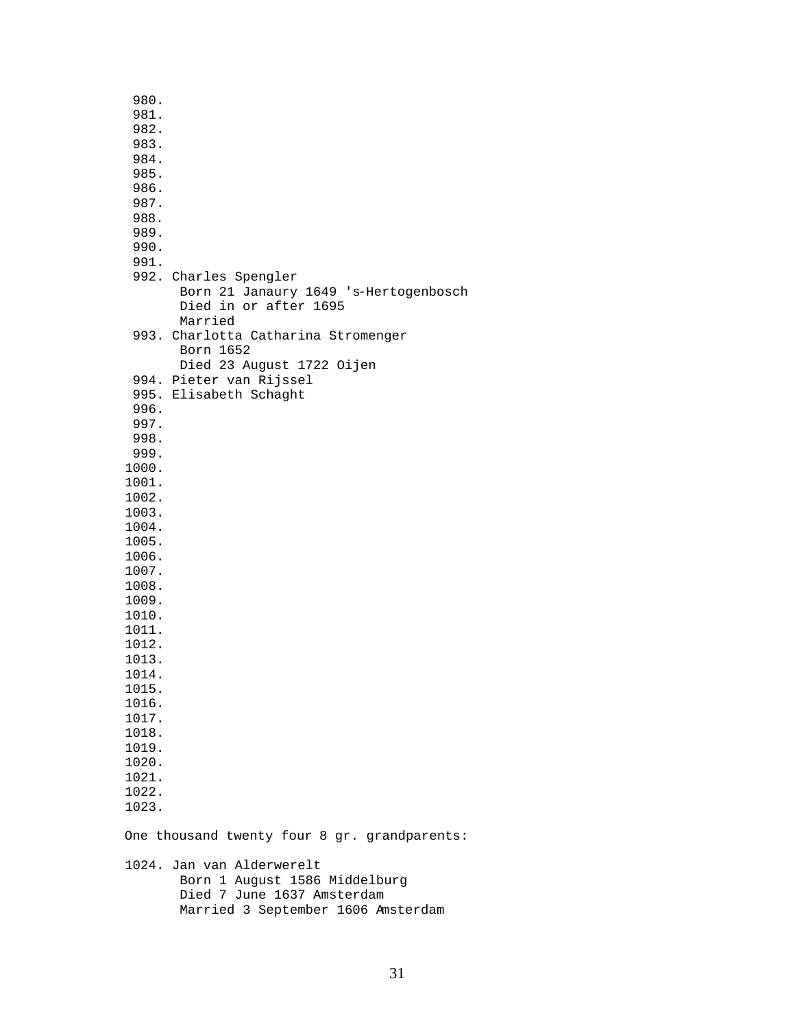980.  
981.  
982.  
983.  
984.  
985.  
986.  
987.  
988.  
989.  
990.  
991.  
992. Charles Spengler  
      Born 21 Janaury 1649 's-Hertogenbosch  
      Died in or after 1695  
      Married  
993. Charlotta Catharina Stromenger  
      Born 1652  
      Died 23 August 1722 Oijen  
994. Pieter van Rijssel  
995. Elisabeth Schaght  
996.  
997.  
998.  
999.  
1000.  
1001.  
1002.  
1003.  
1004.  
1005.  
1006.  
1007.  
1008.  
1009.  
1010.  
1011.  
1012.  
1013.  
1014.  
1015.  
1016.  
1017.  
1018.  
1019.  
1020.  
1021.  
1022.  
1023.  

One thousand twenty four 8 gr. grandparents:

1024. Jan van Alderwerelt  
      Born 1 August 1586 Middelburg  
      Died 7 June 1637 Amsterdam  
      Married 3 September 1606 Amsterdam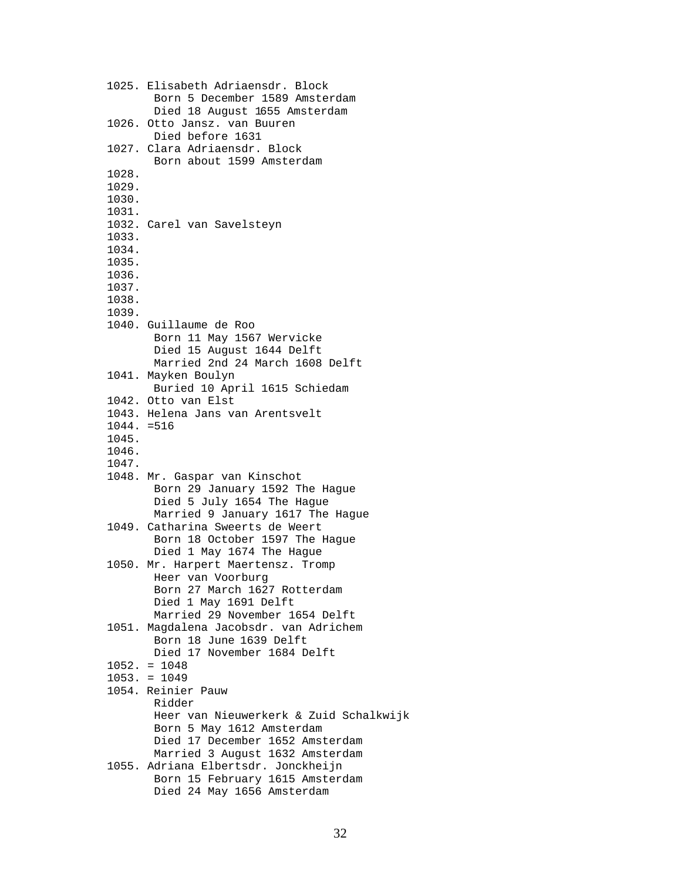1025. Elisabeth Adriaensdr. Block
      Born 5 December 1589 Amsterdam
      Died 18 August 1655 Amsterdam
1026. Otto Jansz. van Buuren
      Died before 1631
1027. Clara Adriaensdr. Block
      Born about 1599 Amsterdam
1028.
1029.
1030.
1031.
1032. Carel van Savelsteyn
1033.
1034.
1035.
1036.
1037.
1038.
1039.
1040. Guillaume de Roo
      Born 11 May 1567 Wervicke
      Died 15 August 1644 Delft
      Married 2nd 24 March 1608 Delft
1041. Mayken Boulyn
      Buried 10 April 1615 Schiedam
1042. Otto van Elst
1043. Helena Jans van Arentsvelt
1044. =516
1045.
1046.
1047.
1048. Mr. Gaspar van Kinschot
      Born 29 January 1592 The Hague
      Died 5 July 1654 The Hague
      Married 9 January 1617 The Hague
1049. Catharina Sweerts de Weert
      Born 18 October 1597 The Hague
      Died 1 May 1674 The Hague
1050. Mr. Harpert Maertensz. Tromp
      Heer van Voorburg
      Born 27 March 1627 Rotterdam
      Died 1 May 1691 Delft
      Married 29 November 1654 Delft
1051. Magdalena Jacobsdr. van Adrichem
      Born 18 June 1639 Delft
      Died 17 November 1684 Delft
1052. = 1048
1053. = 1049
1054. Reinier Pauw
      Ridder
      Heer van Nieuwerkerk & Zuid Schalkwijk
      Born 5 May 1612 Amsterdam
      Died 17 December 1652 Amsterdam
      Married 3 August 1632 Amsterdam
1055. Adriana Elbertsdr. Jonckheijn
      Born 15 February 1615 Amsterdam
      Died 24 May 1656 Amsterdam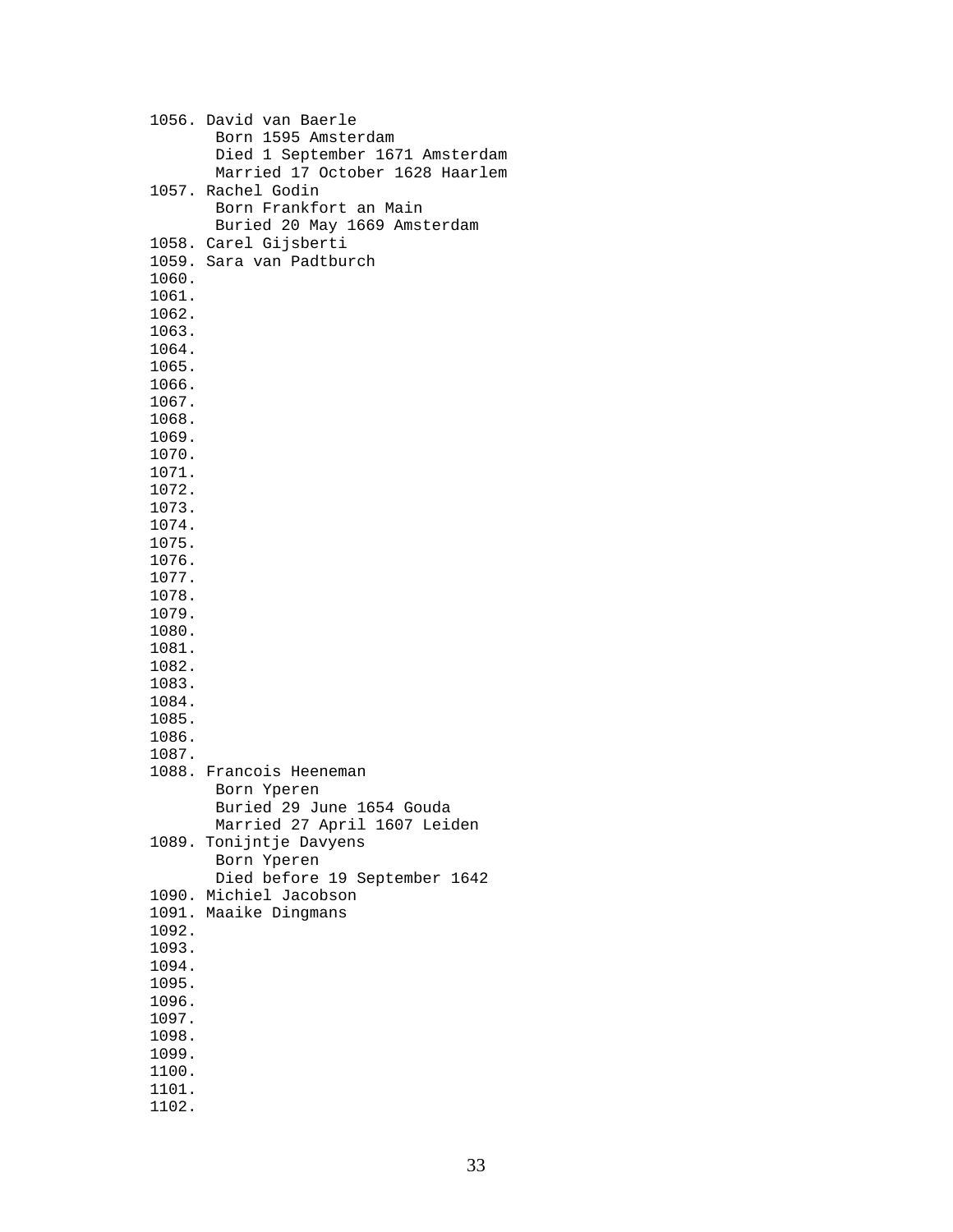1056. David van Baerle
    Born 1595 Amsterdam
    Died 1 September 1671 Amsterdam
    Married 17 October 1628 Haarlem
1057. Rachel Godin
    Born Frankfort an Main
    Buried 20 May 1669 Amsterdam
1058. Carel Gijsberti
1059. Sara van Padtburch
1060.
1061.
1062.
1063.
1064.
1065.
1066.
1067.
1068.
1069.
1070.
1071.
1072.
1073.
1074.
1075.
1076.
1077.
1078.
1079.
1080.
1081.
1082.
1083.
1084.
1085.
1086.
1087.
1088. Francois Heeneman
    Born Yperen
    Buried 29 June 1654 Gouda
    Married 27 April 1607 Leiden
1089. Tonijntje Davyens
    Born Yperen
    Died before 19 September 1642
1090. Michiel Jacobson
1091. Maaike Dingmans
1092.
1093.
1094.
1095.
1096.
1097.
1098.
1099.
1100.
1101.
1102.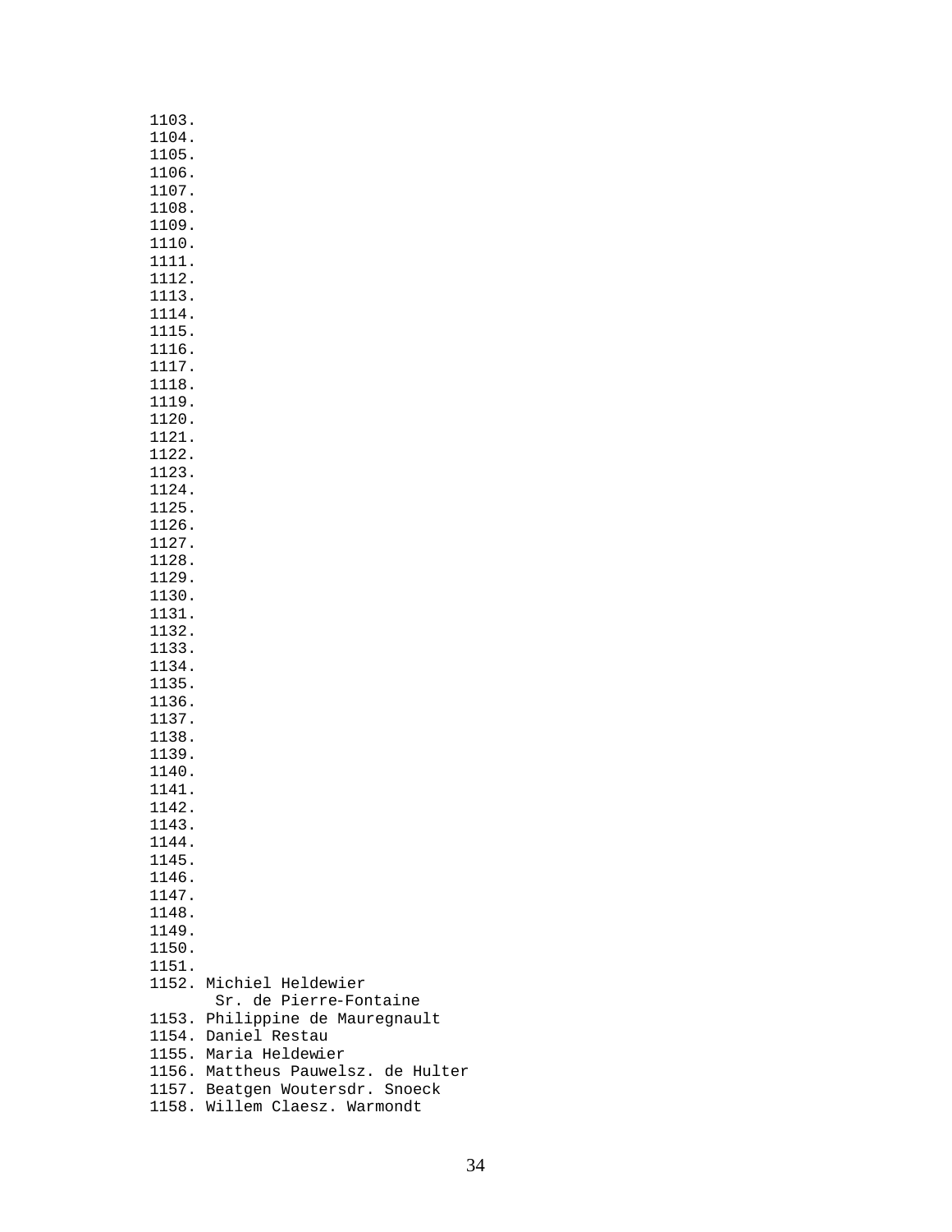1103.
1104.
1105.
1106.
1107.
1108.
1109.
1110.
1111.
1112.
1113.
1114.
1115.
1116.
1117.
1118.
1119.
1120.
1121.
1122.
1123.
1124.
1125.
1126.
1127.
1128.
1129.
1130.
1131.
1132.
1133.
1134.
1135.
1136.
1137.
1138.
1139.
1140.
1141.
1142.
1143.
1144.
1145.
1146.
1147.
1148.
1149.
1150.
1151.
1152. Michiel Heldewier
 Sr. de Pierre-Fontaine
1153. Philippine de Mauregnault
1154. Daniel Restau
1155. Maria Heldewier
1156. Mattheus Pauwelsz. de Hulter
1157. Beatgen Woutersdr. Snoeck
1158. Willem Claesz. Warmondt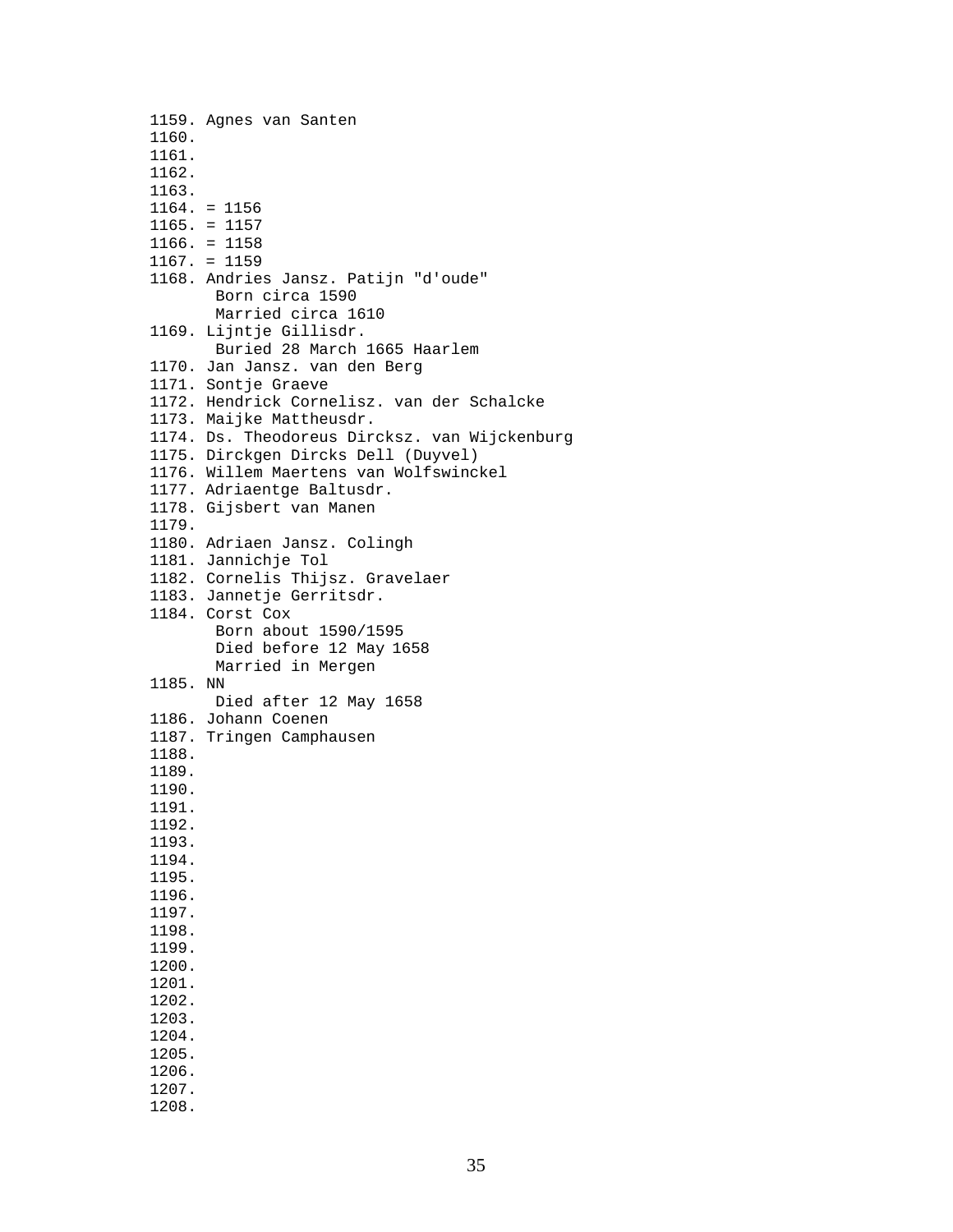1159. Agnes van Santen
1160.
1161.
1162.
1163.
1164. = 1156
1165. = 1157
1166. = 1158
1167. = 1159
1168. Andries Jansz. Patijn "d'oude"
       Born circa 1590
       Married circa 1610
1169. Lijntje Gillisdr.
       Buried 28 March 1665 Haarlem
1170. Jan Jansz. van den Berg
1171. Sontje Graeve
1172. Hendrick Cornelisz. van der Schalcke
1173. Maijke Mattheusdr.
1174. Ds. Theodoreus Dircksz. van Wijckenburg
1175. Dirckgen Dircks Dell (Duyvel)
1176. Willem Maertens van Wolfswinckel
1177. Adriaentge Baltusdr.
1178. Gijsbert van Manen
1179.
1180. Adriaen Jansz. Colingh
1181. Jannichje Tol
1182. Cornelis Thijsz. Gravelaer
1183. Jannetje Gerritsdr.
1184. Corst Cox
       Born about 1590/1595
       Died before 12 May 1658
       Married in Mergen
1185. NN
       Died after 12 May 1658
1186. Johann Coenen
1187. Tringen Camphausen
1188.
1189.
1190.
1191.
1192.
1193.
1194.
1195.
1196.
1197.
1198.
1199.
1200.
1201.
1202.
1203.
1204.
1205.
1206.
1207.
1208.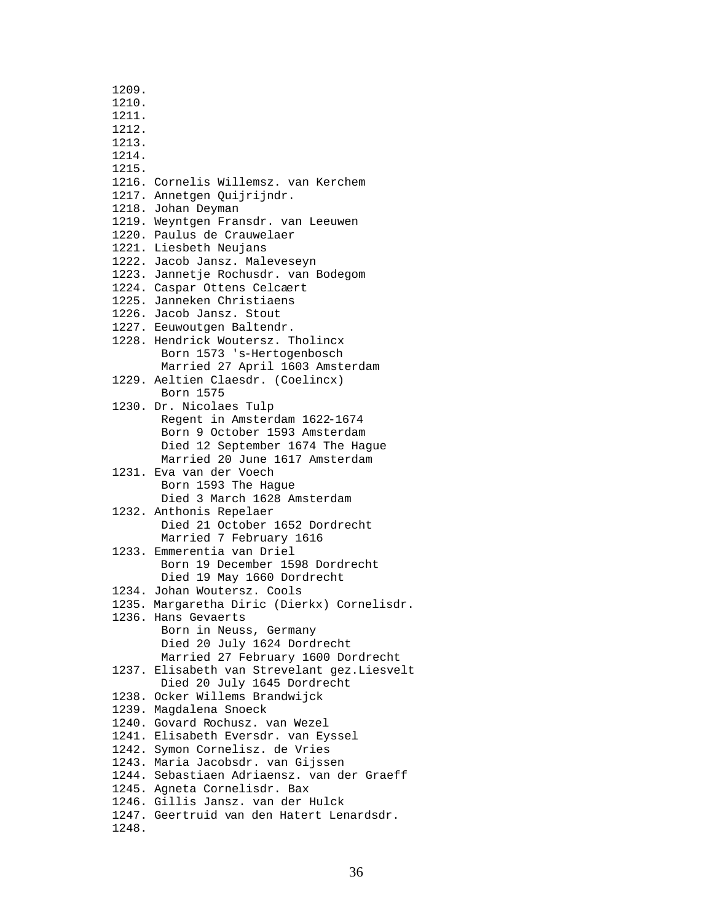1209.
1210.
1211.
1212.
1213.
1214.
1215.
1216. Cornelis Willemsz. van Kerchem
1217. Annetgen Quijrijndr.
1218. Johan Deyman
1219. Weyntgen Fransdr. van Leeuwen
1220. Paulus de Crauwelaer
1221. Liesbeth Neujans
1222. Jacob Jansz. Maleveseyn
1223. Jannetje Rochusdr. van Bodegom
1224. Caspar Ottens Celcært
1225. Janneken Christiaens
1226. Jacob Jansz. Stout
1227. Eeuwoutgen Baltendr.
1228. Hendrick Woutersz. Tholincx
   Born 1573 's-Hertogenbosch
   Married 27 April 1603 Amsterdam
1229. Aeltien Claesdr. (Coelincx)
   Born 1575
1230. Dr. Nicolaes Tulp
   Regent in Amsterdam 1622-1674
   Born 9 October 1593 Amsterdam
   Died 12 September 1674 The Hague
   Married 20 June 1617 Amsterdam
1231. Eva van der Voech
   Born 1593 The Hague
   Died 3 March 1628 Amsterdam
1232. Anthonis Repelaer
   Died 21 October 1652 Dordrecht
   Married 7 February 1616
1233. Emmerentia van Driel
   Born 19 December 1598 Dordrecht
   Died 19 May 1660 Dordrecht
1234. Johan Woutersz. Cools
1235. Margaretha Diric (Dierkx) Cornelisdr.
1236. Hans Gevaerts
   Born in Neuss, Germany
   Died 20 July 1624 Dordrecht
   Married 27 February 1600 Dordrecht
1237. Elisabeth van Strevelant gez.Liesvelt
   Died 20 July 1645 Dordrecht
1238. Ocker Willems Brandwijck
1239. Magdalena Snoeck
1240. Govard Rochusz. van Wezel
1241. Elisabeth Eversdr. van Eyssel
1242. Symon Cornelisz. de Vries
1243. Maria Jacobsdr. van Gijssen
1244. Sebastiaen Adriaensz. van der Graeff
1245. Agneta Cornelisdr. Bax
1246. Gillis Jansz. van der Hulck
1247. Geertruid van den Hatert Lenardsdr.
1248.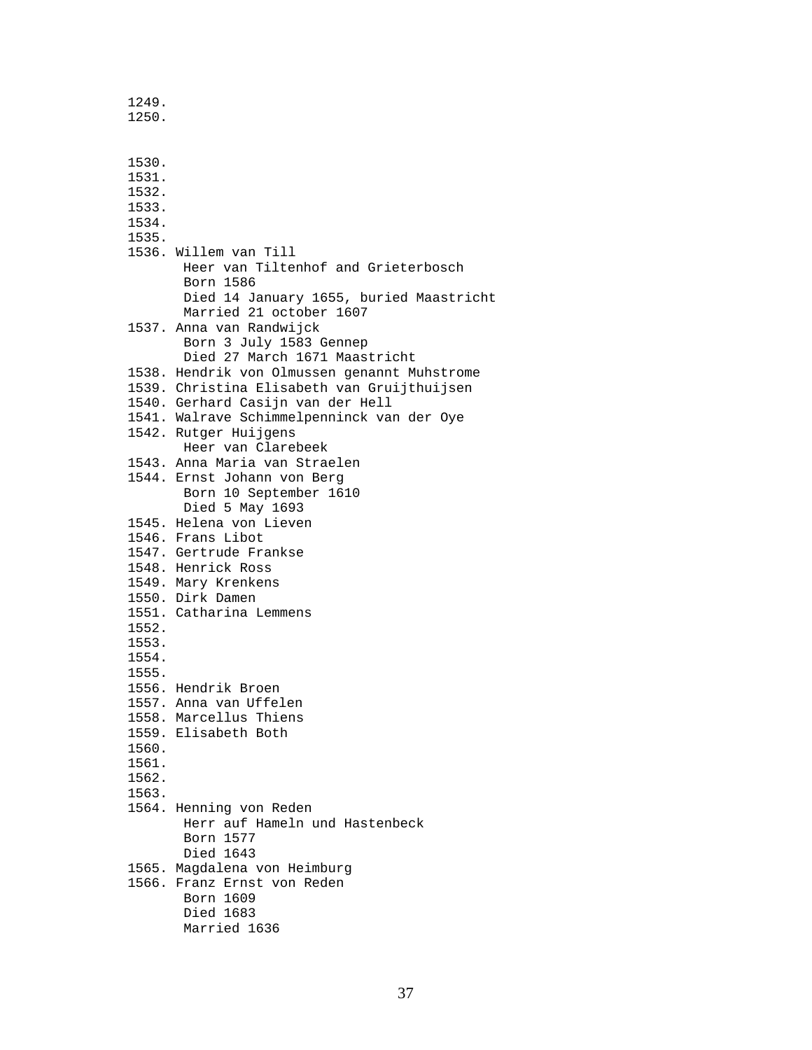```
1249.
1250.


1530.
1531.
1532.
1533.
1534.
1535.
1536. Willem van Till
       Heer van Tiltenhof and Grieterbosch
       Born 1586
       Died 14 January 1655, buried Maastricht
       Married 21 october 1607
1537. Anna van Randwijck
       Born 3 July 1583 Gennep
       Died 27 March 1671 Maastricht
1538. Hendrik von Olmussen genannt Muhstrome
1539. Christina Elisabeth van Gruijthuijsen
1540. Gerhard Casijn van der Hell
1541. Walrave Schimmelpenninck van der Oye
1542. Rutger Huijgens
       Heer van Clarebeek
1543. Anna Maria van Straelen
1544. Ernst Johann von Berg
       Born 10 September 1610
       Died 5 May 1693
1545. Helena von Lieven
1546. Frans Libot
1547. Gertrude Frankse
1548. Henrick Ross
1549. Mary Krenkens
1550. Dirk Damen
1551. Catharina Lemmens
1552.
1553.
1554.
1555.
1556. Hendrik Broen
1557. Anna van Uffelen
1558. Marcellus Thiens
1559. Elisabeth Both
1560.
1561.
1562.
1563.
1564. Henning von Reden
       Herr auf Hameln und Hastenbeck
       Born 1577
       Died 1643
1565. Magdalena von Heimburg
1566. Franz Ernst von Reden
       Born 1609
       Died 1683
       Married 1636
```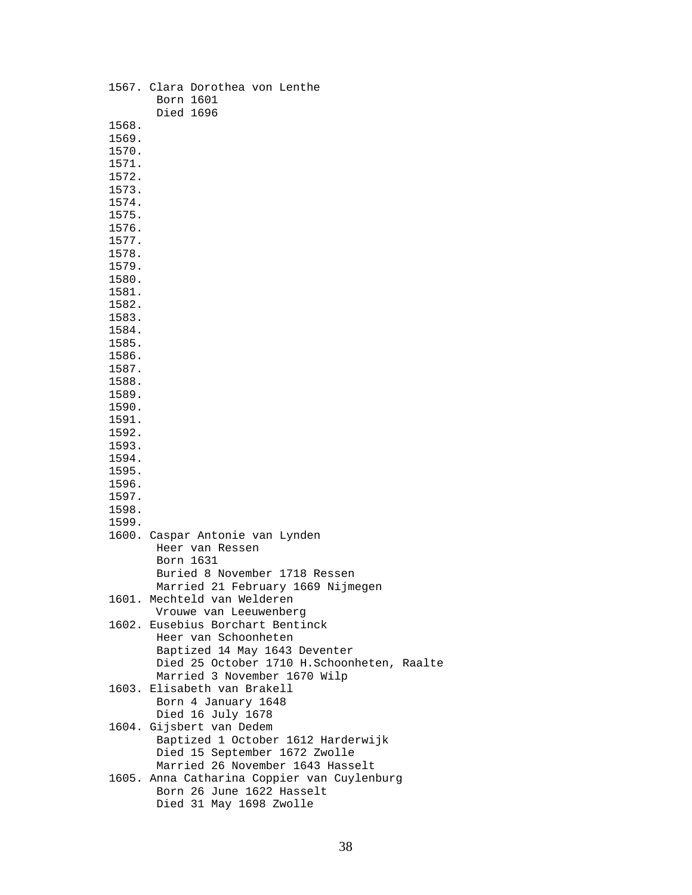1567. Clara Dorothea von Lenthe
       Born 1601
       Died 1696
1568.
1569.
1570.
1571.
1572.
1573.
1574.
1575.
1576.
1577.
1578.
1579.
1580.
1581.
1582.
1583.
1584.
1585.
1586.
1587.
1588.
1589.
1590.
1591.
1592.
1593.
1594.
1595.
1596.
1597.
1598.
1599.
1600. Caspar Antonie van Lynden
       Heer van Ressen
       Born 1631
       Buried 8 November 1718 Ressen
       Married 21 February 1669 Nijmegen
1601. Mechteld van Welderen
       Vrouwe van Leeuwenberg
1602. Eusebius Borchart Bentinck
       Heer van Schoonheten
       Baptized 14 May 1643 Deventer
       Died 25 October 1710 H.Schoonheten, Raalte
       Married 3 November 1670 Wilp
1603. Elisabeth van Brakell
       Born 4 January 1648
       Died 16 July 1678
1604. Gijsbert van Dedem
       Baptized 1 October 1612 Harderwijk
       Died 15 September 1672 Zwolle
       Married 26 November 1643 Hasselt
1605. Anna Catharina Coppier van Cuylenburg
       Born 26 June 1622 Hasselt
       Died 31 May 1698 Zwolle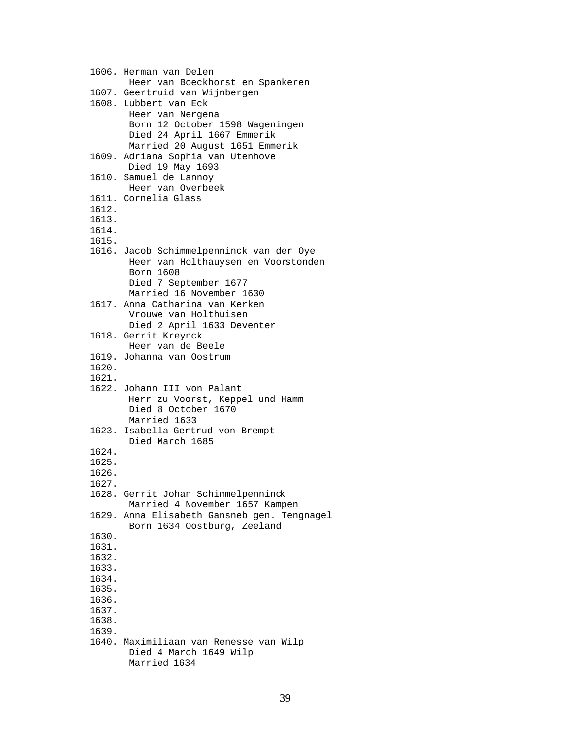```
1606. Herman van Delen
       Heer van Boeckhorst en Spankeren
1607. Geertruid van Wijnbergen
1608. Lubbert van Eck
       Heer van Nergena
       Born 12 October 1598 Wageningen
       Died 24 April 1667 Emmerik
       Married 20 August 1651 Emmerik
1609. Adriana Sophia van Utenhove
       Died 19 May 1693
1610. Samuel de Lannoy
       Heer van Overbeek
1611. Cornelia Glass
1612.
1613.
1614.
1615.
1616. Jacob Schimmelpenninck van der Oye
       Heer van Holthauysen en Voorstonden
       Born 1608
       Died 7 September 1677
       Married 16 November 1630
1617. Anna Catharina van Kerken
       Vrouwe van Holthuisen
       Died 2 April 1633 Deventer
1618. Gerrit Kreynck
       Heer van de Beele
1619. Johanna van Oostrum
1620.
1621.
1622. Johann III von Palant
       Herr zu Voorst, Keppel und Hamm
       Died 8 October 1670
       Married 1633
1623. Isabella Gertrud von Brempt
       Died March 1685
1624.
1625.
1626.
1627.
1628. Gerrit Johan Schimmelpenninck
       Married 4 November 1657 Kampen
1629. Anna Elisabeth Gansneb gen. Tengnagel
       Born 1634 Oostburg, Zeeland
1630.
1631.
1632.
1633.
1634.
1635.
1636.
1637.
1638.
1639.
1640. Maximiliaan van Renesse van Wilp
       Died 4 March 1649 Wilp
       Married 1634
```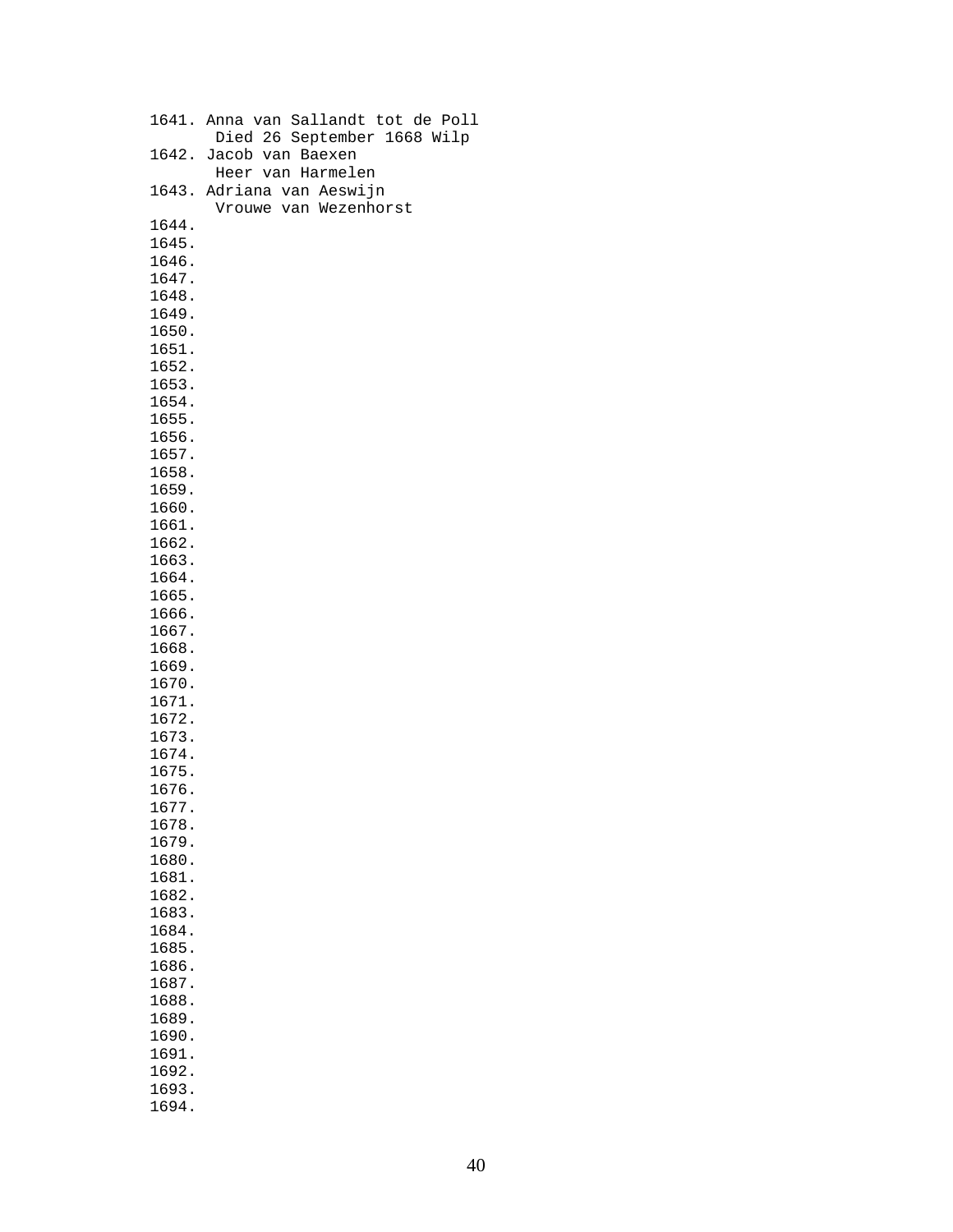```
1641. Anna van Sallandt tot de Poll
       Died 26 September 1668 Wilp
1642. Jacob van Baexen
       Heer van Harmelen
1643. Adriana van Aeswijn
       Vrouwe van Wezenhorst
1644.
1645.
1646.
1647.
1648.
1649.
1650.
1651.
1652.
1653.
1654.
1655.
1656.
1657.
1658.
1659.
1660.
1661.
1662.
1663.
1664.
1665.
1666.
1667.
1668.
1669.
1670.
1671.
1672.
1673.
1674.
1675.
1676.
1677.
1678.
1679.
1680.
1681.
1682.
1683.
1684.
1685.
1686.
1687.
1688.
1689.
1690.
1691.
1692.
1693.
1694.
```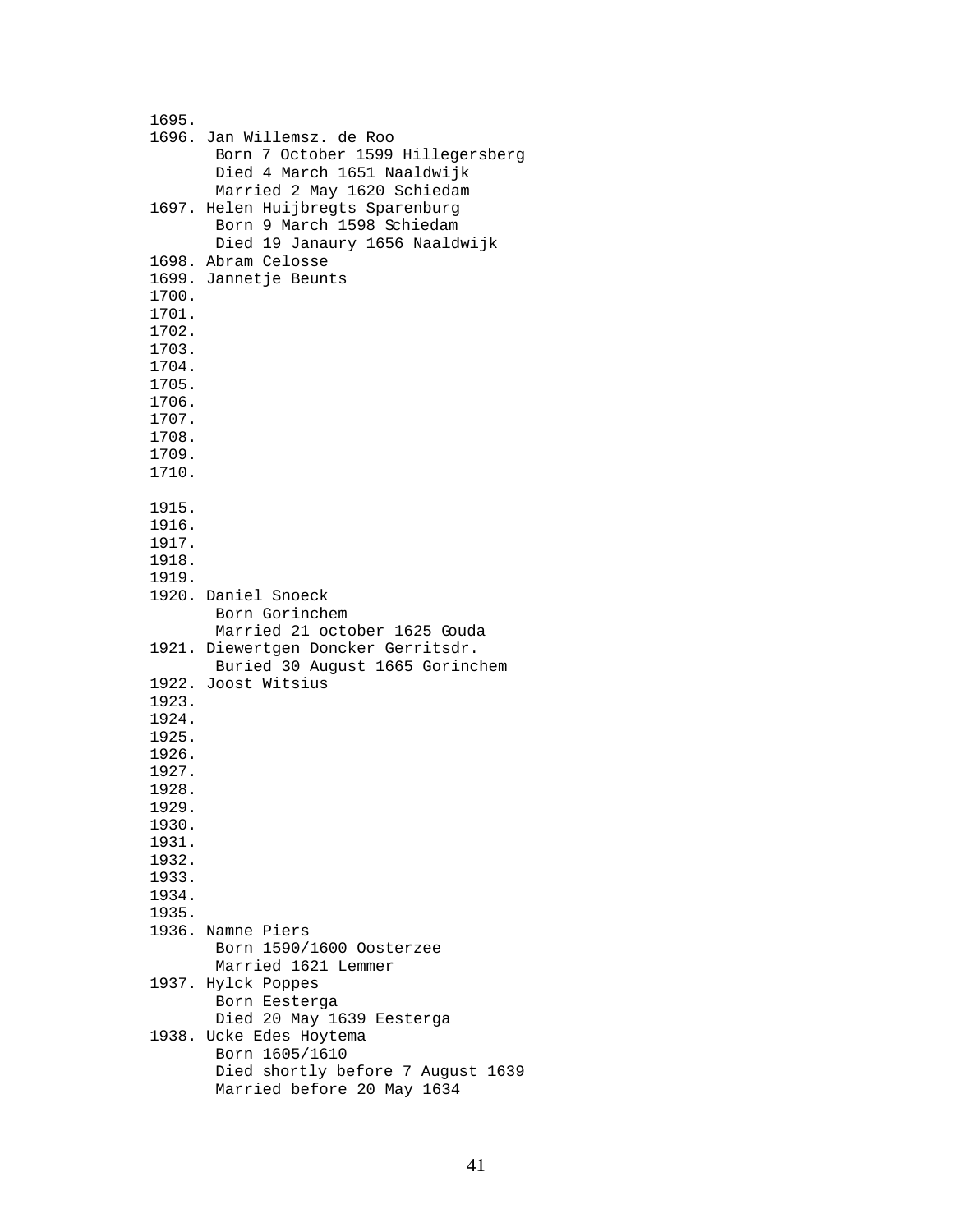1695.
1696. Jan Willemsz. de Roo
       Born 7 October 1599 Hillegersberg
       Died 4 March 1651 Naaldwijk
       Married 2 May 1620 Schiedam
1697. Helen Huijbregts Sparenburg
       Born 9 March 1598 Schiedam
       Died 19 Janaury 1656 Naaldwijk
1698. Abram Celosse
1699. Jannetje Beunts
1700.
1701.
1702.
1703.
1704.
1705.
1706.
1707.
1708.
1709.
1710.

1915.
1916.
1917.
1918.
1919.
1920. Daniel Snoeck
       Born Gorinchem
       Married 21 october 1625 Gouda
1921. Diewertgen Doncker Gerritsdr.
       Buried 30 August 1665 Gorinchem
1922. Joost Witsius
1923.
1924.
1925.
1926.
1927.
1928.
1929.
1930.
1931.
1932.
1933.
1934.
1935.
1936. Namne Piers
       Born 1590/1600 Oosterzee
       Married 1621 Lemmer
1937. Hylck Poppes
       Born Eesterga
       Died 20 May 1639 Eesterga
1938. Ucke Edes Hoytema
       Born 1605/1610
       Died shortly before 7 August 1639
       Married before 20 May 1634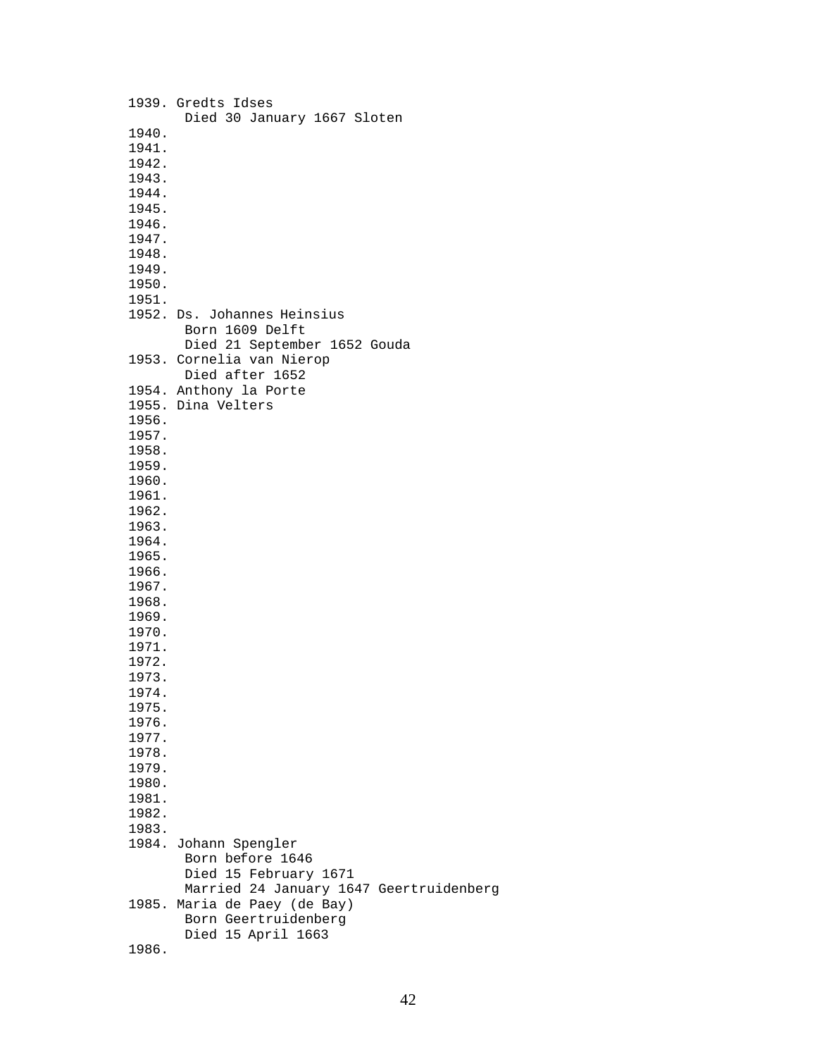1939. Gredts Idses
 Died 30 January 1667 Sloten
1940.
1941.
1942.
1943.
1944.
1945.
1946.
1947.
1948.
1949.
1950.
1951.
1952. Ds. Johannes Heinsius
 Born 1609 Delft
 Died 21 September 1652 Gouda
1953. Cornelia van Nierop
 Died after 1652
1954. Anthony la Porte
1955. Dina Velters
1956.
1957.
1958.
1959.
1960.
1961.
1962.
1963.
1964.
1965.
1966.
1967.
1968.
1969.
1970.
1971.
1972.
1973.
1974.
1975.
1976.
1977.
1978.
1979.
1980.
1981.
1982.
1983.
1984. Johann Spengler
 Born before 1646
 Died 15 February 1671
 Married 24 January 1647 Geertruidenberg
1985. Maria de Paey (de Bay)
 Born Geertruidenberg
 Died 15 April 1663
1986.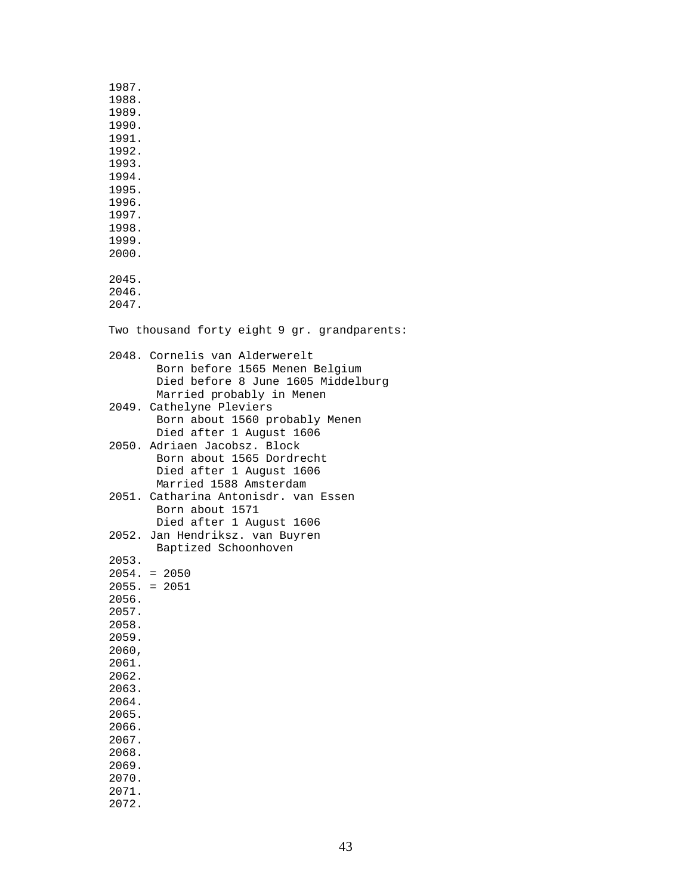1987.
1988.
1989.
1990.
1991.
1992.
1993.
1994.
1995.
1996.
1997.
1998.
1999.
2000.

2045.
2046.
2047.

Two thousand forty eight 9 gr. grandparents:

2048. Cornelis van Alderwerelt
       Born before 1565 Menen Belgium
       Died before 8 June 1605 Middelburg
       Married probably in Menen
2049. Cathelyne Pleviers
       Born about 1560 probably Menen
       Died after 1 August 1606
2050. Adriaen Jacobsz. Block
       Born about 1565 Dordrecht
       Died after 1 August 1606
       Married 1588 Amsterdam
2051. Catharina Antonisdr. van Essen
       Born about 1571
       Died after 1 August 1606
2052. Jan Hendriksz. van Buyren
       Baptized Schoonhoven
2053.
2054. = 2050
2055. = 2051
2056.
2057.
2058.
2059.
2060,
2061.
2062.
2063.
2064.
2065.
2066.
2067.
2068.
2069.
2070.
2071.
2072.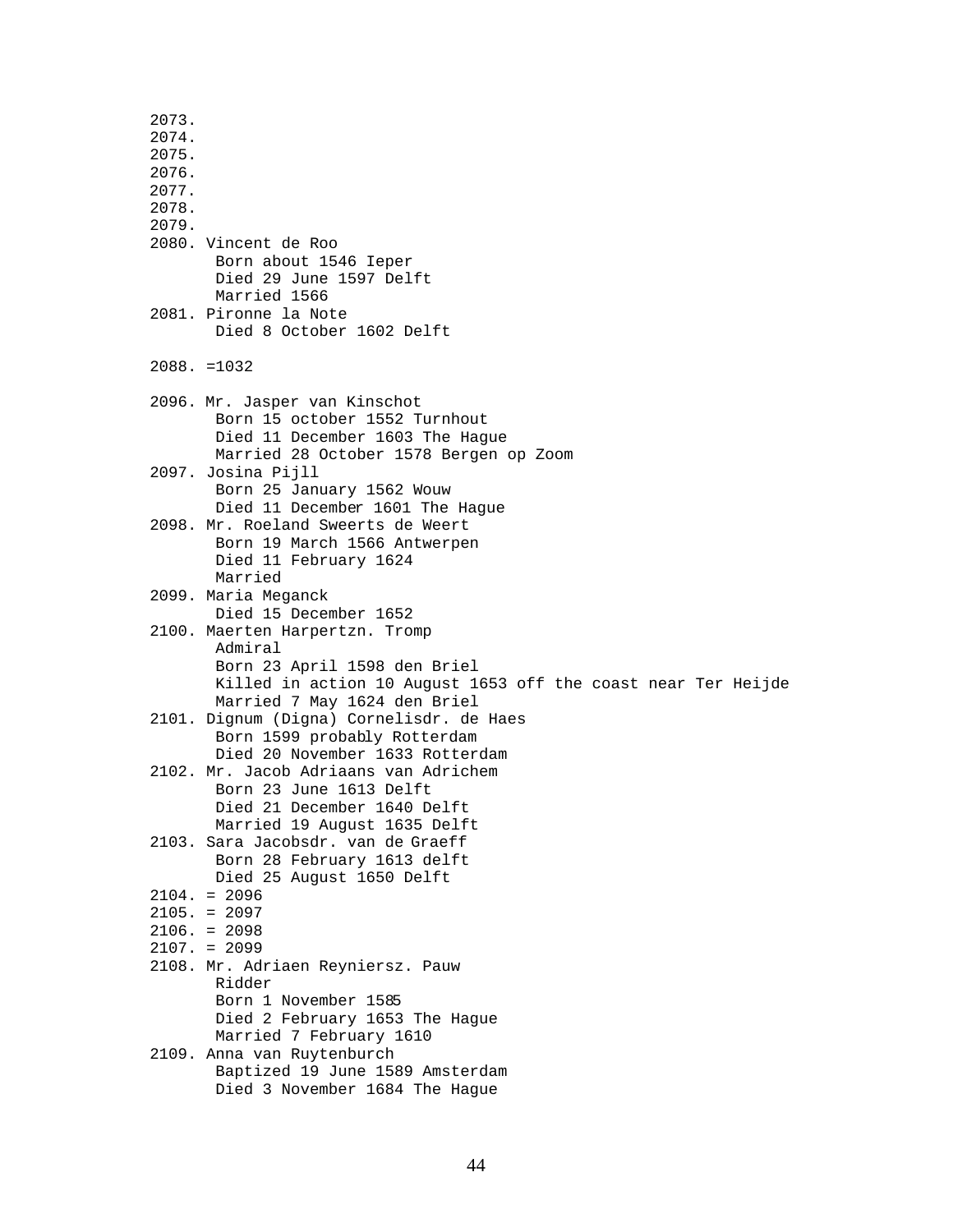```
2073.
2074.
2075.
2076.
2077.
2078.
2079.
2080. Vincent de Roo
       Born about 1546 Ieper
       Died 29 June 1597 Delft
       Married 1566
2081. Pironne la Note
       Died 8 October 1602 Delft

2088. =1032

2096. Mr. Jasper van Kinschot
       Born 15 october 1552 Turnhout
       Died 11 December 1603 The Hague
       Married 28 October 1578 Bergen op Zoom
2097. Josina Pijll
       Born 25 January 1562 Wouw
       Died 11 December 1601 The Hague
2098. Mr. Roeland Sweerts de Weert
       Born 19 March 1566 Antwerpen
       Died 11 February 1624
       Married
2099. Maria Meganck
       Died 15 December 1652
2100. Maerten Harpertzn. Tromp
       Admiral
       Born 23 April 1598 den Briel
       Killed in action 10 August 1653 off the coast near Ter Heijde
       Married 7 May 1624 den Briel
2101. Dignum (Digna) Cornelisdr. de Haes
       Born 1599 probably Rotterdam
       Died 20 November 1633 Rotterdam
2102. Mr. Jacob Adriaans van Adrichem
       Born 23 June 1613 Delft
       Died 21 December 1640 Delft
       Married 19 August 1635 Delft
2103. Sara Jacobsdr. van de Graeff
       Born 28 February 1613 delft
       Died 25 August 1650 Delft
2104. = 2096
2105. = 2097
2106. = 2098
2107. = 2099
2108. Mr. Adriaen Reyniersz. Pauw
       Ridder
       Born 1 November 1585
       Died 2 February 1653 The Hague
       Married 7 February 1610
2109. Anna van Ruytenburch
       Baptized 19 June 1589 Amsterdam
       Died 3 November 1684 The Hague
```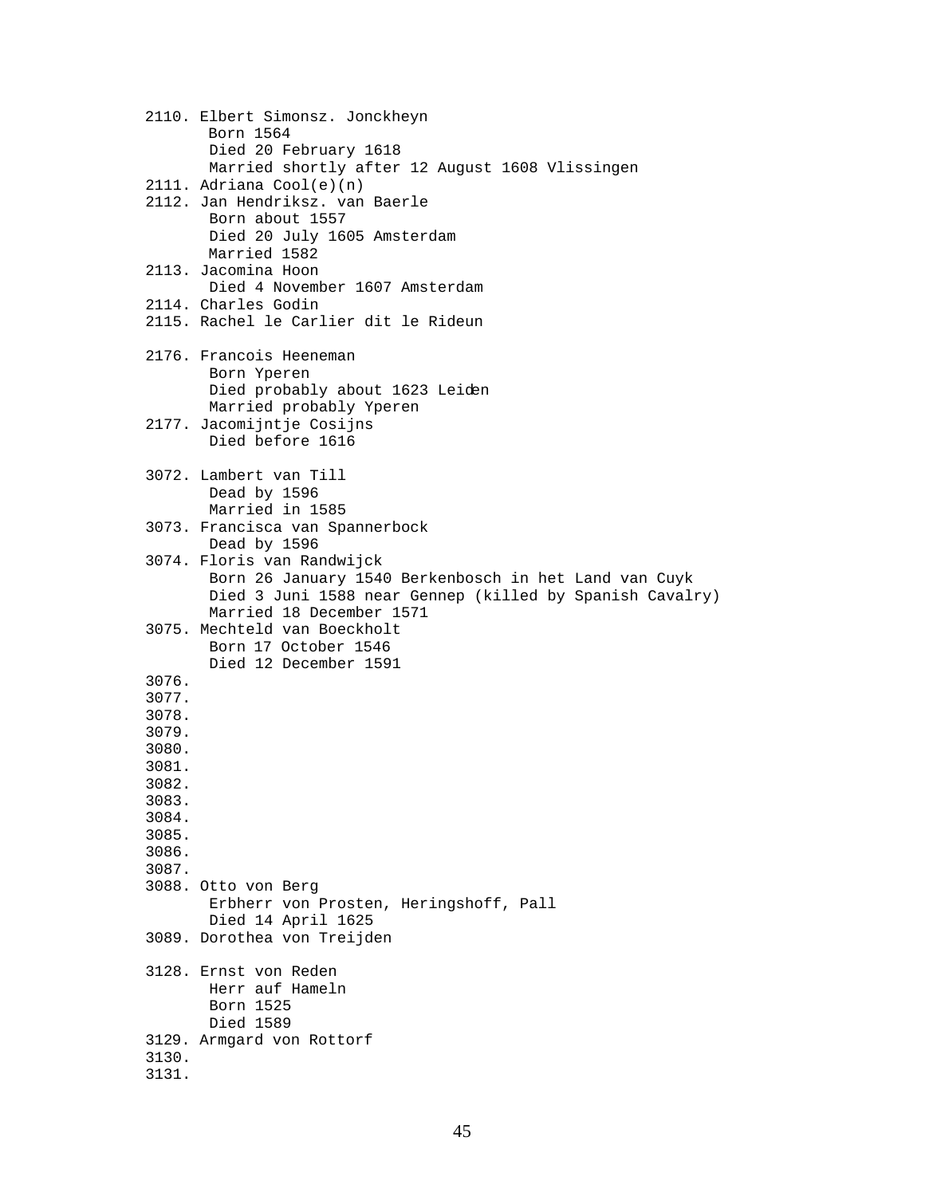2110. Elbert Simonsz. Jonckheyn
       Born 1564
       Died 20 February 1618
       Married shortly after 12 August 1608 Vlissingen
2111. Adriana Cool(e)(n)
2112. Jan Hendriksz. van Baerle
       Born about 1557
       Died 20 July 1605 Amsterdam
       Married 1582
2113. Jacomina Hoon
       Died 4 November 1607 Amsterdam
2114. Charles Godin
2115. Rachel le Carlier dit le Rideun

2176. Francois Heeneman
       Born Yperen
       Died probably about 1623 Leiden
       Married probably Yperen
2177. Jacomijntje Cosijns
       Died before 1616

3072. Lambert van Till
       Dead by 1596
       Married in 1585
3073. Francisca van Spannerbock
       Dead by 1596
3074. Floris van Randwijck
       Born 26 January 1540 Berkenbosch in het Land van Cuyk
       Died 3 Juni 1588 near Gennep (killed by Spanish Cavalry)
       Married 18 December 1571
3075. Mechteld van Boeckholt
       Born 17 October 1546
       Died 12 December 1591
3076.
3077.
3078.
3079.
3080.
3081.
3082.
3083.
3084.
3085.
3086.
3087.
3088. Otto von Berg
       Erbherr von Prosten, Heringshoff, Pall
       Died 14 April 1625
3089. Dorothea von Treijden

3128. Ernst von Reden
       Herr auf Hameln
       Born 1525
       Died 1589
3129. Armgard von Rottorf
3130.
3131.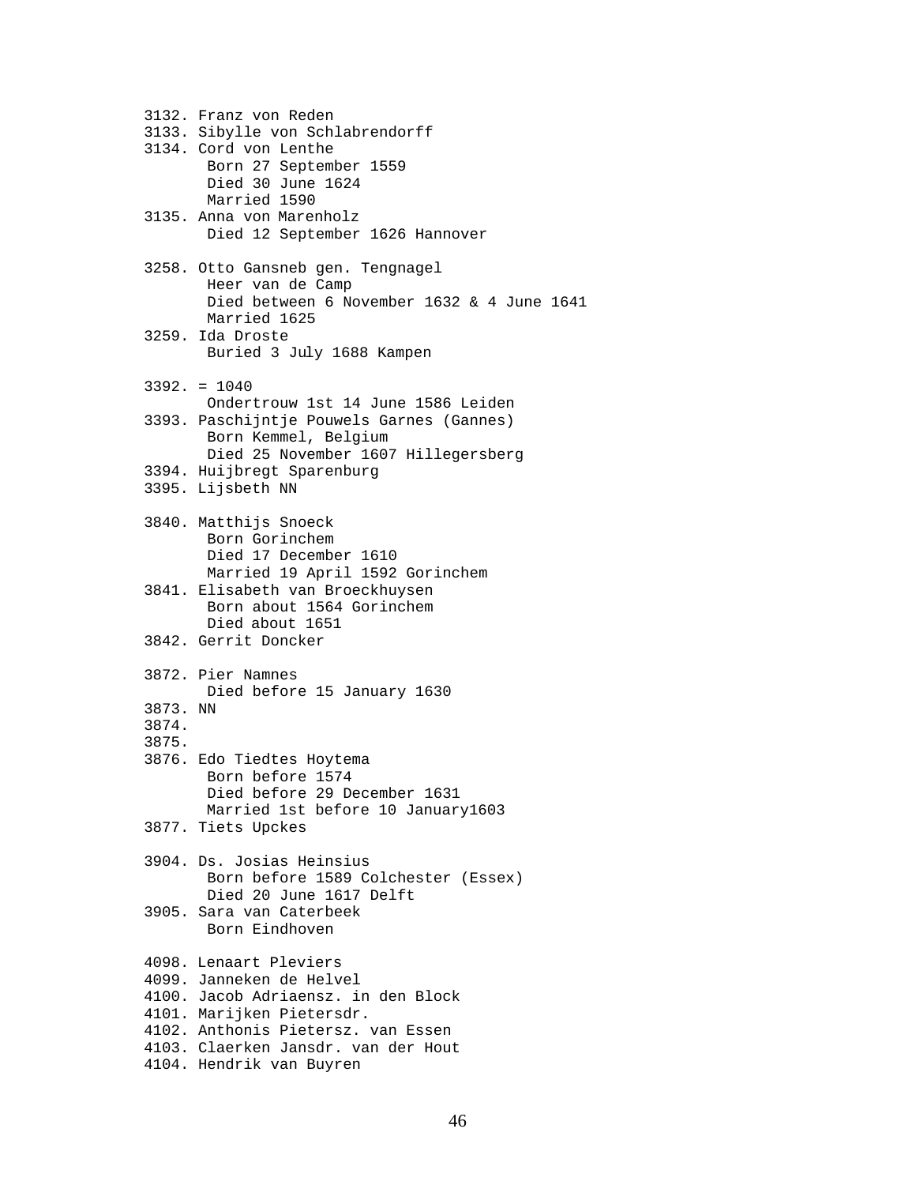3132. Franz von Reden  
3133. Sibylle von Schlabrendorff  
3134. Cord von Lenthe  
       Born 27 September 1559  
       Died 30 June 1624  
       Married 1590  
3135. Anna von Marenholz  
       Died 12 September 1626 Hannover

3258. Otto Gansneb gen. Tengnagel  
       Heer van de Camp  
       Died between 6 November 1632 & 4 June 1641  
       Married 1625  
3259. Ida Droste  
       Buried 3 July 1688 Kampen

3392. = 1040  
       Ondertrouw 1st 14 June 1586 Leiden  
3393. Paschijntje Pouwels Garnes (Gannes)  
       Born Kemmel, Belgium  
       Died 25 November 1607 Hillegersberg  
3394. Huijbregt Sparenburg  
3395. Lijsbeth NN

3840. Matthijs Snoeck  
       Born Gorinchem  
       Died 17 December 1610  
       Married 19 April 1592 Gorinchem  
3841. Elisabeth van Broeckhuysen  
       Born about 1564 Gorinchem  
       Died about 1651  
3842. Gerrit Doncker

3872. Pier Namnes  
       Died before 15 January 1630  
3873. NN  
3874.  
3875.  
3876. Edo Tiedtes Hoytema  
       Born before 1574  
       Died before 29 December 1631  
       Married 1st before 10 January1603  
3877. Tiets Upckes

3904. Ds. Josias Heinsius  
       Born before 1589 Colchester (Essex)  
       Died 20 June 1617 Delft  
3905. Sara van Caterbeek  
       Born Eindhoven

4098. Lenaart Pleviers  
4099. Janneken de Helvel  
4100. Jacob Adriaensz. in den Block  
4101. Marijken Pietersdr.  
4102. Anthonis Pietersz. van Essen  
4103. Claerken Jansdr. van der Hout  
4104. Hendrik van Buyren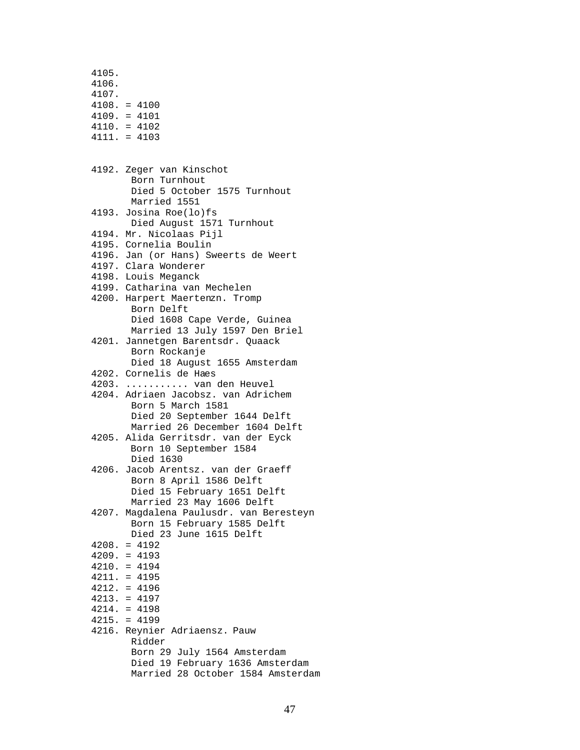```
4105.
4106.
4107.
4108. = 4100
4109. = 4101
4110. = 4102
4111. = 4103


4192. Zeger van Kinschot
       Born Turnhout
       Died 5 October 1575 Turnhout
       Married 1551
4193. Josina Roe(lo)fs
       Died August 1571 Turnhout
4194. Mr. Nicolaas Pijl
4195. Cornelia Boulin
4196. Jan (or Hans) Sweerts de Weert
4197. Clara Wonderer
4198. Louis Meganck
4199. Catharina van Mechelen
4200. Harpert Maertenzn. Tromp
       Born Delft
       Died 1608 Cape Verde, Guinea
       Married 13 July 1597 Den Briel
4201. Jannetgen Barentsdr. Quaack
       Born Rockanje
       Died 18 August 1655 Amsterdam
4202. Cornelis de Hæs
4203. ........... van den Heuvel
4204. Adriaen Jacobsz. van Adrichem
       Born 5 March 1581
       Died 20 September 1644 Delft
       Married 26 December 1604 Delft
4205. Alida Gerritsdr. van der Eyck
       Born 10 September 1584
       Died 1630
4206. Jacob Arentsz. van der Graeff
       Born 8 April 1586 Delft
       Died 15 February 1651 Delft
       Married 23 May 1606 Delft
4207. Magdalena Paulusdr. van Beresteyn
       Born 15 February 1585 Delft
       Died 23 June 1615 Delft
4208. = 4192
4209. = 4193
4210. = 4194
4211. = 4195
4212. = 4196
4213. = 4197
4214. = 4198
4215. = 4199
4216. Reynier Adriaensz. Pauw
       Ridder
       Born 29 July 1564 Amsterdam
       Died 19 February 1636 Amsterdam
       Married 28 October 1584 Amsterdam
```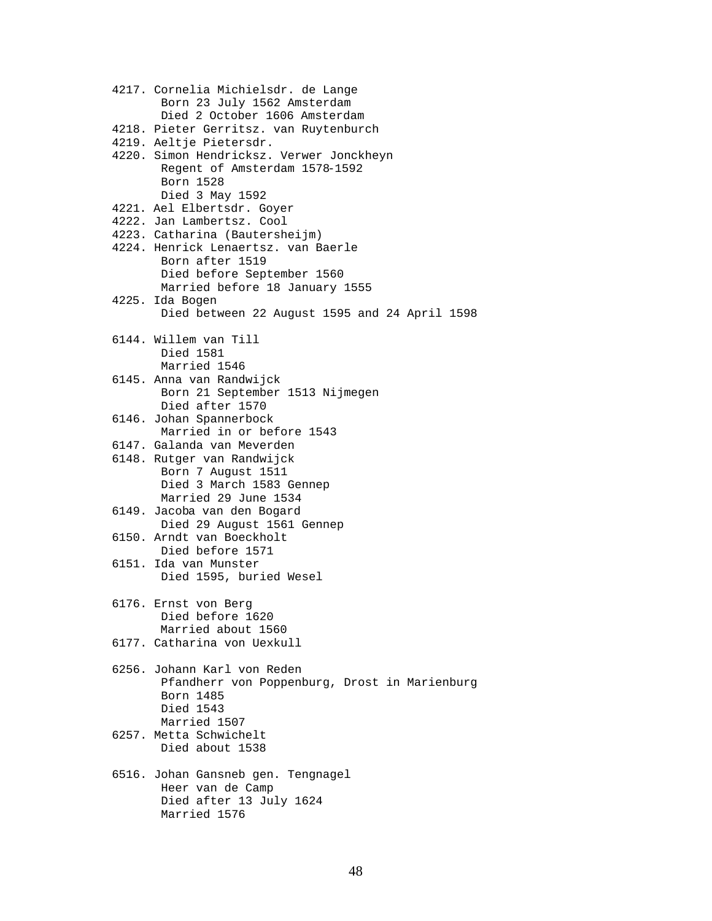4217. Cornelia Michielsdr. de Lange  
Born 23 July 1562 Amsterdam  
Died 2 October 1606 Amsterdam  
4218. Pieter Gerritsz. van Ruytenburch  
4219. Aeltje Pietersdr.  
4220. Simon Hendricksz. Verwer Jonckheyn  
Regent of Amsterdam 1578-1592  
Born 1528  
Died 3 May 1592  
4221. Ael Elbertsdr. Goyer  
4222. Jan Lambertsz. Cool  
4223. Catharina (Bautersheijm)  
4224. Henrick Lenaertsz. van Baerle  
Born after 1519  
Died before September 1560  
Married before 18 January 1555  
4225. Ida Bogen  
Died between 22 August 1595 and 24 April 1598

6144. Willem van Till  
Died 1581  
Married 1546  
6145. Anna van Randwijck  
Born 21 September 1513 Nijmegen  
Died after 1570  
6146. Johan Spannerbock  
Married in or before 1543  
6147. Galanda van Meverden  
6148. Rutger van Randwijck  
Born 7 August 1511  
Died 3 March 1583 Gennep  
Married 29 June 1534  
6149. Jacoba van den Bogard  
Died 29 August 1561 Gennep  
6150. Arndt van Boeckholt  
Died before 1571  
6151. Ida van Munster  
Died 1595, buried Wesel

6176. Ernst von Berg  
Died before 1620  
Married about 1560  
6177. Catharina von Uexkull

6256. Johann Karl von Reden  
Pfandherr von Poppenburg, Drost in Marienburg  
Born 1485  
Died 1543  
Married 1507  
6257. Metta Schwichelt  
Died about 1538

6516. Johan Gansneb gen. Tengnagel  
Heer van de Camp  
Died after 13 July 1624  
Married 1576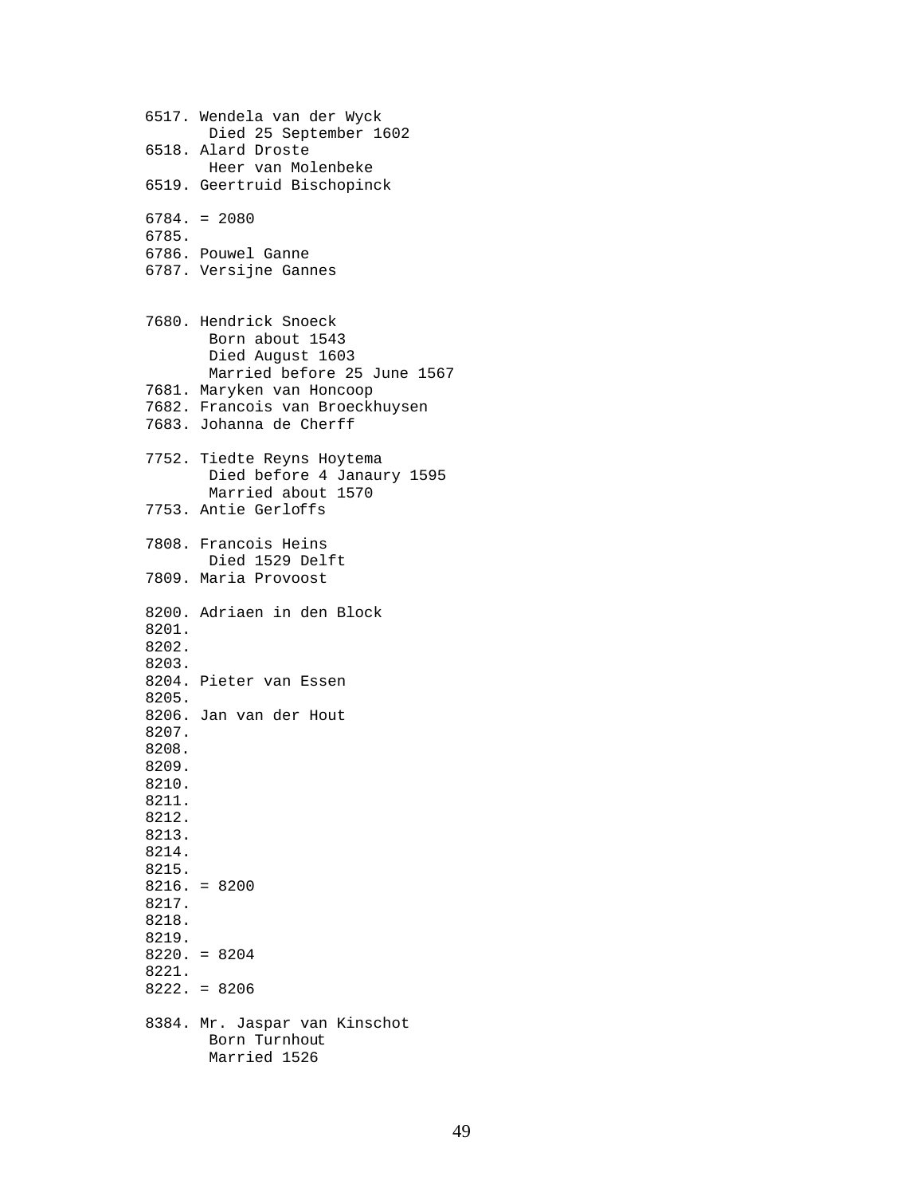6517. Wendela van der Wyck
       Died 25 September 1602
6518. Alard Droste
       Heer van Molenbeke
6519. Geertruid Bischopinck

6784. = 2080
6785.
6786. Pouwel Ganne
6787. Versijne Gannes

7680. Hendrick Snoeck
       Born about 1543
       Died August 1603
       Married before 25 June 1567
7681. Maryken van Honcoop
7682. Francois van Broeckhuysen
7683. Johanna de Cherff

7752. Tiedte Reyns Hoytema
       Died before 4 Janaury 1595
       Married about 1570
7753. Antie Gerloffs

7808. Francois Heins
       Died 1529 Delft
7809. Maria Provoost

8200. Adriaen in den Block
8201.
8202.
8203.
8204. Pieter van Essen
8205.
8206. Jan van der Hout
8207.
8208.
8209.
8210.
8211.
8212.
8213.
8214.
8215.
8216. = 8200
8217.
8218.
8219.
8220. = 8204
8221.
8222. = 8206

8384. Mr. Jaspar van Kinschot
       Born Turnhout
       Married 1526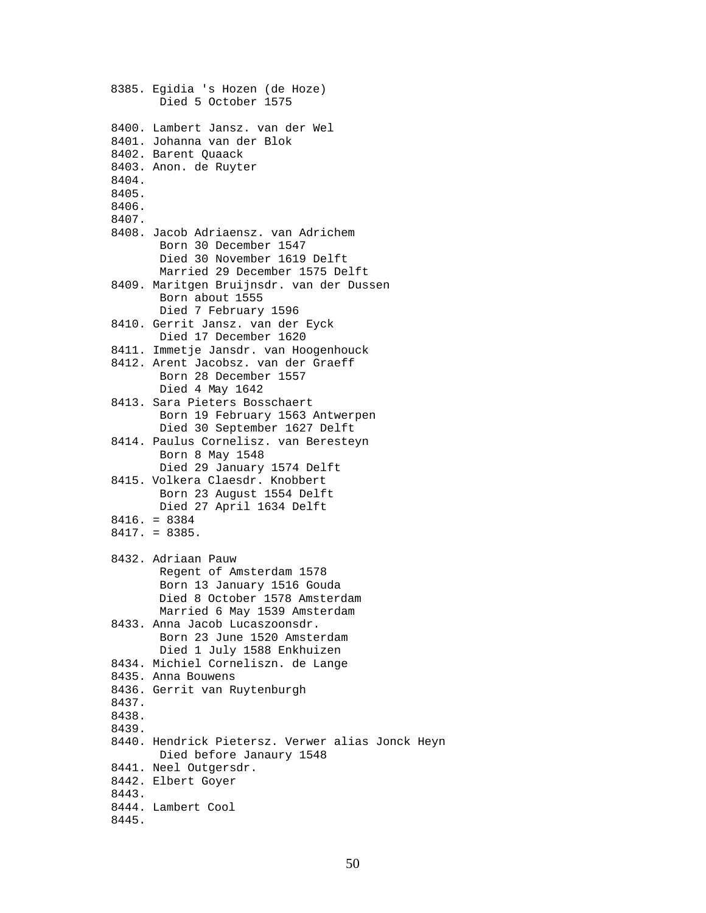8385. Egidia 's Hozen (de Hoze)
       Died 5 October 1575

8400. Lambert Jansz. van der Wel
8401. Johanna van der Blok
8402. Barent Quaack
8403. Anon. de Ruyter
8404.
8405.
8406.
8407.
8408. Jacob Adriaensz. van Adrichem
       Born 30 December 1547
       Died 30 November 1619 Delft
       Married 29 December 1575 Delft
8409. Maritgen Bruijnsdr. van der Dussen
       Born about 1555
       Died 7 February 1596
8410. Gerrit Jansz. van der Eyck
       Died 17 December 1620
8411. Immetje Jansdr. van Hoogenhouck
8412. Arent Jacobsz. van der Graeff
       Born 28 December 1557
       Died 4 May 1642
8413. Sara Pieters Bosschaert
       Born 19 February 1563 Antwerpen
       Died 30 September 1627 Delft
8414. Paulus Cornelisz. van Beresteyn
       Born 8 May 1548
       Died 29 January 1574 Delft
8415. Volkera Claesdr. Knobbert
       Born 23 August 1554 Delft
       Died 27 April 1634 Delft
8416. = 8384
8417. = 8385.

8432. Adriaan Pauw
       Regent of Amsterdam 1578
       Born 13 January 1516 Gouda
       Died 8 October 1578 Amsterdam
       Married 6 May 1539 Amsterdam
8433. Anna Jacob Lucaszoonsdr.
       Born 23 June 1520 Amsterdam
       Died 1 July 1588 Enkhuizen
8434. Michiel Corneliszn. de Lange
8435. Anna Bouwens
8436. Gerrit van Ruytenburgh
8437.
8438.
8439.
8440. Hendrick Pietersz. Verwer alias Jonck Heyn
       Died before Janaury 1548
8441. Neel Outgersdr.
8442. Elbert Goyer
8443.
8444. Lambert Cool
8445.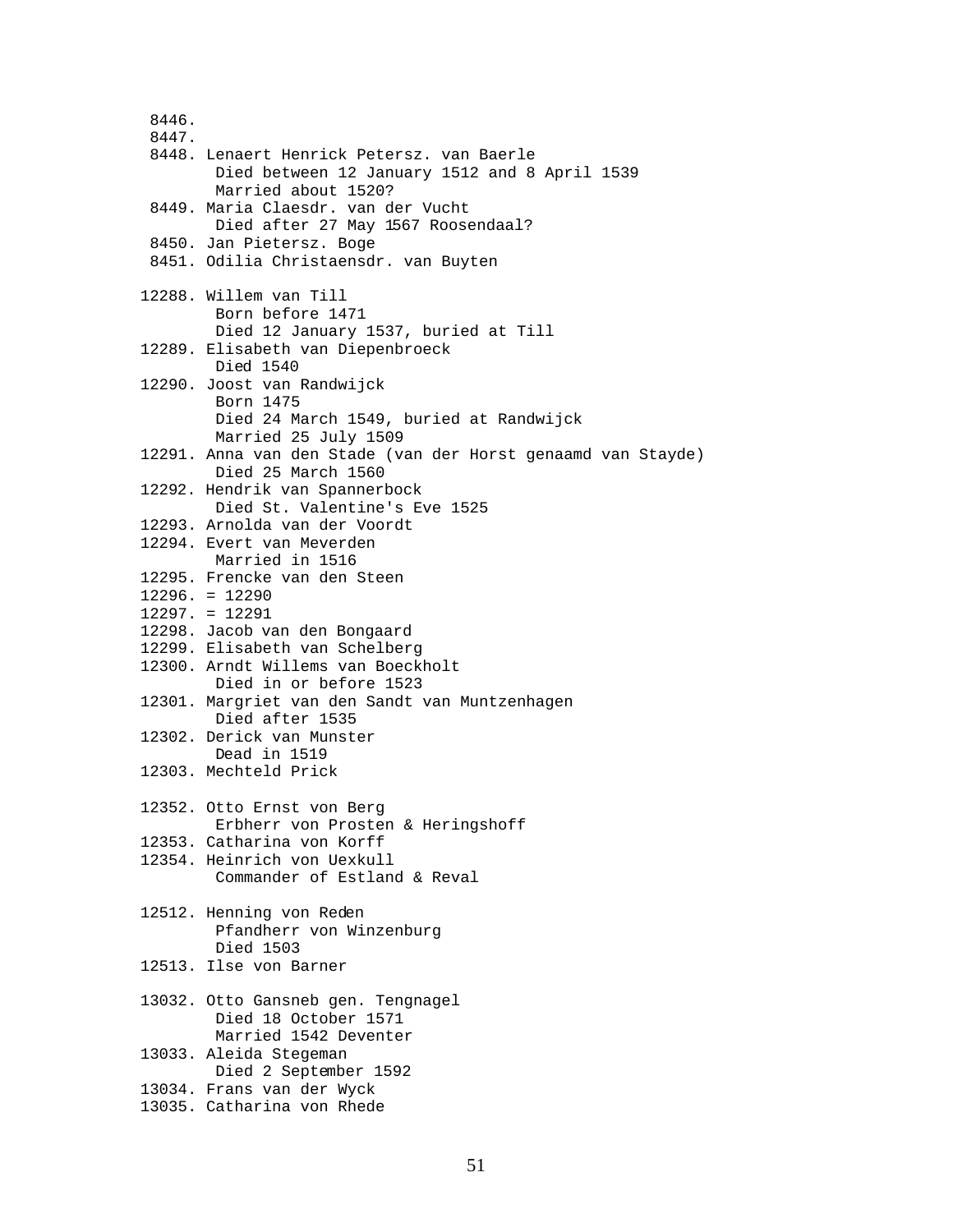```
 8446.
 8447.
 8448. Lenaert Henrick Petersz. van Baerle
        Died between 12 January 1512 and 8 April 1539
        Married about 1520?
 8449. Maria Claesdr. van der Vucht
        Died after 27 May 1567 Roosendaal?
 8450. Jan Pietersz. Boge
 8451. Odilia Christaensdr. van Buyten

12288. Willem van Till
        Born before 1471
        Died 12 January 1537, buried at Till
12289. Elisabeth van Diepenbroeck
        Died 1540
12290. Joost van Randwijck
        Born 1475
        Died 24 March 1549, buried at Randwijck
        Married 25 July 1509
12291. Anna van den Stade (van der Horst genaamd van Stayde)
        Died 25 March 1560
12292. Hendrik van Spannerbock
        Died St. Valentine's Eve 1525
12293. Arnolda van der Voordt
12294. Evert van Meverden
        Married in 1516
12295. Frencke van den Steen
12296. = 12290
12297. = 12291
12298. Jacob van den Bongaard
12299. Elisabeth van Schelberg
12300. Arndt Willems van Boeckholt
        Died in or before 1523
12301. Margriet van den Sandt van Muntzenhagen
        Died after 1535
12302. Derick van Munster
        Dead in 1519
12303. Mechteld Prick

12352. Otto Ernst von Berg
        Erbherr von Prosten & Heringshoff
12353. Catharina von Korff
12354. Heinrich von Uexkull
        Commander of Estland & Reval

12512. Henning von Reden
        Pfandherr von Winzenburg
        Died 1503
12513. Ilse von Barner

13032. Otto Gansneb gen. Tengnagel
        Died 18 October 1571
        Married 1542 Deventer
13033. Aleida Stegeman
        Died 2 September 1592
13034. Frans van der Wyck
13035. Catharina von Rhede
```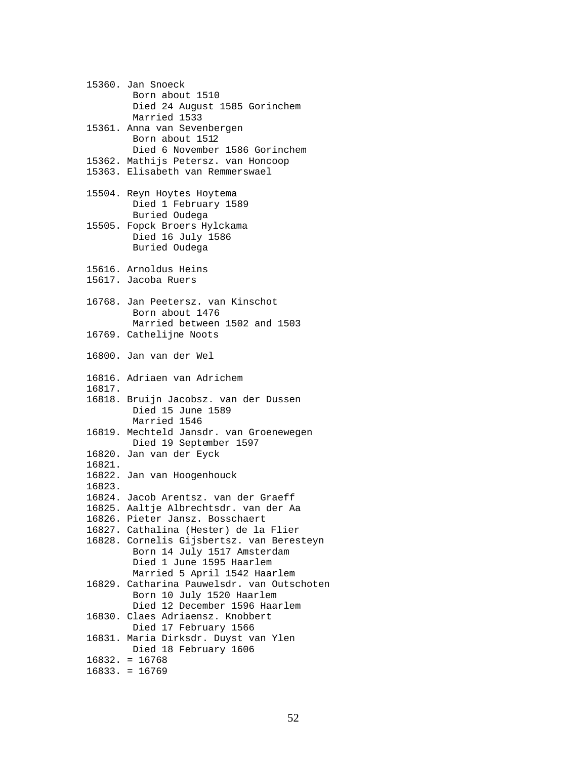```
15360. Jan Snoeck
        Born about 1510
        Died 24 August 1585 Gorinchem
        Married 1533
15361. Anna van Sevenbergen
        Born about 1512
        Died 6 November 1586 Gorinchem
15362. Mathijs Petersz. van Honcoop
15363. Elisabeth van Remmerswael

15504. Reyn Hoytes Hoytema
        Died 1 February 1589
        Buried Oudega
15505. Fopck Broers Hylckama
        Died 16 July 1586
        Buried Oudega

15616. Arnoldus Heins
15617. Jacoba Ruers

16768. Jan Peetersz. van Kinschot
        Born about 1476
        Married between 1502 and 1503
16769. Cathelijne Noots

16800. Jan van der Wel

16816. Adriaen van Adrichem
16817.
16818. Bruijn Jacobsz. van der Dussen
        Died 15 June 1589
        Married 1546
16819. Mechteld Jansdr. van Groenewegen
        Died 19 September 1597
16820. Jan van der Eyck
16821.
16822. Jan van Hoogenhouck
16823.
16824. Jacob Arentsz. van der Graeff
16825. Aaltje Albrechtsdr. van der Aa
16826. Pieter Jansz. Bosschaert
16827. Cathalina (Hester) de la Flier
16828. Cornelis Gijsbertsz. van Beresteyn
        Born 14 July 1517 Amsterdam
        Died 1 June 1595 Haarlem
        Married 5 April 1542 Haarlem
16829. Catharina Pauwelsdr. van Outschoten
        Born 10 July 1520 Haarlem
        Died 12 December 1596 Haarlem
16830. Claes Adriaensz. Knobbert
        Died 17 February 1566
16831. Maria Dirksdr. Duyst van Ylen
        Died 18 February 1606
16832. = 16768
16833. = 16769
```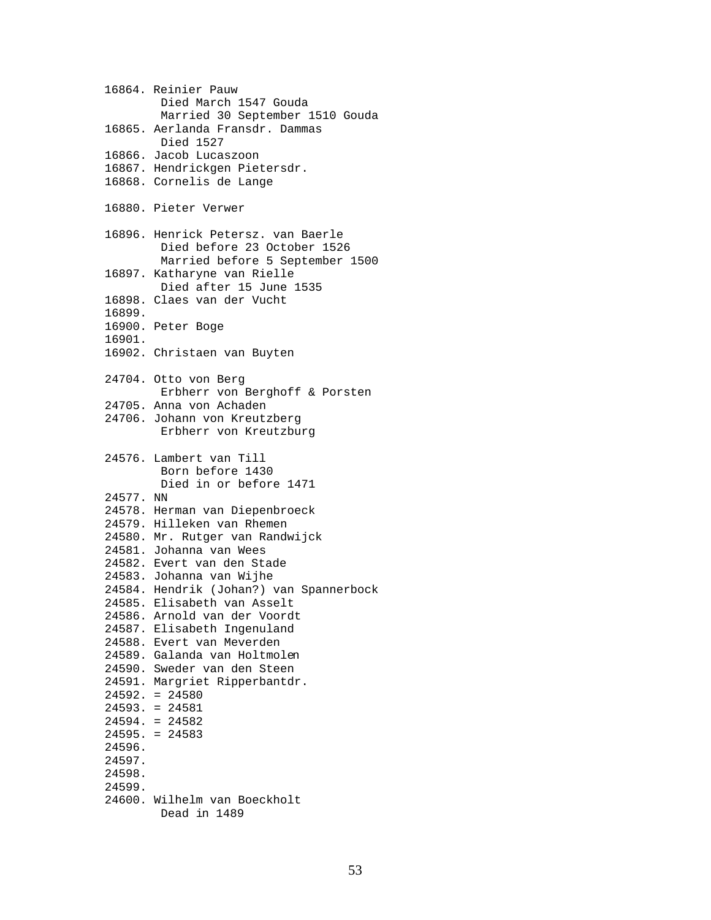16864. Reinier Pauw
 Died March 1547 Gouda
 Married 30 September 1510 Gouda
16865. Aerlanda Fransdr. Dammas
 Died 1527
16866. Jacob Lucaszoon
16867. Hendrickgen Pietersdr.
16868. Cornelis de Lange

16880. Pieter Verwer

16896. Henrick Petersz. van Baerle
 Died before 23 October 1526
 Married before 5 September 1500
16897. Katharyne van Rielle
 Died after 15 June 1535
16898. Claes van der Vucht
16899.
16900. Peter Boge
16901.
16902. Christaen van Buyten

24704. Otto von Berg
 Erbherr von Berghoff & Porsten
24705. Anna von Achaden
24706. Johann von Kreutzberg
 Erbherr von Kreutzburg

24576. Lambert van Till
 Born before 1430
 Died in or before 1471
24577. NN
24578. Herman van Diepenbroeck
24579. Hilleken van Rhemen
24580. Mr. Rutger van Randwijck
24581. Johanna van Wees
24582. Evert van den Stade
24583. Johanna van Wijhe
24584. Hendrik (Johan?) van Spannerbock
24585. Elisabeth van Asselt
24586. Arnold van der Voordt
24587. Elisabeth Ingenuland
24588. Evert van Meverden
24589. Galanda van Holtmolen
24590. Sweder van den Steen
24591. Margriet Ripperbantdr.
24592. = 24580
24593. = 24581
24594. = 24582
24595. = 24583
24596.
24597.
24598.
24599.
24600. Wilhelm van Boeckholt
 Dead in 1489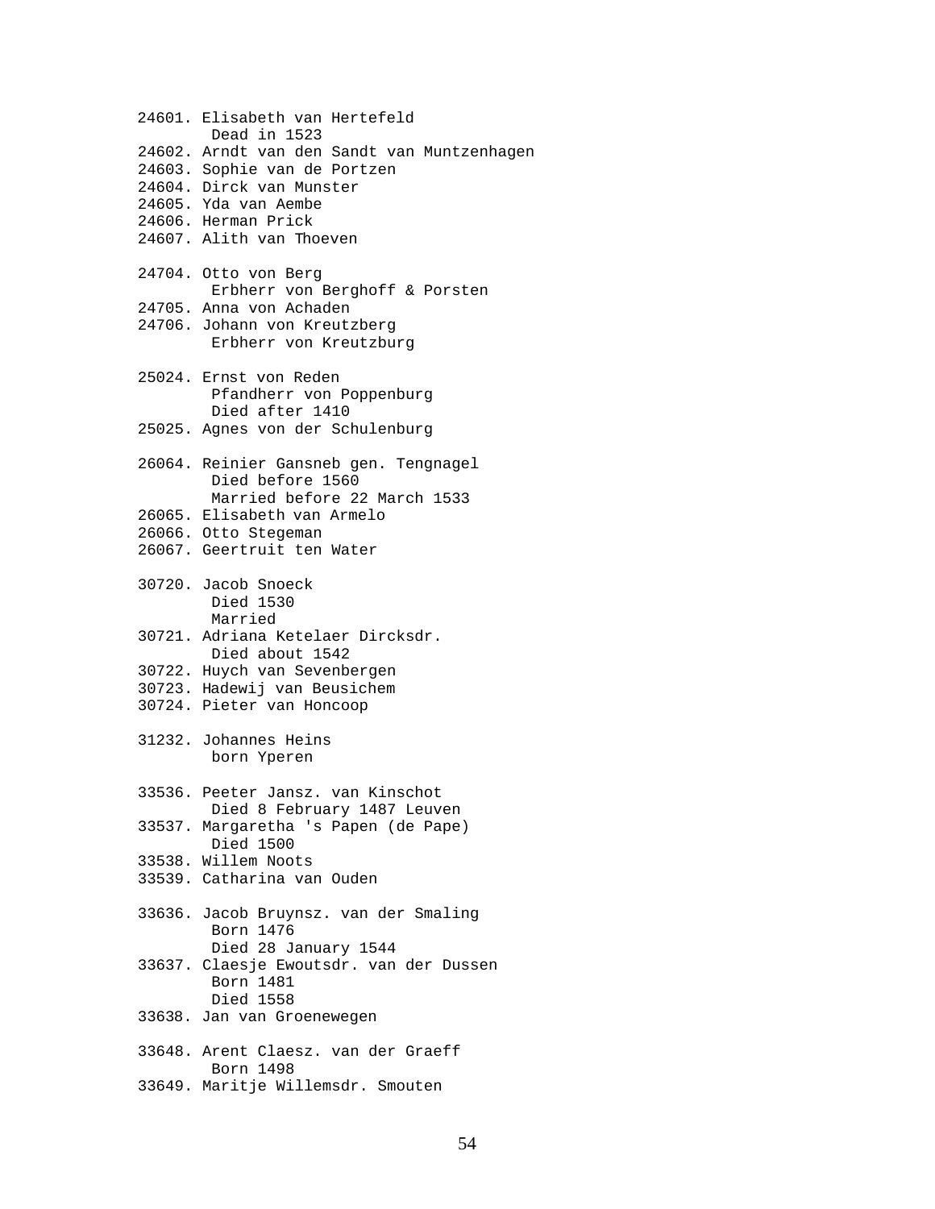24601. Elisabeth van Hertefeld
        Dead in 1523
24602. Arndt van den Sandt van Muntzenhagen
24603. Sophie van de Portzen
24604. Dirck van Munster
24605. Yda van Aembe
24606. Herman Prick
24607. Alith van Thoeven

24704. Otto von Berg
        Erbherr von Berghoff & Porsten
24705. Anna von Achaden
24706. Johann von Kreutzberg
        Erbherr von Kreutzburg

25024. Ernst von Reden
        Pfandherr von Poppenburg
        Died after 1410
25025. Agnes von der Schulenburg

26064. Reinier Gansneb gen. Tengnagel
        Died before 1560
        Married before 22 March 1533
26065. Elisabeth van Armelo
26066. Otto Stegeman
26067. Geertruit ten Water

30720. Jacob Snoeck
        Died 1530
        Married
30721. Adriana Ketelaer Dircksdr.
        Died about 1542
30722. Huych van Sevenbergen
30723. Hadewij van Beusichem
30724. Pieter van Honcoop

31232. Johannes Heins
        born Yperen

33536. Peeter Jansz. van Kinschot
        Died 8 February 1487 Leuven
33537. Margaretha 's Papen (de Pape)
        Died 1500
33538. Willem Noots
33539. Catharina van Ouden

33636. Jacob Bruynsz. van der Smaling
        Born 1476
        Died 28 January 1544
33637. Claesje Ewoutsdr. van der Dussen
        Born 1481
        Died 1558
33638. Jan van Groenewegen

33648. Arent Claesz. van der Graeff
        Born 1498
33649. Maritje Willemsdr. Smouten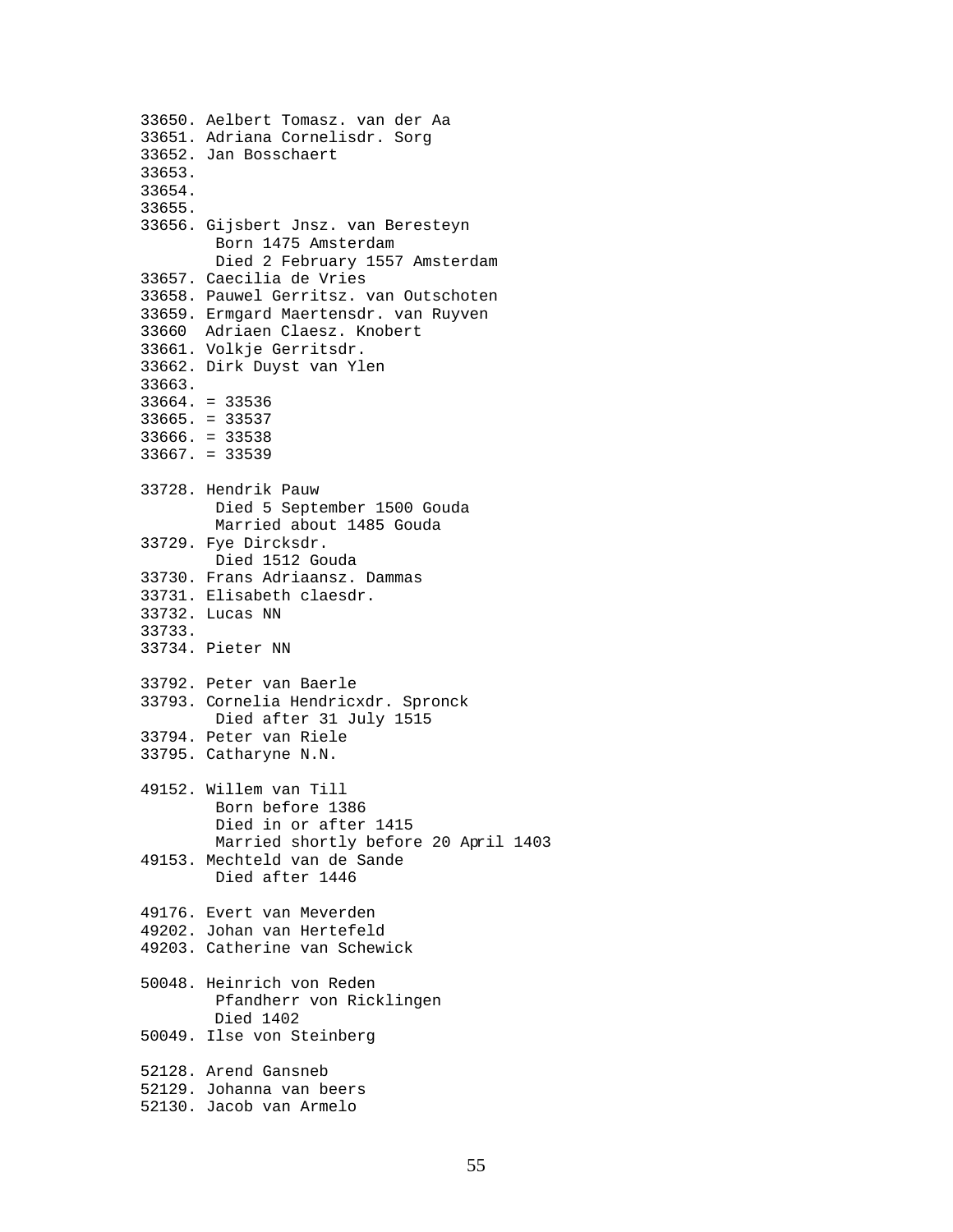33650. Aelbert Tomasz. van der Aa
33651. Adriana Cornelisdr. Sorg
33652. Jan Bosschaert
33653.
33654.
33655.
33656. Gijsbert Jnsz. van Beresteyn
Born 1475 Amsterdam
Died 2 February 1557 Amsterdam
33657. Caecilia de Vries
33658. Pauwel Gerritsz. van Outschoten
33659. Ermgard Maertensdr. van Ruyven
33660  Adriaen Claesz. Knobert
33661. Volkje Gerritsdr.
33662. Dirk Duyst van Ylen
33663.
33664. = 33536
33665. = 33537
33666. = 33538
33667. = 33539

33728. Hendrik Pauw
Died 5 September 1500 Gouda
Married about 1485 Gouda
33729. Fye Dircksdr.
Died 1512 Gouda
33730. Frans Adriaansz. Dammas
33731. Elisabeth claesdr.
33732. Lucas NN
33733.
33734. Pieter NN

33792. Peter van Baerle
33793. Cornelia Hendricxdr. Spronck
Died after 31 July 1515
33794. Peter van Riele
33795. Catharyne N.N.

49152. Willem van Till
Born before 1386
Died in or after 1415
Married shortly before 20 April 1403
49153. Mechteld van de Sande
Died after 1446

49176. Evert van Meverden
49202. Johan van Hertefeld
49203. Catherine van Schewick

50048. Heinrich von Reden
Pfandherr von Ricklingen
Died 1402
50049. Ilse von Steinberg

52128. Arend Gansneb
52129. Johanna van beers
52130. Jacob van Armelo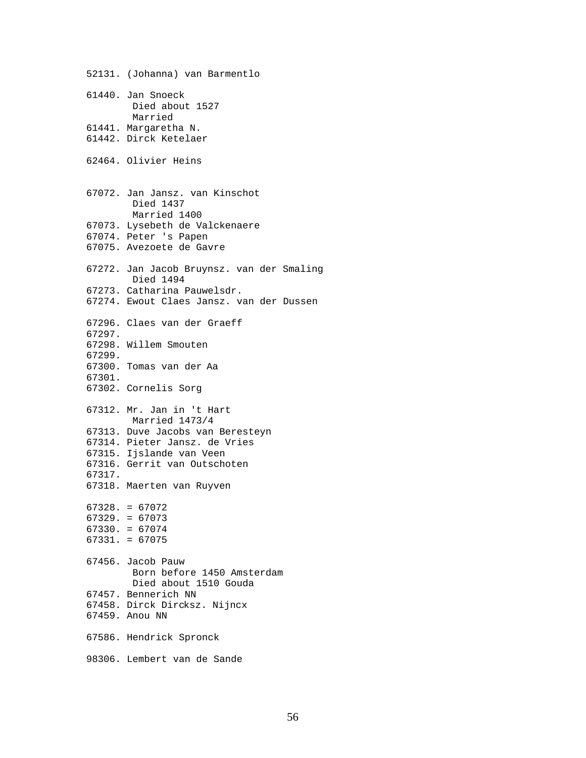52131. (Johanna) van Barmentlo

61440. Jan Snoeck
Died about 1527
Married
61441. Margaretha N.
61442. Dirck Ketelaer

62464. Olivier Heins

67072. Jan Jansz. van Kinschot
Died 1437
Married 1400
67073. Lysebeth de Valckenaere
67074. Peter 's Papen
67075. Avezoete de Gavre

67272. Jan Jacob Bruynsz. van der Smaling
Died 1494
67273. Catharina Pauwelsdr.
67274. Ewout Claes Jansz. van der Dussen

67296. Claes van der Graeff
67297.
67298. Willem Smouten
67299.
67300. Tomas van der Aa
67301.
67302. Cornelis Sorg

67312. Mr. Jan in 't Hart
Married 1473/4
67313. Duve Jacobs van Beresteyn
67314. Pieter Jansz. de Vries
67315. Ijslande van Veen
67316. Gerrit van Outschoten
67317.
67318. Maerten van Ruyven

67328. = 67072
67329. = 67073
67330. = 67074
67331. = 67075

67456. Jacob Pauw
Born before 1450 Amsterdam
Died about 1510 Gouda
67457. Bennerich NN
67458. Dirck Dircksz. Nijncx
67459. Anou NN

67586. Hendrick Spronck

98306. Lembert van de Sande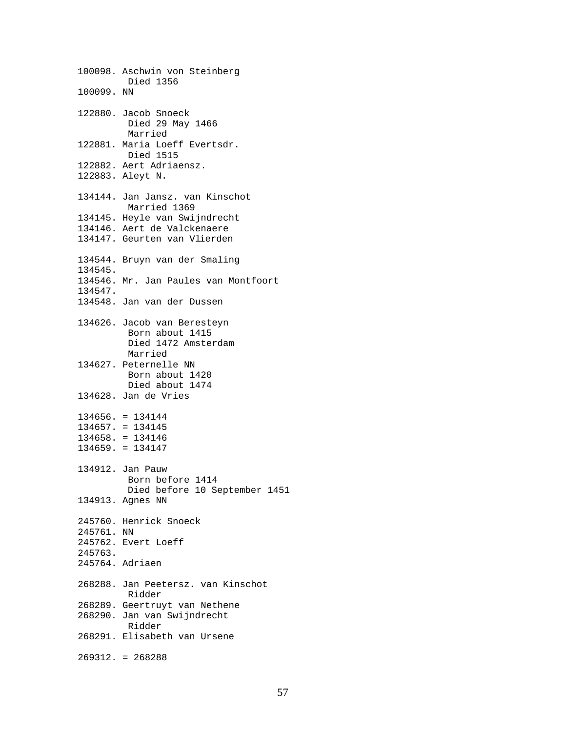```
100098. Aschwin von Steinberg
         Died 1356
100099. NN

122880. Jacob Snoeck
         Died 29 May 1466
         Married
122881. Maria Loeff Evertsdr.
         Died 1515
122882. Aert Adriaensz.
122883. Aleyt N.

134144. Jan Jansz. van Kinschot
         Married 1369
134145. Heyle van Swijndrecht
134146. Aert de Valckenaere
134147. Geurten van Vlierden

134544. Bruyn van der Smaling
134545.
134546. Mr. Jan Paules van Montfoort
134547.
134548. Jan van der Dussen

134626. Jacob van Beresteyn
         Born about 1415
         Died 1472 Amsterdam
         Married
134627. Peternelle NN
         Born about 1420
         Died about 1474
134628. Jan de Vries

134656. = 134144
134657. = 134145
134658. = 134146
134659. = 134147

134912. Jan Pauw
         Born before 1414
         Died before 10 September 1451
134913. Agnes NN

245760. Henrick Snoeck
245761. NN
245762. Evert Loeff
245763.
245764. Adriaen

268288. Jan Peetersz. van Kinschot
         Ridder
268289. Geertruyt van Nethene
268290. Jan van Swijndrecht
         Ridder
268291. Elisabeth van Ursene

269312. = 268288
```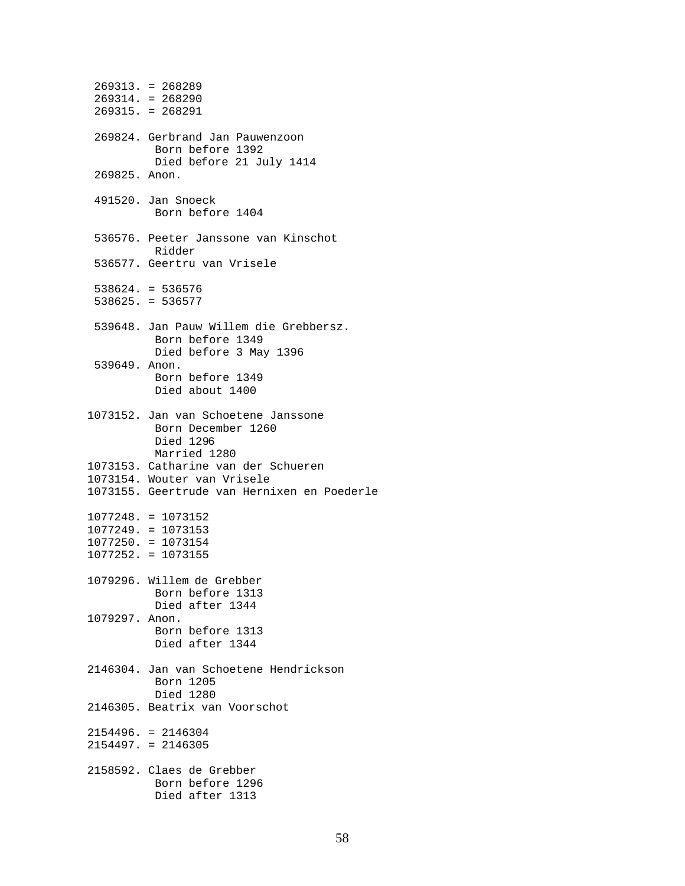```
 269313. = 268289
 269314. = 268290
 269315. = 268291

 269824. Gerbrand Jan Pauwenzoon
          Born before 1392
          Died before 21 July 1414
 269825. Anon.

 491520. Jan Snoeck
          Born before 1404

 536576. Peeter Janssone van Kinschot
          Ridder
 536577. Geertru van Vrisele

 538624. = 536576
 538625. = 536577

 539648. Jan Pauw Willem die Grebbersz.
          Born before 1349
          Died before 3 May 1396
 539649. Anon.
          Born before 1349
          Died about 1400

1073152. Jan van Schoetene Janssone
          Born December 1260
          Died 1296
          Married 1280
1073153. Catharine van der Schueren
1073154. Wouter van Vrisele
1073155. Geertrude van Hernixen en Poederle

1077248. = 1073152
1077249. = 1073153
1077250. = 1073154
1077252. = 1073155

1079296. Willem de Grebber
          Born before 1313
          Died after 1344
1079297. Anon.
          Born before 1313
          Died after 1344

2146304. Jan van Schoetene Hendrickson
          Born 1205
          Died 1280
2146305. Beatrix van Voorschot

2154496. = 2146304
2154497. = 2146305

2158592. Claes de Grebber
          Born before 1296
          Died after 1313
```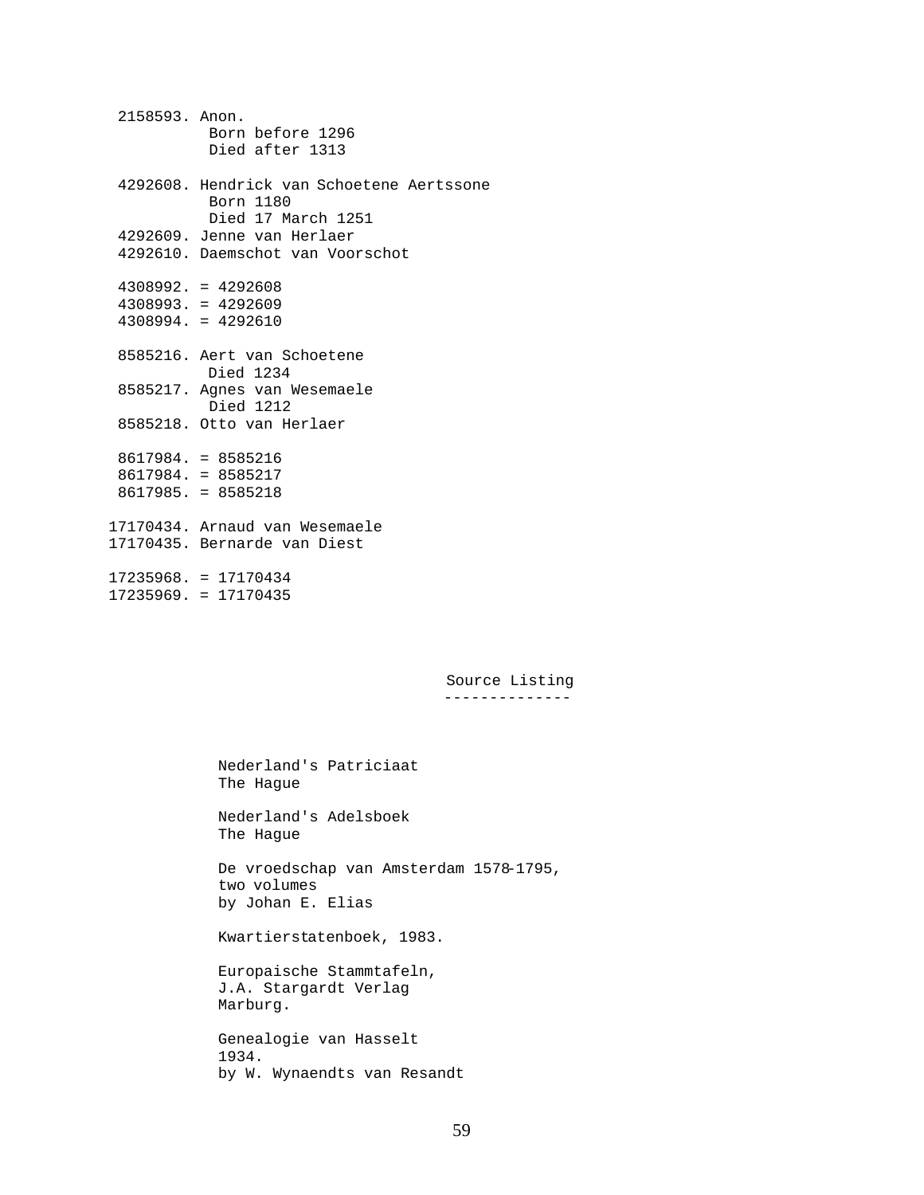```
 2158593. Anon.
           Born before 1296
           Died after 1313

 4292608. Hendrick van Schoetene Aertssone
           Born 1180
           Died 17 March 1251
 4292609. Jenne van Herlaer
 4292610. Daemschot van Voorschot

 4308992. = 4292608
 4308993. = 4292609
 4308994. = 4292610

 8585216. Aert van Schoetene
           Died 1234
 8585217. Agnes van Wesemaele
           Died 1212
 8585218. Otto van Herlaer

 8617984. = 8585216
 8617984. = 8585217
 8617985. = 8585218

17170434. Arnaud van Wesemaele
17170435. Bernarde van Diest

17235968. = 17170434
17235969. = 17170435
```

## Source Listing

Nederland's Patriciaat
The Hague

Nederland's Adelsboek
The Hague

De vroedschap van Amsterdam 1578-1795,
two volumes
by Johan E. Elias

Kwartierstatenboek, 1983.

Europaische Stammtafeln,
J.A. Stargardt Verlag
Marburg.

Genealogie van Hasselt
1934.
by W. Wynaendts van Resandt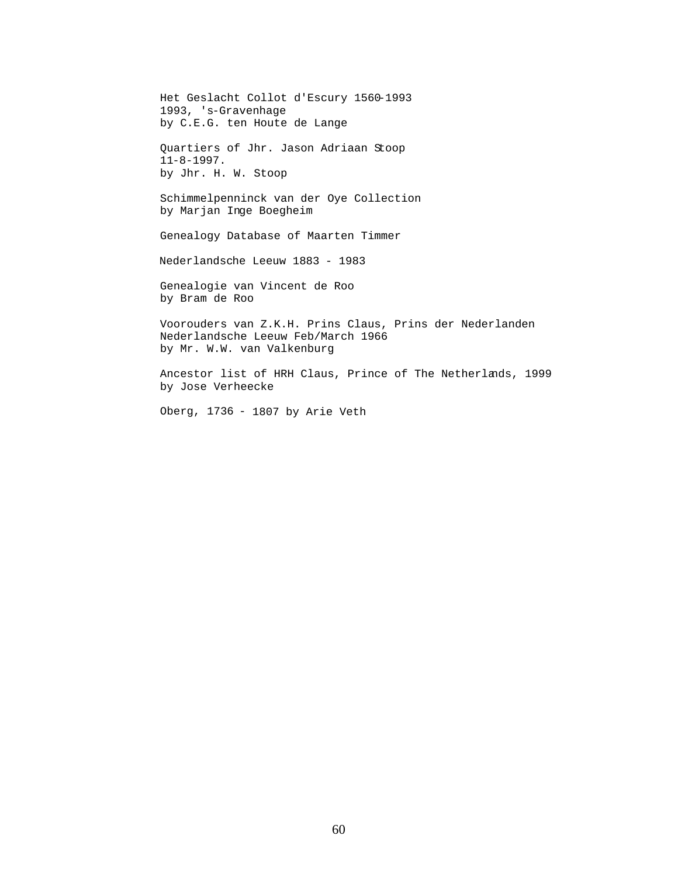Het Geslacht Collot d'Escury 1560-1993
1993, 's-Gravenhage
by C.E.G. ten Houte de Lange

Quartiers of Jhr. Jason Adriaan Stoop
11-8-1997.
by Jhr. H. W. Stoop

Schimmelpenninck van der Oye Collection
by Marjan Inge Boegheim

Genealogy Database of Maarten Timmer

Nederlandsche Leeuw 1883 - 1983

Genealogie van Vincent de Roo
by Bram de Roo

Voorouders van Z.K.H. Prins Claus, Prins der Nederlanden
Nederlandsche Leeuw Feb/March 1966
by Mr. W.W. van Valkenburg

Ancestor list of HRH Claus, Prince of The Netherlands, 1999
by Jose Verheecke

Oberg, 1736 - 1807 by Arie Veth